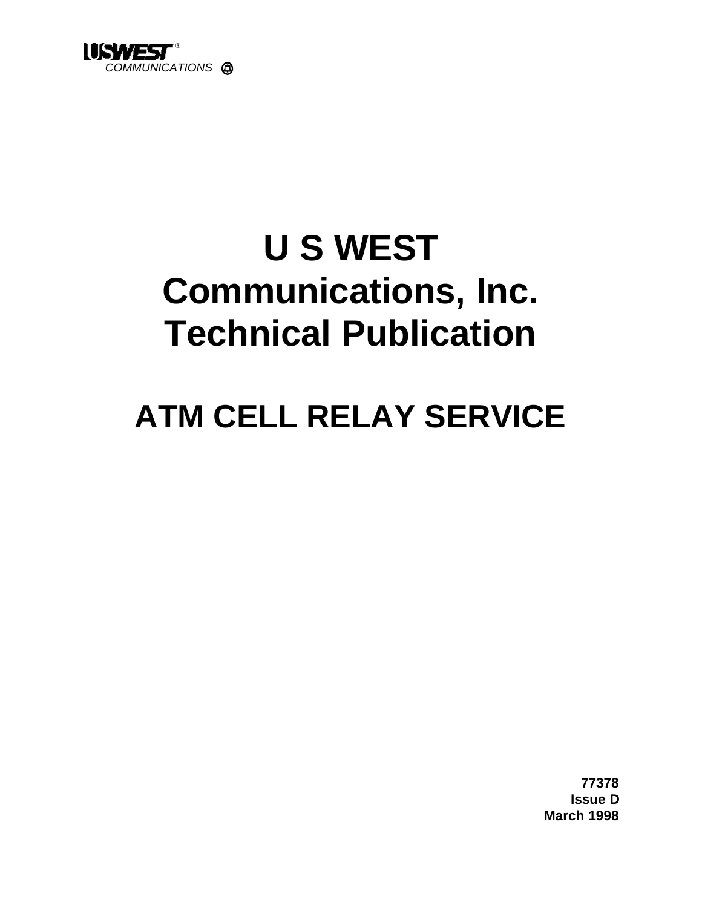USWEST®
COMMUNICATIONS

# U S WEST Communications, Inc. Technical Publication

# ATM CELL RELAY SERVICE

**77378**
**Issue D**
**March 1998**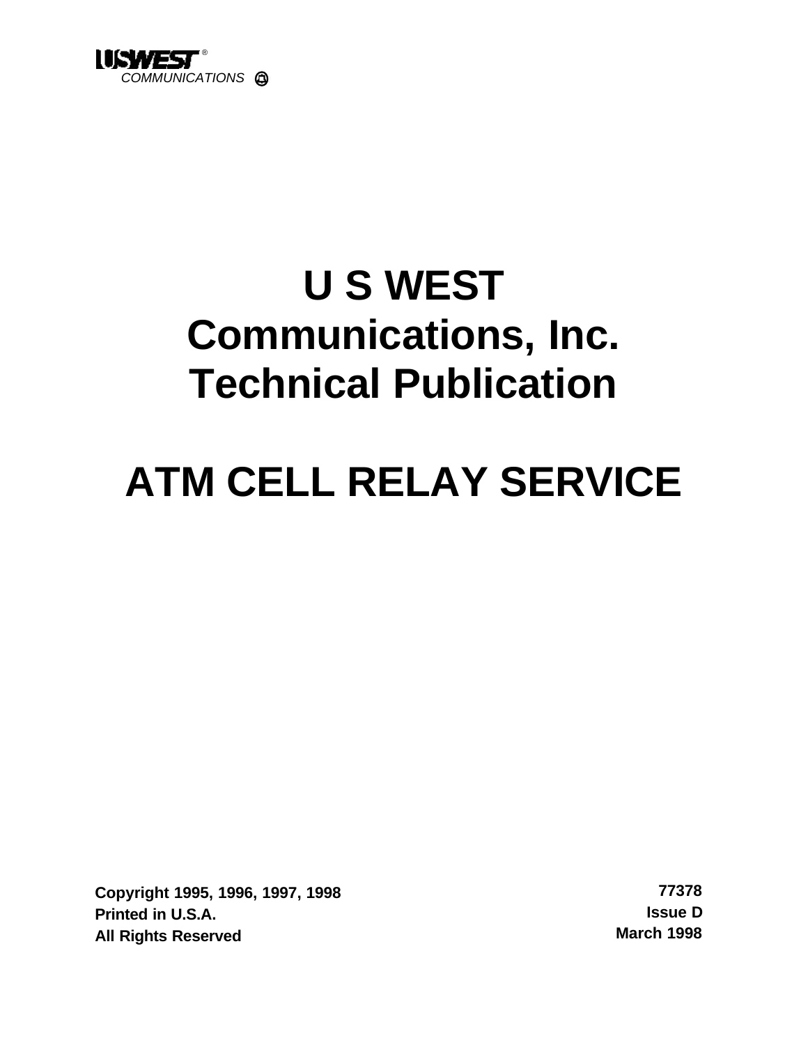USWEST®
COMMUNICATIONS

# U S WEST Communications, Inc. Technical Publication

# ATM CELL RELAY SERVICE

**Copyright 1995, 1996, 1997, 1998**
**Printed in U.S.A.**
**All Rights Reserved**

**77378**
**Issue D**
**March 1998**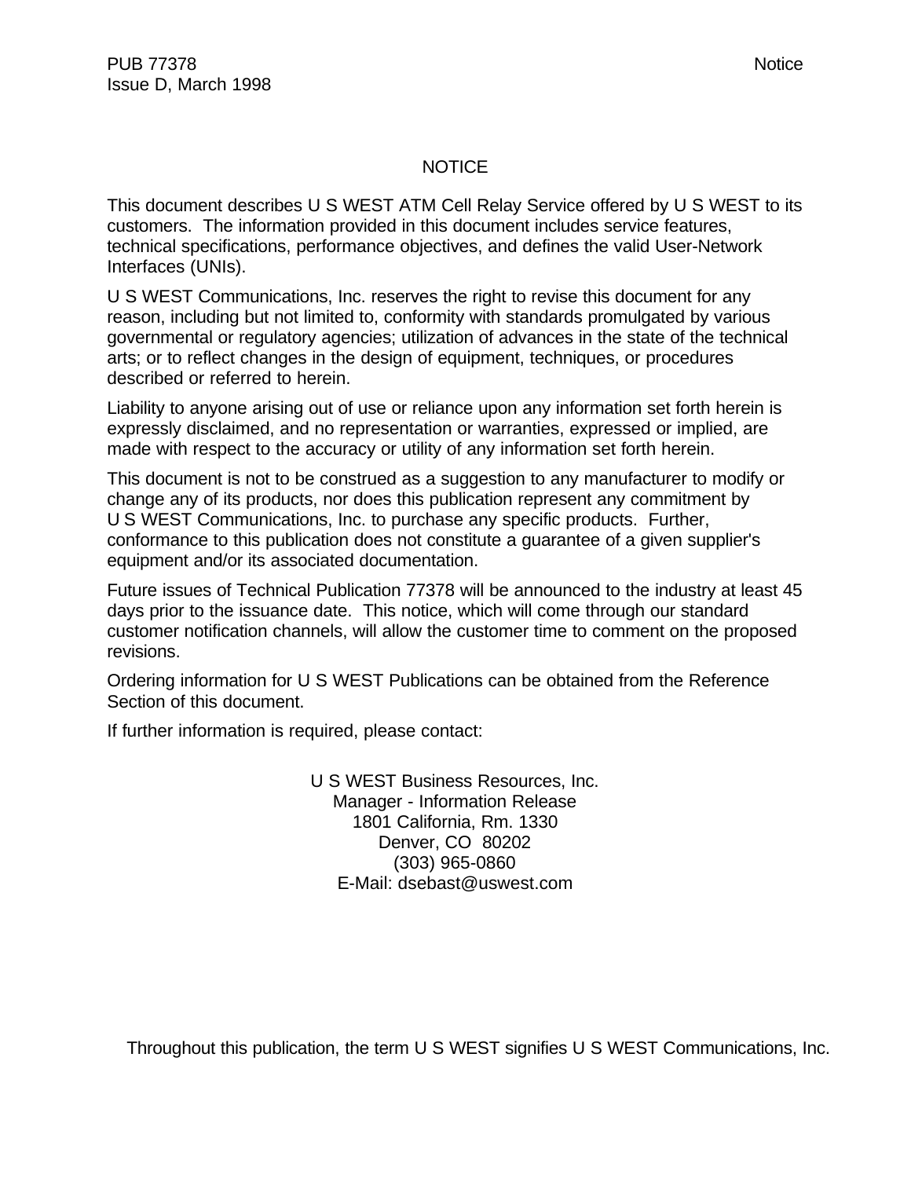# NOTICE

This document describes U S WEST ATM Cell Relay Service offered by U S WEST to its customers. The information provided in this document includes service features, technical specifications, performance objectives, and defines the valid User-Network Interfaces (UNIs).

U S WEST Communications, Inc. reserves the right to revise this document for any reason, including but not limited to, conformity with standards promulgated by various governmental or regulatory agencies; utilization of advances in the state of the technical arts; or to reflect changes in the design of equipment, techniques, or procedures described or referred to herein.

Liability to anyone arising out of use or reliance upon any information set forth herein is expressly disclaimed, and no representation or warranties, expressed or implied, are made with respect to the accuracy or utility of any information set forth herein.

This document is not to be construed as a suggestion to any manufacturer to modify or change any of its products, nor does this publication represent any commitment by U S WEST Communications, Inc. to purchase any specific products. Further, conformance to this publication does not constitute a guarantee of a given supplier's equipment and/or its associated documentation.

Future issues of Technical Publication 77378 will be announced to the industry at least 45 days prior to the issuance date. This notice, which will come through our standard customer notification channels, will allow the customer time to comment on the proposed revisions.

Ordering information for U S WEST Publications can be obtained from the Reference Section of this document.

If further information is required, please contact:

U S WEST Business Resources, Inc.
Manager - Information Release
1801 California, Rm. 1330
Denver, CO 80202
(303) 965-0860
E-Mail: dsebast@uswest.com

Throughout this publication, the term U S WEST signifies U S WEST Communications, Inc.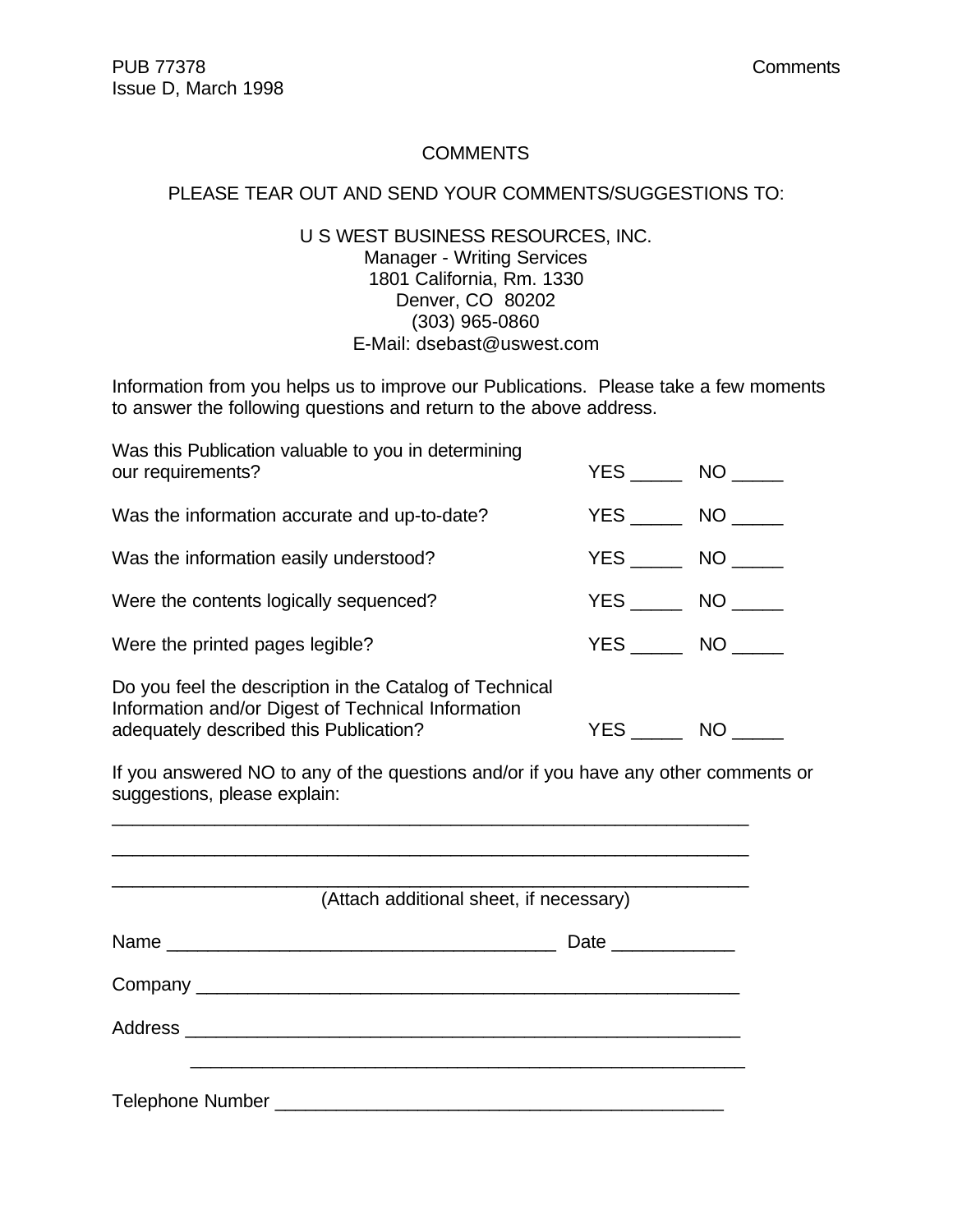# COMMENTS

PLEASE TEAR OUT AND SEND YOUR COMMENTS/SUGGESTIONS TO:

U S WEST BUSINESS RESOURCES, INC.
Manager - Writing Services
1801 California, Rm. 1330
Denver, CO 80202
(303) 965-0860
E-Mail: dsebast@uswest.com

Information from you helps us to improve our Publications. Please take a few moments to answer the following questions and return to the above address.

Was this Publication valuable to you in determining our requirements? YES _____ NO _____

Was the information accurate and up-to-date? YES _____ NO _____

Was the information easily understood? YES _____ NO _____

Were the contents logically sequenced? YES _____ NO _____

Were the printed pages legible? YES _____ NO _____

Do you feel the description in the Catalog of Technical Information and/or Digest of Technical Information adequately described this Publication? YES _____ NO _____

If you answered NO to any of the questions and/or if you have any other comments or suggestions, please explain:

_______________________________________________________________

_______________________________________________________________

_______________________________________________________________

(Attach additional sheet, if necessary)

Name ______________________________________ Date ____________

Company _____________________________________________________

Address _____________________________________________________

_____________________________________________________

Telephone Number ____________________________________________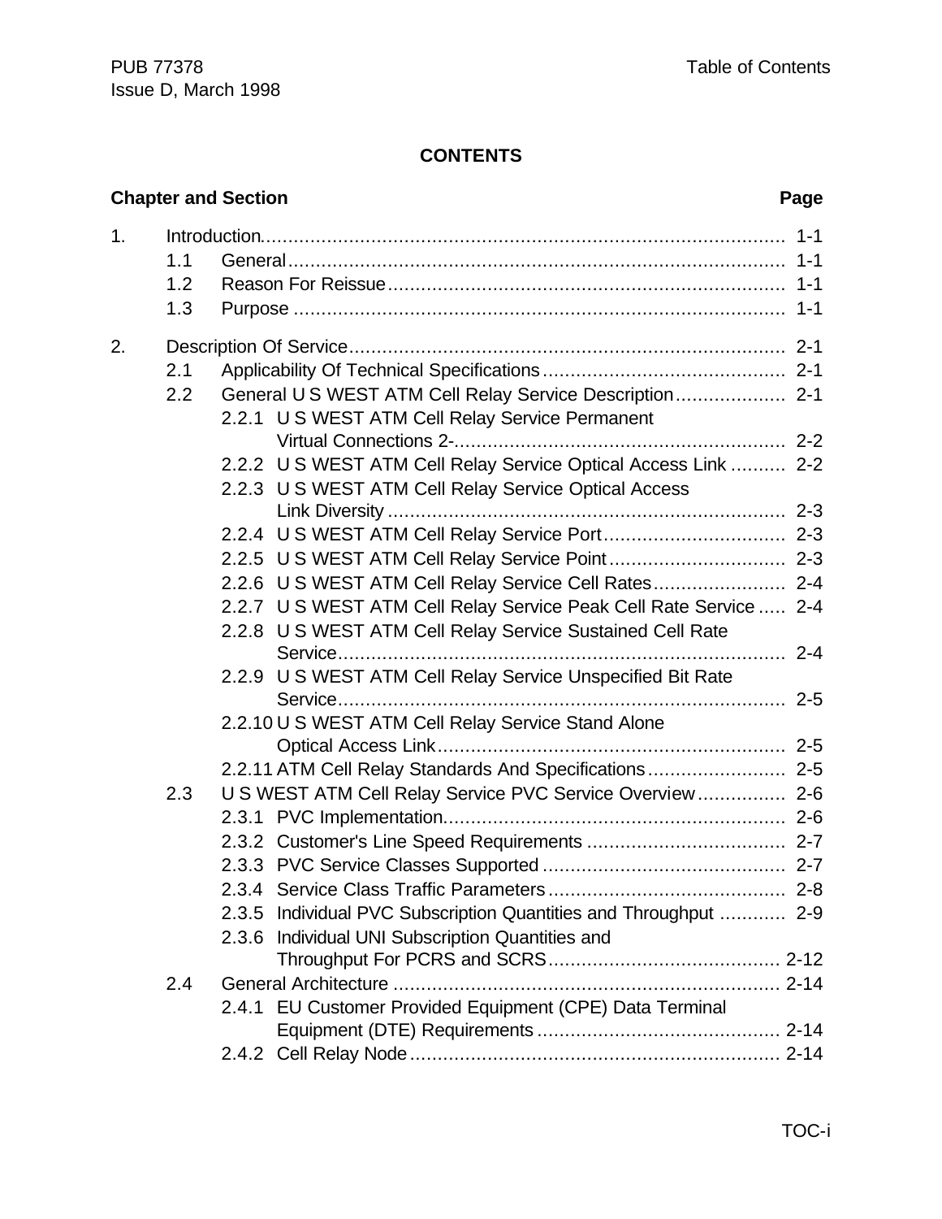**CONTENTS**

| Chapter and Section | Page |
|---|---|
| 1. Introduction | 1-1 |
| 1.1 General | 1-1 |
| 1.2 Reason For Reissue | 1-1 |
| 1.3 Purpose | 1-1 |
| 2. Description Of Service | 2-1 |
| 2.1 Applicability Of Technical Specifications | 2-1 |
| 2.2 General U S WEST ATM Cell Relay Service Description | 2-1 |
| 2.2.1 U S WEST ATM Cell Relay Service Permanent Virtual Connections 2- | 2-2 |
| 2.2.2 U S WEST ATM Cell Relay Service Optical Access Link | 2-2 |
| 2.2.3 U S WEST ATM Cell Relay Service Optical Access Link Diversity | 2-3 |
| 2.2.4 U S WEST ATM Cell Relay Service Port | 2-3 |
| 2.2.5 U S WEST ATM Cell Relay Service Point | 2-3 |
| 2.2.6 U S WEST ATM Cell Relay Service Cell Rates | 2-4 |
| 2.2.7 U S WEST ATM Cell Relay Service Peak Cell Rate Service | 2-4 |
| 2.2.8 U S WEST ATM Cell Relay Service Sustained Cell Rate Service | 2-4 |
| 2.2.9 U S WEST ATM Cell Relay Service Unspecified Bit Rate Service | 2-5 |
| 2.2.10 U S WEST ATM Cell Relay Service Stand Alone Optical Access Link | 2-5 |
| 2.2.11 ATM Cell Relay Standards And Specifications | 2-5 |
| 2.3 U S WEST ATM Cell Relay Service PVC Service Overview | 2-6 |
| 2.3.1 PVC Implementation | 2-6 |
| 2.3.2 Customer's Line Speed Requirements | 2-7 |
| 2.3.3 PVC Service Classes Supported | 2-7 |
| 2.3.4 Service Class Traffic Parameters | 2-8 |
| 2.3.5 Individual PVC Subscription Quantities and Throughput | 2-9 |
| 2.3.6 Individual UNI Subscription Quantities and Throughput For PCRS and SCRS | 2-12 |
| 2.4 General Architecture | 2-14 |
| 2.4.1 EU Customer Provided Equipment (CPE) Data Terminal Equipment (DTE) Requirements | 2-14 |
| 2.4.2 Cell Relay Node | 2-14 |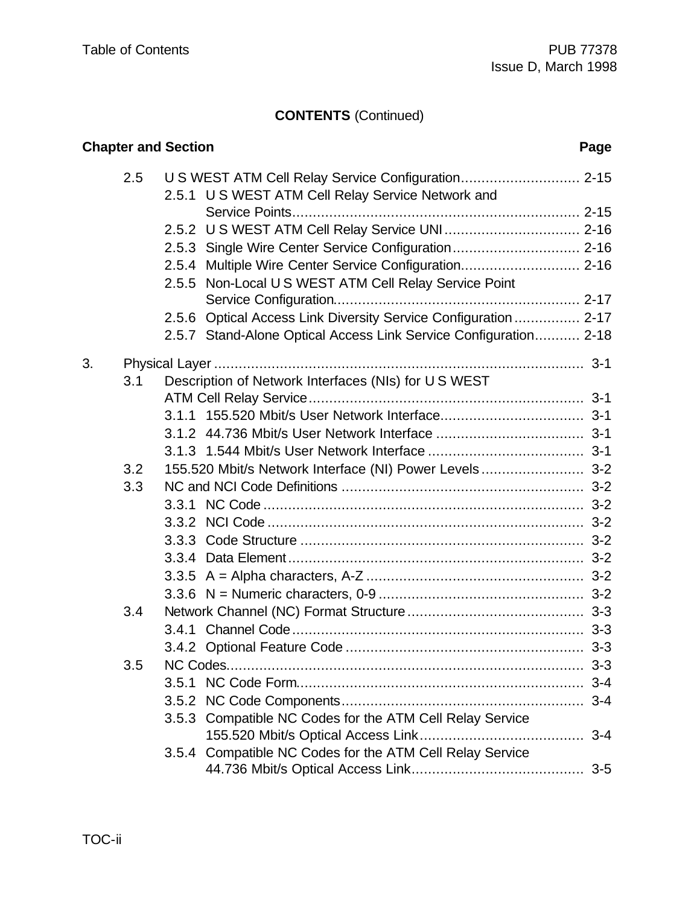**CONTENTS** (Continued)

| Chapter and Section | | | Page |
|---|---|---|---|
| | 2.5 | U S WEST ATM Cell Relay Service Configuration | 2-15 |
| | | 2.5.1 U S WEST ATM Cell Relay Service Network and Service Points | 2-15 |
| | | 2.5.2 U S WEST ATM Cell Relay Service UNI | 2-16 |
| | | 2.5.3 Single Wire Center Service Configuration | 2-16 |
| | | 2.5.4 Multiple Wire Center Service Configuration | 2-16 |
| | | 2.5.5 Non-Local U S WEST ATM Cell Relay Service Point Service Configuration | 2-17 |
| | | 2.5.6 Optical Access Link Diversity Service Configuration | 2-17 |
| | | 2.5.7 Stand-Alone Optical Access Link Service Configuration | 2-18 |
| 3. | Physical Layer | | 3-1 |
| | 3.1 | Description of Network Interfaces (NIs) for U S WEST ATM Cell Relay Service | 3-1 |
| | | 3.1.1 155.520 Mbit/s User Network Interface | 3-1 |
| | | 3.1.2 44.736 Mbit/s User Network Interface | 3-1 |
| | | 3.1.3 1.544 Mbit/s User Network Interface | 3-1 |
| | 3.2 | 155.520 Mbit/s Network Interface (NI) Power Levels | 3-2 |
| | 3.3 | NC and NCI Code Definitions | 3-2 |
| | | 3.3.1 NC Code | 3-2 |
| | | 3.3.2 NCI Code | 3-2 |
| | | 3.3.3 Code Structure | 3-2 |
| | | 3.3.4 Data Element | 3-2 |
| | | 3.3.5 A = Alpha characters, A-Z | 3-2 |
| | | 3.3.6 N = Numeric characters, 0-9 | 3-2 |
| | 3.4 | Network Channel (NC) Format Structure | 3-3 |
| | | 3.4.1 Channel Code | 3-3 |
| | | 3.4.2 Optional Feature Code | 3-3 |
| | 3.5 | NC Codes | 3-3 |
| | | 3.5.1 NC Code Form | 3-4 |
| | | 3.5.2 NC Code Components | 3-4 |
| | | 3.5.3 Compatible NC Codes for the ATM Cell Relay Service 155.520 Mbit/s Optical Access Link | 3-4 |
| | | 3.5.4 Compatible NC Codes for the ATM Cell Relay Service 44.736 Mbit/s Optical Access Link | 3-5 |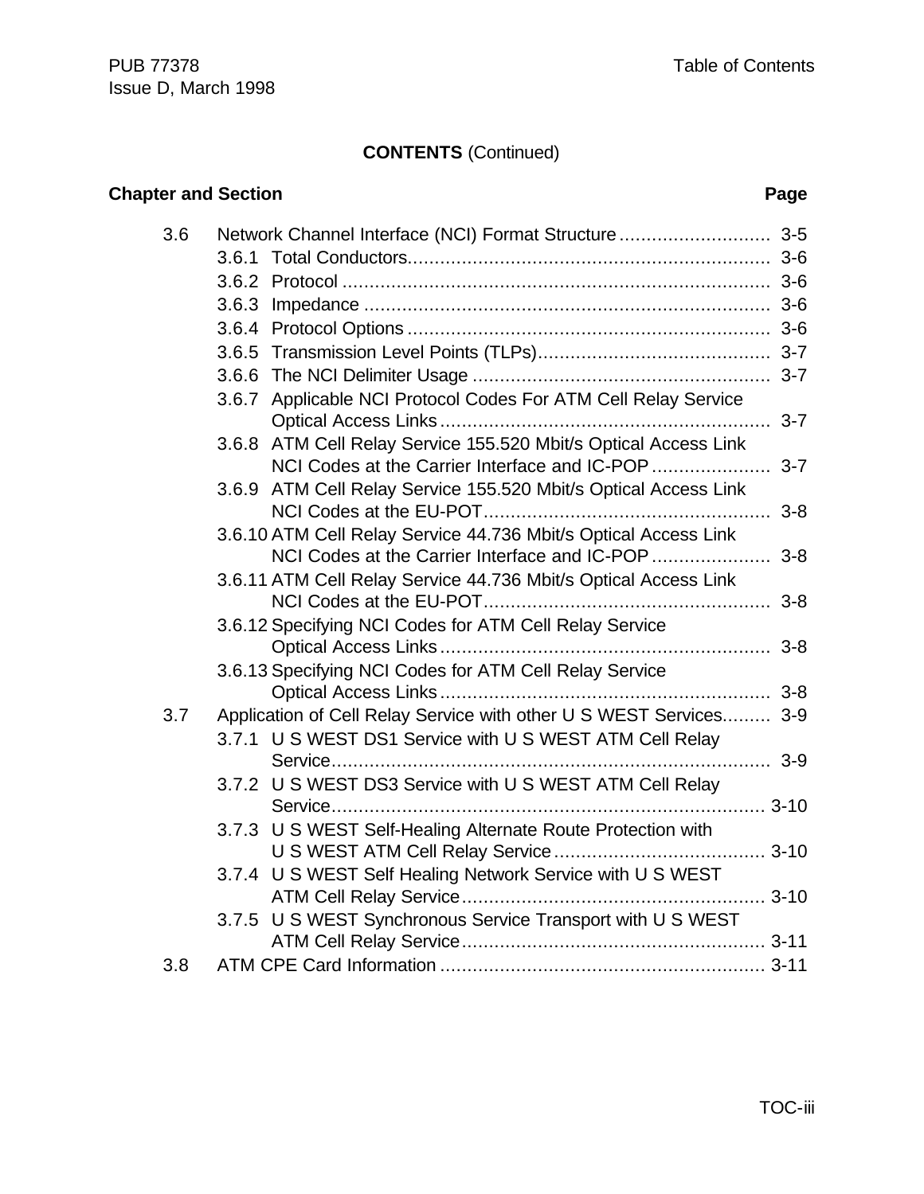**CONTENTS** (Continued)

| Chapter and Section | | Page |
|---|---|---|
| 3.6 | Network Channel Interface (NCI) Format Structure | 3-5 |
| | 3.6.1 Total Conductors | 3-6 |
| | 3.6.2 Protocol | 3-6 |
| | 3.6.3 Impedance | 3-6 |
| | 3.6.4 Protocol Options | 3-6 |
| | 3.6.5 Transmission Level Points (TLPs) | 3-7 |
| | 3.6.6 The NCI Delimiter Usage | 3-7 |
| | 3.6.7 Applicable NCI Protocol Codes For ATM Cell Relay Service Optical Access Links | 3-7 |
| | 3.6.8 ATM Cell Relay Service 155.520 Mbit/s Optical Access Link NCI Codes at the Carrier Interface and IC-POP | 3-7 |
| | 3.6.9 ATM Cell Relay Service 155.520 Mbit/s Optical Access Link NCI Codes at the EU-POT | 3-8 |
| | 3.6.10 ATM Cell Relay Service 44.736 Mbit/s Optical Access Link NCI Codes at the Carrier Interface and IC-POP | 3-8 |
| | 3.6.11 ATM Cell Relay Service 44.736 Mbit/s Optical Access Link NCI Codes at the EU-POT | 3-8 |
| | 3.6.12 Specifying NCI Codes for ATM Cell Relay Service Optical Access Links | 3-8 |
| | 3.6.13 Specifying NCI Codes for ATM Cell Relay Service Optical Access Links | 3-8 |
| 3.7 | Application of Cell Relay Service with other U S WEST Services | 3-9 |
| | 3.7.1 U S WEST DS1 Service with U S WEST ATM Cell Relay Service | 3-9 |
| | 3.7.2 U S WEST DS3 Service with U S WEST ATM Cell Relay Service | 3-10 |
| | 3.7.3 U S WEST Self-Healing Alternate Route Protection with U S WEST ATM Cell Relay Service | 3-10 |
| | 3.7.4 U S WEST Self Healing Network Service with U S WEST ATM Cell Relay Service | 3-10 |
| | 3.7.5 U S WEST Synchronous Service Transport with U S WEST ATM Cell Relay Service | 3-11 |
| 3.8 | ATM CPE Card Information | 3-11 |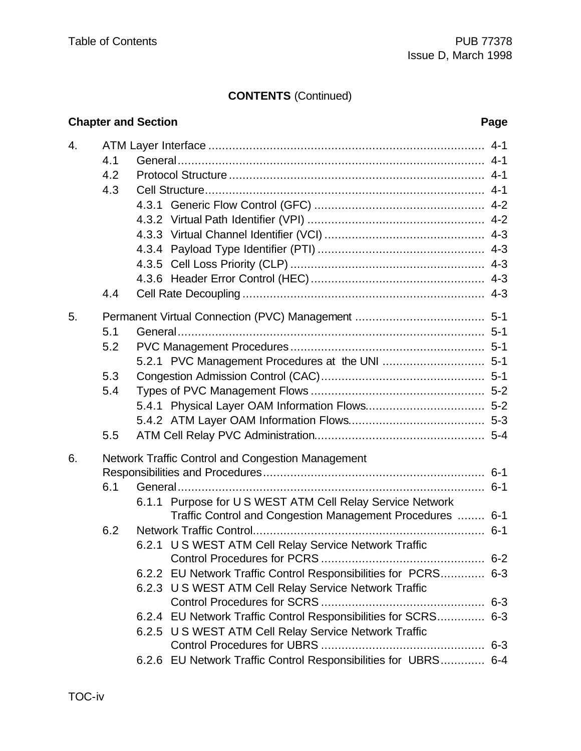**CONTENTS** (Continued)

| Chapter and Section | Page |
|---|---|
| 4. ATM Layer Interface | 4-1 |
| 4.1 General | 4-1 |
| 4.2 Protocol Structure | 4-1 |
| 4.3 Cell Structure | 4-1 |
| 4.3.1 Generic Flow Control (GFC) | 4-2 |
| 4.3.2 Virtual Path Identifier (VPI) | 4-2 |
| 4.3.3 Virtual Channel Identifier (VCI) | 4-3 |
| 4.3.4 Payload Type Identifier (PTI) | 4-3 |
| 4.3.5 Cell Loss Priority (CLP) | 4-3 |
| 4.3.6 Header Error Control (HEC) | 4-3 |
| 4.4 Cell Rate Decoupling | 4-3 |
| 5. Permanent Virtual Connection (PVC) Management | 5-1 |
| 5.1 General | 5-1 |
| 5.2 PVC Management Procedures | 5-1 |
| 5.2.1 PVC Management Procedures at the UNI | 5-1 |
| 5.3 Congestion Admission Control (CAC) | 5-1 |
| 5.4 Types of PVC Management Flows | 5-2 |
| 5.4.1 Physical Layer OAM Information Flows | 5-2 |
| 5.4.2 ATM Layer OAM Information Flows | 5-3 |
| 5.5 ATM Cell Relay PVC Administration | 5-4 |
| 6. Network Traffic Control and Congestion Management Responsibilities and Procedures | 6-1 |
| 6.1 General | 6-1 |
| 6.1.1 Purpose for U S WEST ATM Cell Relay Service Network Traffic Control and Congestion Management Procedures | 6-1 |
| 6.2 Network Traffic Control | 6-1 |
| 6.2.1 U S WEST ATM Cell Relay Service Network Traffic Control Procedures for PCRS | 6-2 |
| 6.2.2 EU Network Traffic Control Responsibilities for PCRS | 6-3 |
| 6.2.3 U S WEST ATM Cell Relay Service Network Traffic Control Procedures for SCRS | 6-3 |
| 6.2.4 EU Network Traffic Control Responsibilities for SCRS | 6-3 |
| 6.2.5 U S WEST ATM Cell Relay Service Network Traffic Control Procedures for UBRS | 6-3 |
| 6.2.6 EU Network Traffic Control Responsibilities for UBRS | 6-4 |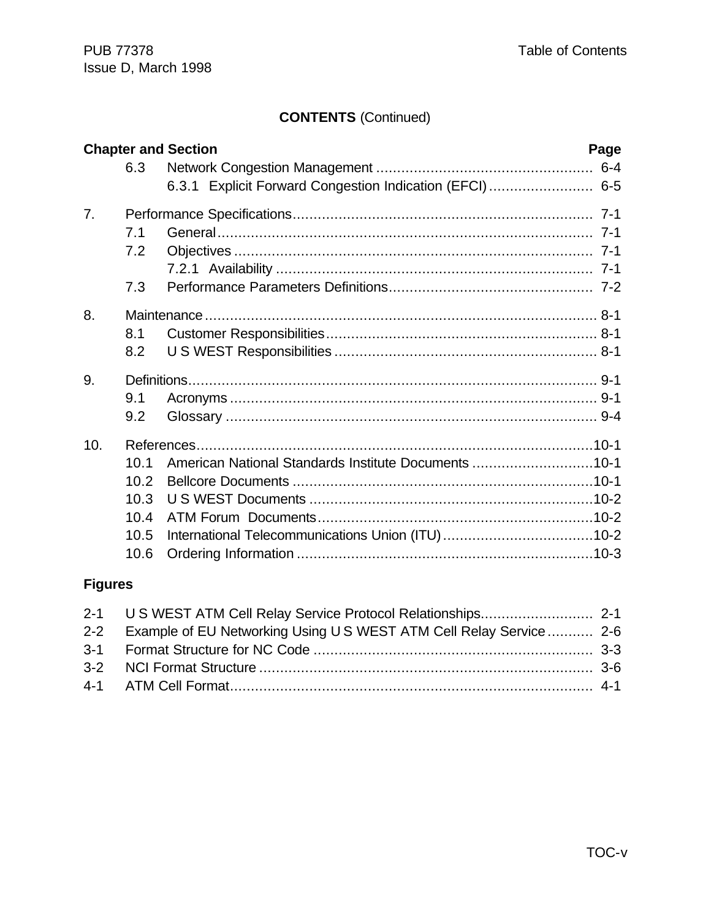**CONTENTS** (Continued)

| Chapter and Section | Page |
|---|---|
| 6.3 Network Congestion Management | 6-4 |
| 6.3.1 Explicit Forward Congestion Indication (EFCI) | 6-5 |
| 7. Performance Specifications | 7-1 |
| 7.1 General | 7-1 |
| 7.2 Objectives | 7-1 |
| 7.2.1 Availability | 7-1 |
| 7.3 Performance Parameters Definitions | 7-2 |
| 8. Maintenance | 8-1 |
| 8.1 Customer Responsibilities | 8-1 |
| 8.2 U S WEST Responsibilities | 8-1 |
| 9. Definitions | 9-1 |
| 9.1 Acronyms | 9-1 |
| 9.2 Glossary | 9-4 |
| 10. References | 10-1 |
| 10.1 American National Standards Institute Documents | 10-1 |
| 10.2 Bellcore Documents | 10-1 |
| 10.3 U S WEST Documents | 10-2 |
| 10.4 ATM Forum Documents | 10-2 |
| 10.5 International Telecommunications Union (ITU) | 10-2 |
| 10.6 Ordering Information | 10-3 |

**Figures**

| Figure | Title | Page |
|---|---|---|
| 2-1 | U S WEST ATM Cell Relay Service Protocol Relationships | 2-1 |
| 2-2 | Example of EU Networking Using U S WEST ATM Cell Relay Service | 2-6 |
| 3-1 | Format Structure for NC Code | 3-3 |
| 3-2 | NCI Format Structure | 3-6 |
| 4-1 | ATM Cell Format | 4-1 |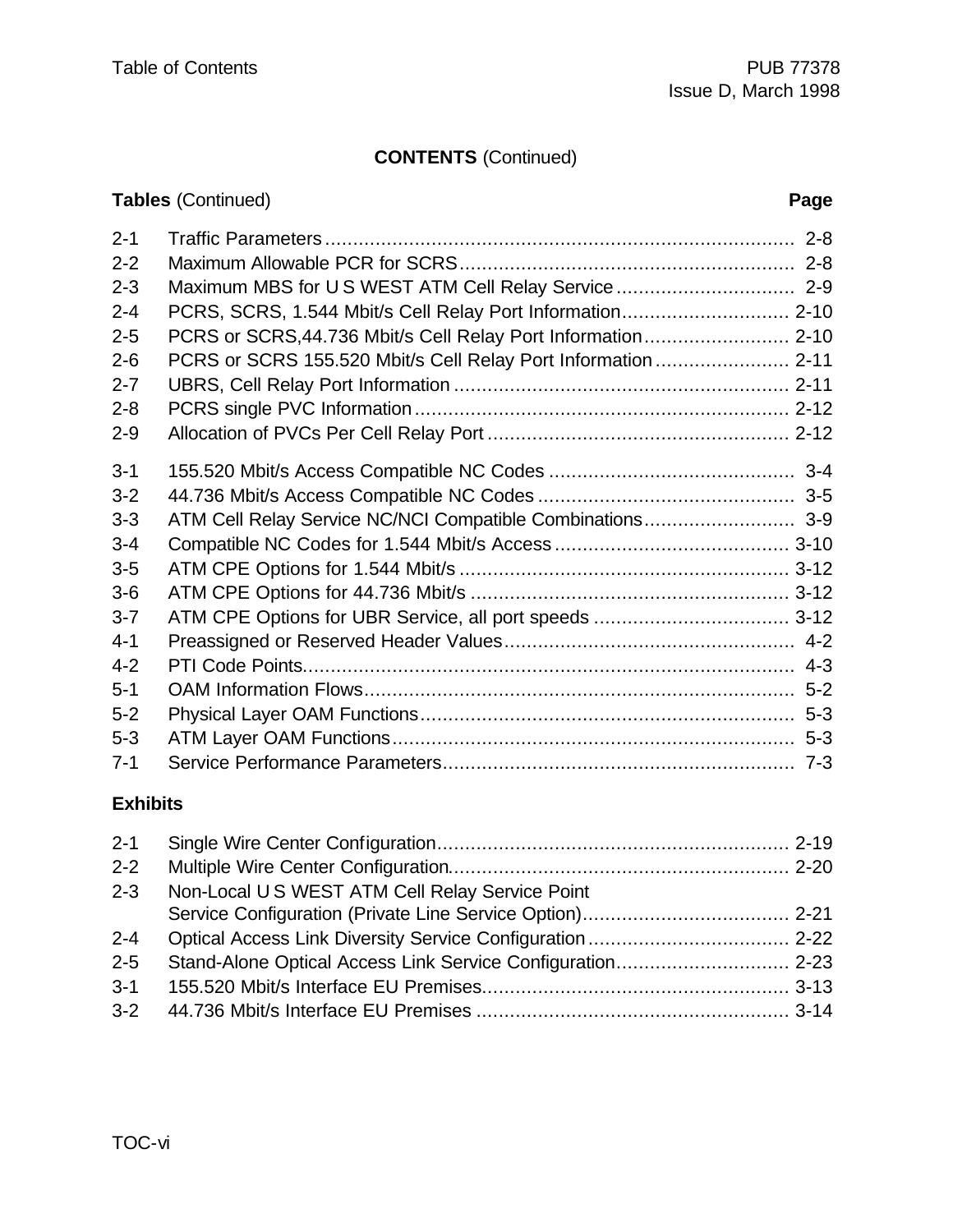## CONTENTS (Continued)

| Tables (Continued) | | Page |
|---|---|---|
| 2-1 | Traffic Parameters | 2-8 |
| 2-2 | Maximum Allowable PCR for SCRS | 2-8 |
| 2-3 | Maximum MBS for U S WEST ATM Cell Relay Service | 2-9 |
| 2-4 | PCRS, SCRS, 1.544 Mbit/s Cell Relay Port Information | 2-10 |
| 2-5 | PCRS or SCRS,44.736 Mbit/s Cell Relay Port Information | 2-10 |
| 2-6 | PCRS or SCRS 155.520 Mbit/s Cell Relay Port Information | 2-11 |
| 2-7 | UBRS, Cell Relay Port Information | 2-11 |
| 2-8 | PCRS single PVC Information | 2-12 |
| 2-9 | Allocation of PVCs Per Cell Relay Port | 2-12 |
| 3-1 | 155.520 Mbit/s Access Compatible NC Codes | 3-4 |
| 3-2 | 44.736 Mbit/s Access Compatible NC Codes | 3-5 |
| 3-3 | ATM Cell Relay Service NC/NCI Compatible Combinations | 3-9 |
| 3-4 | Compatible NC Codes for 1.544 Mbit/s Access | 3-10 |
| 3-5 | ATM CPE Options for 1.544 Mbit/s | 3-12 |
| 3-6 | ATM CPE Options for 44.736 Mbit/s | 3-12 |
| 3-7 | ATM CPE Options for UBR Service, all port speeds | 3-12 |
| 4-1 | Preassigned or Reserved Header Values | 4-2 |
| 4-2 | PTI Code Points | 4-3 |
| 5-1 | OAM Information Flows | 5-2 |
| 5-2 | Physical Layer OAM Functions | 5-3 |
| 5-3 | ATM Layer OAM Functions | 5-3 |
| 7-1 | Service Performance Parameters | 7-3 |

### Exhibits

| | | |
|---|---|---|
| 2-1 | Single Wire Center Configuration | 2-19 |
| 2-2 | Multiple Wire Center Configuration | 2-20 |
| 2-3 | Non-Local U S WEST ATM Cell Relay Service Point Service Configuration (Private Line Service Option) | 2-21 |
| 2-4 | Optical Access Link Diversity Service Configuration | 2-22 |
| 2-5 | Stand-Alone Optical Access Link Service Configuration | 2-23 |
| 3-1 | 155.520 Mbit/s Interface EU Premises | 3-13 |
| 3-2 | 44.736 Mbit/s Interface EU Premises | 3-14 |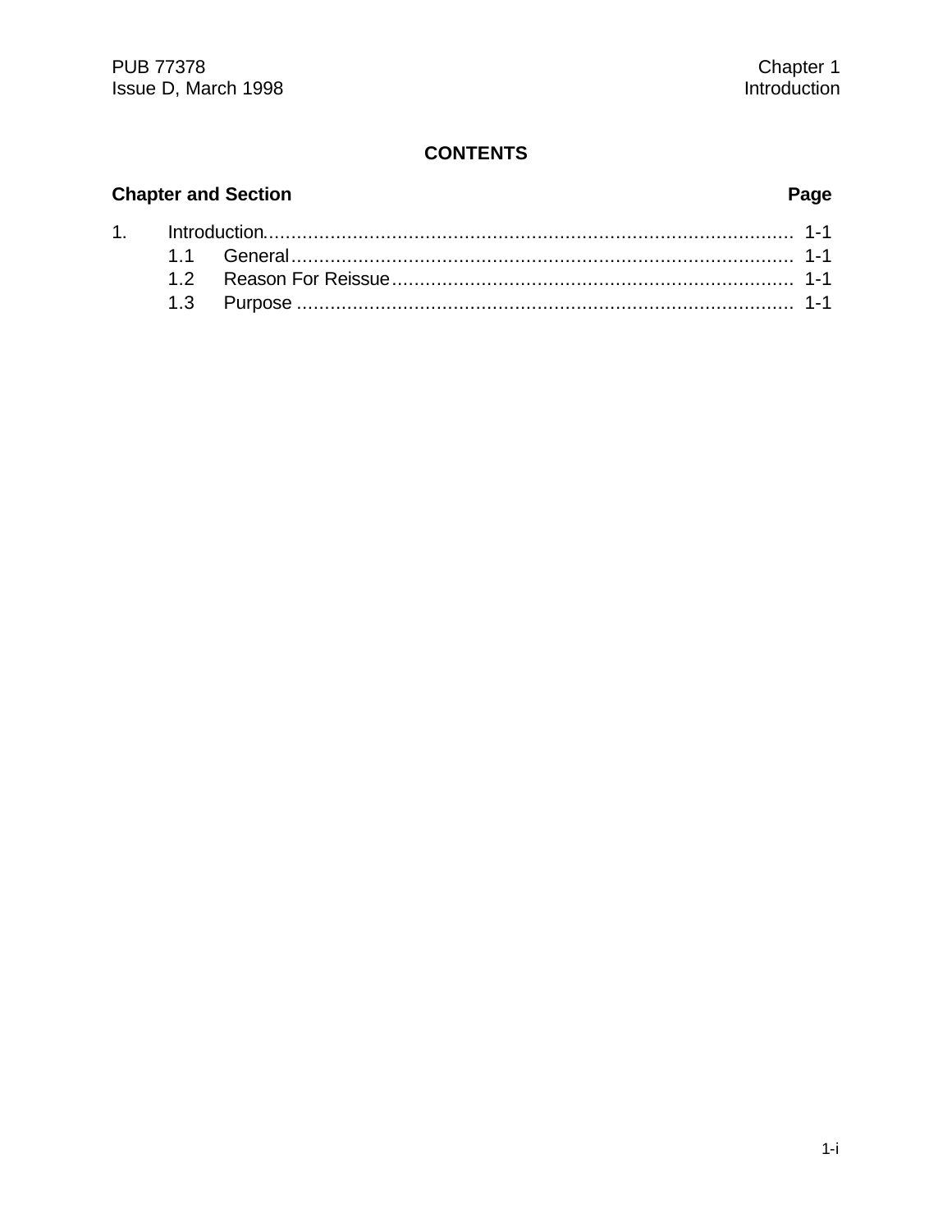## CONTENTS

| Chapter and Section | | Page |
|---|---|---|
| 1. | Introduction | 1-1 |
| | 1.1 General | 1-1 |
| | 1.2 Reason For Reissue | 1-1 |
| | 1.3 Purpose | 1-1 |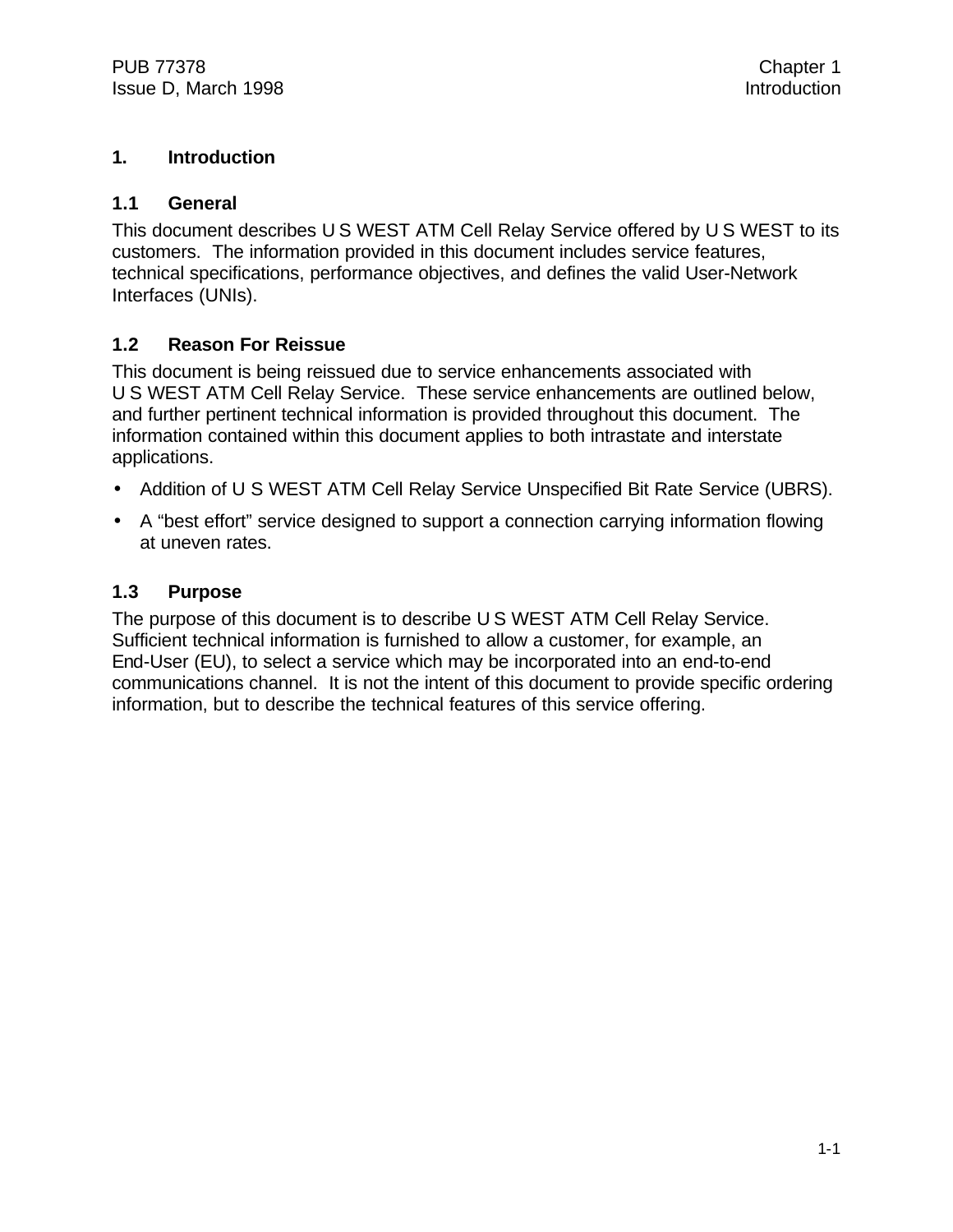# 1. Introduction

## 1.1 General

This document describes U S WEST ATM Cell Relay Service offered by U S WEST to its customers. The information provided in this document includes service features, technical specifications, performance objectives, and defines the valid User-Network Interfaces (UNIs).

## 1.2 Reason For Reissue

This document is being reissued due to service enhancements associated with U S WEST ATM Cell Relay Service. These service enhancements are outlined below, and further pertinent technical information is provided throughout this document. The information contained within this document applies to both intrastate and interstate applications.

- Addition of U S WEST ATM Cell Relay Service Unspecified Bit Rate Service (UBRS).
- A "best effort" service designed to support a connection carrying information flowing at uneven rates.

## 1.3 Purpose

The purpose of this document is to describe U S WEST ATM Cell Relay Service. Sufficient technical information is furnished to allow a customer, for example, an End-User (EU), to select a service which may be incorporated into an end-to-end communications channel. It is not the intent of this document to provide specific ordering information, but to describe the technical features of this service offering.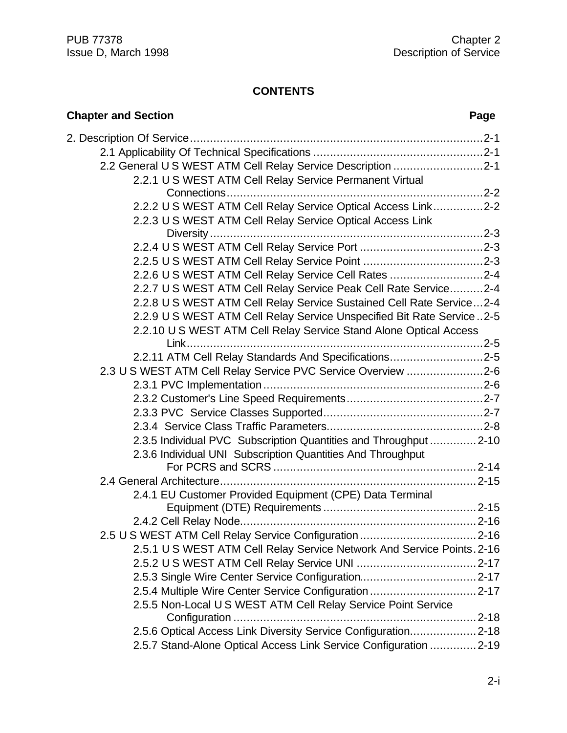# CONTENTS

| Chapter and Section | Page |
|---|---|
| 2. Description Of Service | 2-1 |
| 2.1 Applicability Of Technical Specifications | 2-1 |
| 2.2 General U S WEST ATM Cell Relay Service Description | 2-1 |
| 2.2.1 U S WEST ATM Cell Relay Service Permanent Virtual Connections | 2-2 |
| 2.2.2 U S WEST ATM Cell Relay Service Optical Access Link | 2-2 |
| 2.2.3 U S WEST ATM Cell Relay Service Optical Access Link Diversity | 2-3 |
| 2.2.4 U S WEST ATM Cell Relay Service Port | 2-3 |
| 2.2.5 U S WEST ATM Cell Relay Service Point | 2-3 |
| 2.2.6 U S WEST ATM Cell Relay Service Cell Rates | 2-4 |
| 2.2.7 U S WEST ATM Cell Relay Service Peak Cell Rate Service | 2-4 |
| 2.2.8 U S WEST ATM Cell Relay Service Sustained Cell Rate Service | 2-4 |
| 2.2.9 U S WEST ATM Cell Relay Service Unspecified Bit Rate Service | 2-5 |
| 2.2.10 U S WEST ATM Cell Relay Service Stand Alone Optical Access Link | 2-5 |
| 2.2.11 ATM Cell Relay Standards And Specifications | 2-5 |
| 2.3 U S WEST ATM Cell Relay Service PVC Service Overview | 2-6 |
| 2.3.1 PVC Implementation | 2-6 |
| 2.3.2 Customer's Line Speed Requirements | 2-7 |
| 2.3.3 PVC Service Classes Supported | 2-7 |
| 2.3.4 Service Class Traffic Parameters | 2-8 |
| 2.3.5 Individual PVC Subscription Quantities and Throughput | 2-10 |
| 2.3.6 Individual UNI Subscription Quantities And Throughput For PCRS and SCRS | 2-14 |
| 2.4 General Architecture | 2-15 |
| 2.4.1 EU Customer Provided Equipment (CPE) Data Terminal Equipment (DTE) Requirements | 2-15 |
| 2.4.2 Cell Relay Node | 2-16 |
| 2.5 U S WEST ATM Cell Relay Service Configuration | 2-16 |
| 2.5.1 U S WEST ATM Cell Relay Service Network And Service Points | 2-16 |
| 2.5.2 U S WEST ATM Cell Relay Service UNI | 2-17 |
| 2.5.3 Single Wire Center Service Configuration | 2-17 |
| 2.5.4 Multiple Wire Center Service Configuration | 2-17 |
| 2.5.5 Non-Local U S WEST ATM Cell Relay Service Point Service Configuration | 2-18 |
| 2.5.6 Optical Access Link Diversity Service Configuration | 2-18 |
| 2.5.7 Stand-Alone Optical Access Link Service Configuration | 2-19 |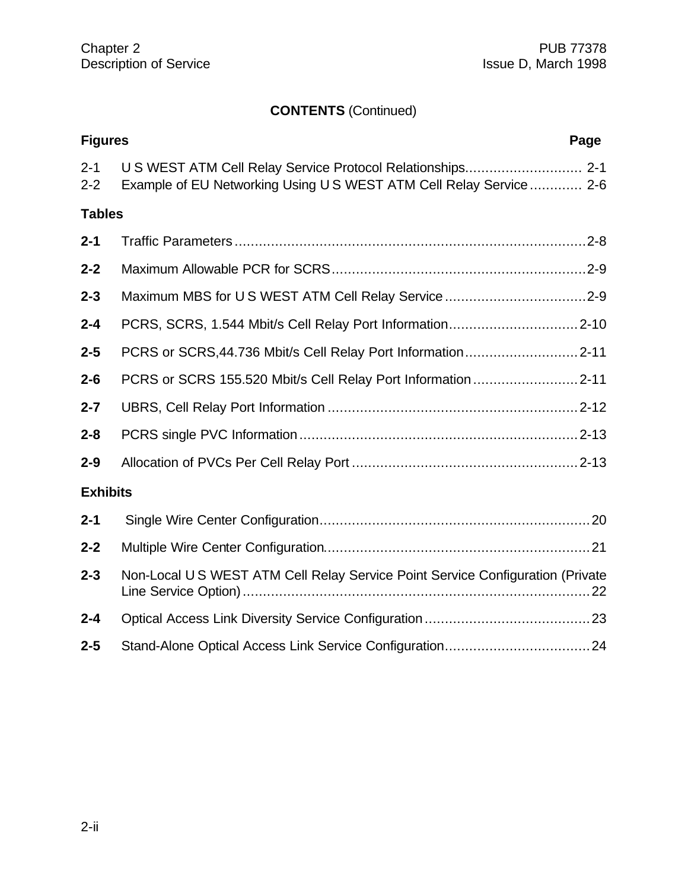**CONTENTS** (Continued)

| Figures | | Page |
|---|---|---|
| 2-1 | U S WEST ATM Cell Relay Service Protocol Relationships | 2-1 |
| 2-2 | Example of EU Networking Using U S WEST ATM Cell Relay Service | 2-6 |

**Tables**

| | | |
|---|---|---|
| **2-1** | Traffic Parameters | 2-8 |
| **2-2** | Maximum Allowable PCR for SCRS | 2-9 |
| **2-3** | Maximum MBS for U S WEST ATM Cell Relay Service | 2-9 |
| **2-4** | PCRS, SCRS, 1.544 Mbit/s Cell Relay Port Information | 2-10 |
| **2-5** | PCRS or SCRS,44.736 Mbit/s Cell Relay Port Information | 2-11 |
| **2-6** | PCRS or SCRS 155.520 Mbit/s Cell Relay Port Information | 2-11 |
| **2-7** | UBRS, Cell Relay Port Information | 2-12 |
| **2-8** | PCRS single PVC Information | 2-13 |
| **2-9** | Allocation of PVCs Per Cell Relay Port | 2-13 |

**Exhibits**

| | | |
|---|---|---|
| **2-1** | Single Wire Center Configuration | 20 |
| **2-2** | Multiple Wire Center Configuration | 21 |
| **2-3** | Non-Local U S WEST ATM Cell Relay Service Point Service Configuration (Private Line Service Option) | 22 |
| **2-4** | Optical Access Link Diversity Service Configuration | 23 |
| **2-5** | Stand-Alone Optical Access Link Service Configuration | 24 |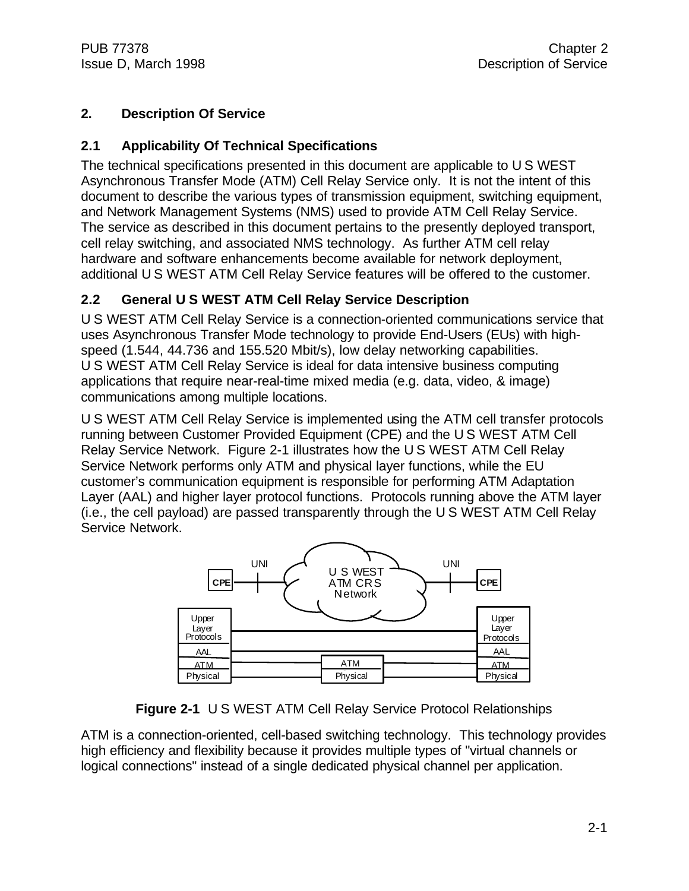## 2. Description Of Service

### 2.1 Applicability Of Technical Specifications

The technical specifications presented in this document are applicable to U S WEST Asynchronous Transfer Mode (ATM) Cell Relay Service only. It is not the intent of this document to describe the various types of transmission equipment, switching equipment, and Network Management Systems (NMS) used to provide ATM Cell Relay Service. The service as described in this document pertains to the presently deployed transport, cell relay switching, and associated NMS technology. As further ATM cell relay hardware and software enhancements become available for network deployment, additional U S WEST ATM Cell Relay Service features will be offered to the customer.

### 2.2 General U S WEST ATM Cell Relay Service Description

U S WEST ATM Cell Relay Service is a connection-oriented communications service that uses Asynchronous Transfer Mode technology to provide End-Users (EUs) with high-speed (1.544, 44.736 and 155.520 Mbit/s), low delay networking capabilities. U S WEST ATM Cell Relay Service is ideal for data intensive business computing applications that require near-real-time mixed media (e.g. data, video, & image) communications among multiple locations.

U S WEST ATM Cell Relay Service is implemented using the ATM cell transfer protocols running between Customer Provided Equipment (CPE) and the U S WEST ATM Cell Relay Service Network. Figure 2-1 illustrates how the U S WEST ATM Cell Relay Service Network performs only ATM and physical layer functions, while the EU customer's communication equipment is responsible for performing ATM Adaptation Layer (AAL) and higher layer protocol functions. Protocols running above the ATM layer (i.e., the cell payload) are passed transparently through the U S WEST ATM Cell Relay Service Network.

**Figure 2-1** U S WEST ATM Cell Relay Service Protocol Relationships

ATM is a connection-oriented, cell-based switching technology. This technology provides high efficiency and flexibility because it provides multiple types of "virtual channels or logical connections" instead of a single dedicated physical channel per application.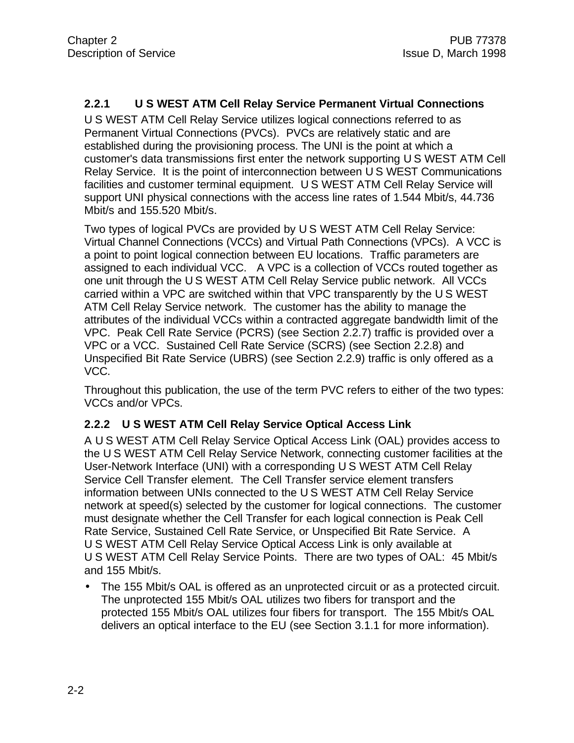### 2.2.1 U S WEST ATM Cell Relay Service Permanent Virtual Connections

U S WEST ATM Cell Relay Service utilizes logical connections referred to as Permanent Virtual Connections (PVCs). PVCs are relatively static and are established during the provisioning process. The UNI is the point at which a customer's data transmissions first enter the network supporting U S WEST ATM Cell Relay Service. It is the point of interconnection between U S WEST Communications facilities and customer terminal equipment. U S WEST ATM Cell Relay Service will support UNI physical connections with the access line rates of 1.544 Mbit/s, 44.736 Mbit/s and 155.520 Mbit/s.

Two types of logical PVCs are provided by U S WEST ATM Cell Relay Service: Virtual Channel Connections (VCCs) and Virtual Path Connections (VPCs). A VCC is a point to point logical connection between EU locations. Traffic parameters are assigned to each individual VCC. A VPC is a collection of VCCs routed together as one unit through the U S WEST ATM Cell Relay Service public network. All VCCs carried within a VPC are switched within that VPC transparently by the U S WEST ATM Cell Relay Service network. The customer has the ability to manage the attributes of the individual VCCs within a contracted aggregate bandwidth limit of the VPC. Peak Cell Rate Service (PCRS) (see Section 2.2.7) traffic is provided over a VPC or a VCC. Sustained Cell Rate Service (SCRS) (see Section 2.2.8) and Unspecified Bit Rate Service (UBRS) (see Section 2.2.9) traffic is only offered as a VCC.

Throughout this publication, the use of the term PVC refers to either of the two types: VCCs and/or VPCs.

### 2.2.2 U S WEST ATM Cell Relay Service Optical Access Link

A U S WEST ATM Cell Relay Service Optical Access Link (OAL) provides access to the U S WEST ATM Cell Relay Service Network, connecting customer facilities at the User-Network Interface (UNI) with a corresponding U S WEST ATM Cell Relay Service Cell Transfer element. The Cell Transfer service element transfers information between UNIs connected to the U S WEST ATM Cell Relay Service network at speed(s) selected by the customer for logical connections. The customer must designate whether the Cell Transfer for each logical connection is Peak Cell Rate Service, Sustained Cell Rate Service, or Unspecified Bit Rate Service. A U S WEST ATM Cell Relay Service Optical Access Link is only available at U S WEST ATM Cell Relay Service Points. There are two types of OAL: 45 Mbit/s and 155 Mbit/s.

- The 155 Mbit/s OAL is offered as an unprotected circuit or as a protected circuit. The unprotected 155 Mbit/s OAL utilizes two fibers for transport and the protected 155 Mbit/s OAL utilizes four fibers for transport. The 155 Mbit/s OAL delivers an optical interface to the EU (see Section 3.1.1 for more information).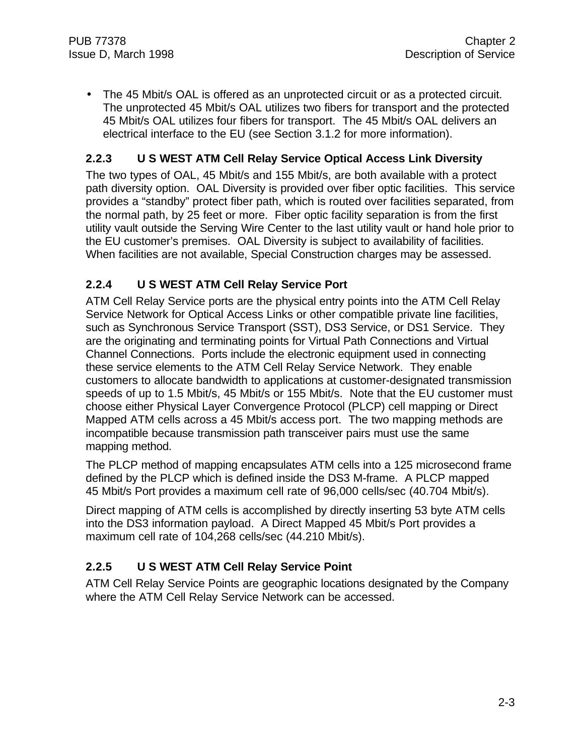- The 45 Mbit/s OAL is offered as an unprotected circuit or as a protected circuit. The unprotected 45 Mbit/s OAL utilizes two fibers for transport and the protected 45 Mbit/s OAL utilizes four fibers for transport. The 45 Mbit/s OAL delivers an electrical interface to the EU (see Section 3.1.2 for more information).

### 2.2.3 U S WEST ATM Cell Relay Service Optical Access Link Diversity

The two types of OAL, 45 Mbit/s and 155 Mbit/s, are both available with a protect path diversity option. OAL Diversity is provided over fiber optic facilities. This service provides a "standby" protect fiber path, which is routed over facilities separated, from the normal path, by 25 feet or more. Fiber optic facility separation is from the first utility vault outside the Serving Wire Center to the last utility vault or hand hole prior to the EU customer's premises. OAL Diversity is subject to availability of facilities. When facilities are not available, Special Construction charges may be assessed.

### 2.2.4 U S WEST ATM Cell Relay Service Port

ATM Cell Relay Service ports are the physical entry points into the ATM Cell Relay Service Network for Optical Access Links or other compatible private line facilities, such as Synchronous Service Transport (SST), DS3 Service, or DS1 Service. They are the originating and terminating points for Virtual Path Connections and Virtual Channel Connections. Ports include the electronic equipment used in connecting these service elements to the ATM Cell Relay Service Network. They enable customers to allocate bandwidth to applications at customer-designated transmission speeds of up to 1.5 Mbit/s, 45 Mbit/s or 155 Mbit/s. Note that the EU customer must choose either Physical Layer Convergence Protocol (PLCP) cell mapping or Direct Mapped ATM cells across a 45 Mbit/s access port. The two mapping methods are incompatible because transmission path transceiver pairs must use the same mapping method.

The PLCP method of mapping encapsulates ATM cells into a 125 microsecond frame defined by the PLCP which is defined inside the DS3 M-frame. A PLCP mapped 45 Mbit/s Port provides a maximum cell rate of 96,000 cells/sec (40.704 Mbit/s).

Direct mapping of ATM cells is accomplished by directly inserting 53 byte ATM cells into the DS3 information payload. A Direct Mapped 45 Mbit/s Port provides a maximum cell rate of 104,268 cells/sec (44.210 Mbit/s).

### 2.2.5 U S WEST ATM Cell Relay Service Point

ATM Cell Relay Service Points are geographic locations designated by the Company where the ATM Cell Relay Service Network can be accessed.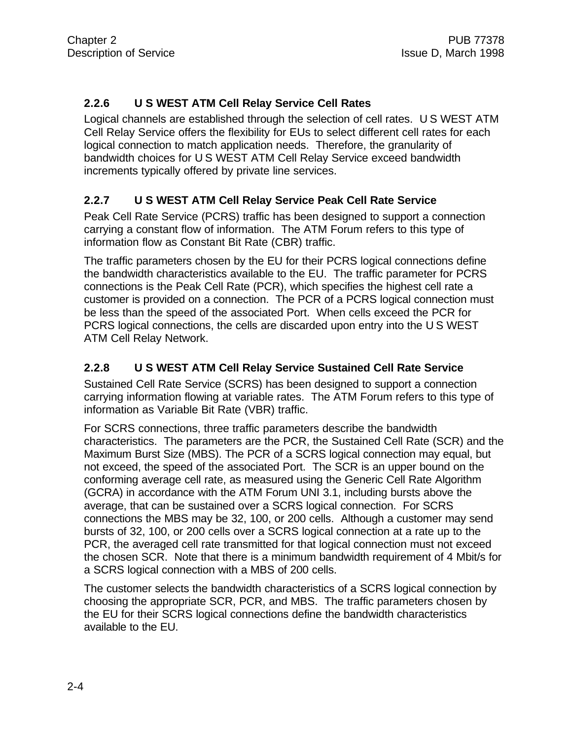### 2.2.6 U S WEST ATM Cell Relay Service Cell Rates

Logical channels are established through the selection of cell rates. U S WEST ATM Cell Relay Service offers the flexibility for EUs to select different cell rates for each logical connection to match application needs. Therefore, the granularity of bandwidth choices for U S WEST ATM Cell Relay Service exceed bandwidth increments typically offered by private line services.

### 2.2.7 U S WEST ATM Cell Relay Service Peak Cell Rate Service

Peak Cell Rate Service (PCRS) traffic has been designed to support a connection carrying a constant flow of information. The ATM Forum refers to this type of information flow as Constant Bit Rate (CBR) traffic.

The traffic parameters chosen by the EU for their PCRS logical connections define the bandwidth characteristics available to the EU. The traffic parameter for PCRS connections is the Peak Cell Rate (PCR), which specifies the highest cell rate a customer is provided on a connection. The PCR of a PCRS logical connection must be less than the speed of the associated Port. When cells exceed the PCR for PCRS logical connections, the cells are discarded upon entry into the U S WEST ATM Cell Relay Network.

### 2.2.8 U S WEST ATM Cell Relay Service Sustained Cell Rate Service

Sustained Cell Rate Service (SCRS) has been designed to support a connection carrying information flowing at variable rates. The ATM Forum refers to this type of information as Variable Bit Rate (VBR) traffic.

For SCRS connections, three traffic parameters describe the bandwidth characteristics. The parameters are the PCR, the Sustained Cell Rate (SCR) and the Maximum Burst Size (MBS). The PCR of a SCRS logical connection may equal, but not exceed, the speed of the associated Port. The SCR is an upper bound on the conforming average cell rate, as measured using the Generic Cell Rate Algorithm (GCRA) in accordance with the ATM Forum UNI 3.1, including bursts above the average, that can be sustained over a SCRS logical connection. For SCRS connections the MBS may be 32, 100, or 200 cells. Although a customer may send bursts of 32, 100, or 200 cells over a SCRS logical connection at a rate up to the PCR, the averaged cell rate transmitted for that logical connection must not exceed the chosen SCR. Note that there is a minimum bandwidth requirement of 4 Mbit/s for a SCRS logical connection with a MBS of 200 cells.

The customer selects the bandwidth characteristics of a SCRS logical connection by choosing the appropriate SCR, PCR, and MBS. The traffic parameters chosen by the EU for their SCRS logical connections define the bandwidth characteristics available to the EU.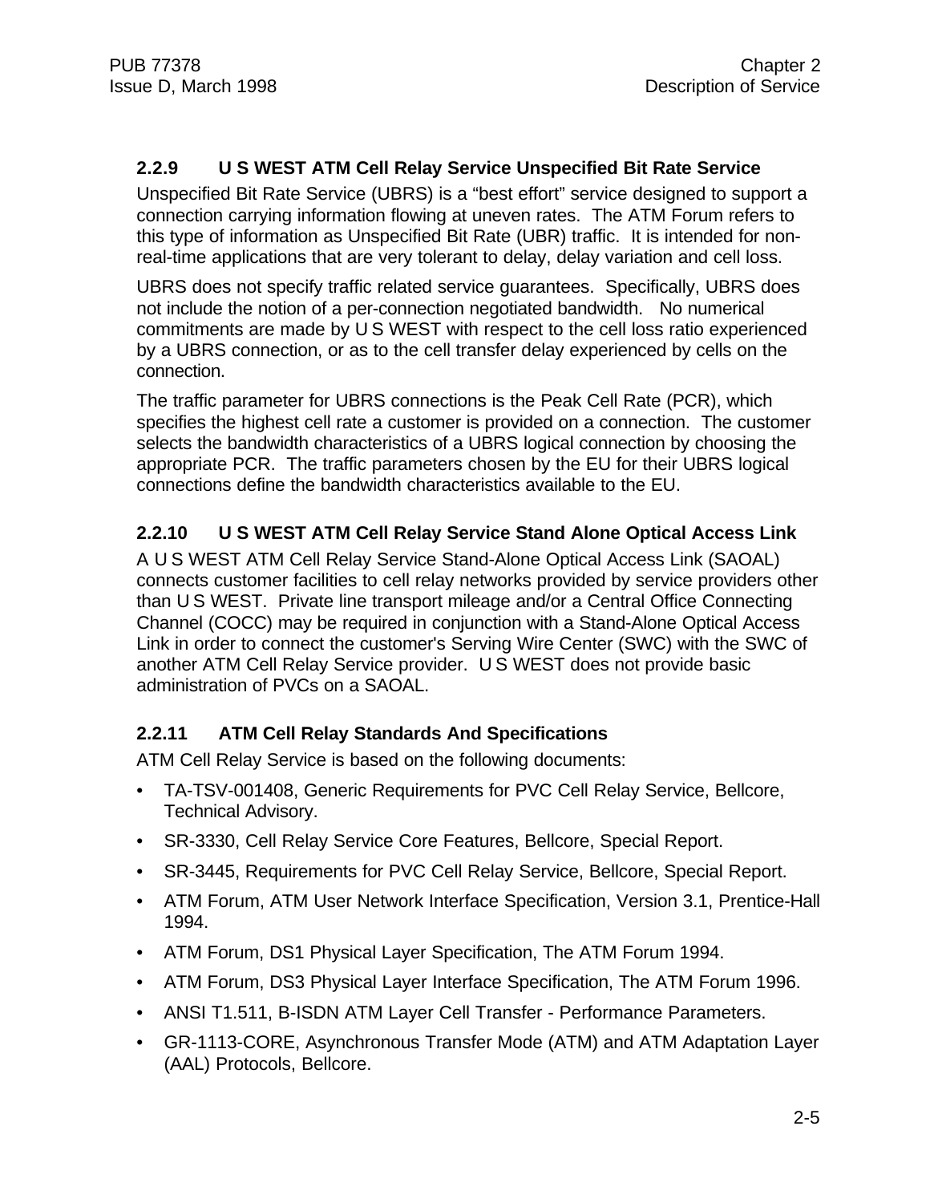### 2.2.9 U S WEST ATM Cell Relay Service Unspecified Bit Rate Service

Unspecified Bit Rate Service (UBRS) is a “best effort” service designed to support a connection carrying information flowing at uneven rates. The ATM Forum refers to this type of information as Unspecified Bit Rate (UBR) traffic. It is intended for non-real-time applications that are very tolerant to delay, delay variation and cell loss.

UBRS does not specify traffic related service guarantees. Specifically, UBRS does not include the notion of a per-connection negotiated bandwidth. No numerical commitments are made by U S WEST with respect to the cell loss ratio experienced by a UBRS connection, or as to the cell transfer delay experienced by cells on the connection.

The traffic parameter for UBRS connections is the Peak Cell Rate (PCR), which specifies the highest cell rate a customer is provided on a connection. The customer selects the bandwidth characteristics of a UBRS logical connection by choosing the appropriate PCR. The traffic parameters chosen by the EU for their UBRS logical connections define the bandwidth characteristics available to the EU.

### 2.2.10 U S WEST ATM Cell Relay Service Stand Alone Optical Access Link

A U S WEST ATM Cell Relay Service Stand-Alone Optical Access Link (SAOAL) connects customer facilities to cell relay networks provided by service providers other than U S WEST. Private line transport mileage and/or a Central Office Connecting Channel (COCC) may be required in conjunction with a Stand-Alone Optical Access Link in order to connect the customer's Serving Wire Center (SWC) with the SWC of another ATM Cell Relay Service provider. U S WEST does not provide basic administration of PVCs on a SAOAL.

### 2.2.11 ATM Cell Relay Standards And Specifications

ATM Cell Relay Service is based on the following documents:

- TA-TSV-001408, Generic Requirements for PVC Cell Relay Service, Bellcore, Technical Advisory.
- SR-3330, Cell Relay Service Core Features, Bellcore, Special Report.
- SR-3445, Requirements for PVC Cell Relay Service, Bellcore, Special Report.
- ATM Forum, ATM User Network Interface Specification, Version 3.1, Prentice-Hall 1994.
- ATM Forum, DS1 Physical Layer Specification, The ATM Forum 1994.
- ATM Forum, DS3 Physical Layer Interface Specification, The ATM Forum 1996.
- ANSI T1.511, B-ISDN ATM Layer Cell Transfer - Performance Parameters.
- GR-1113-CORE, Asynchronous Transfer Mode (ATM) and ATM Adaptation Layer (AAL) Protocols, Bellcore.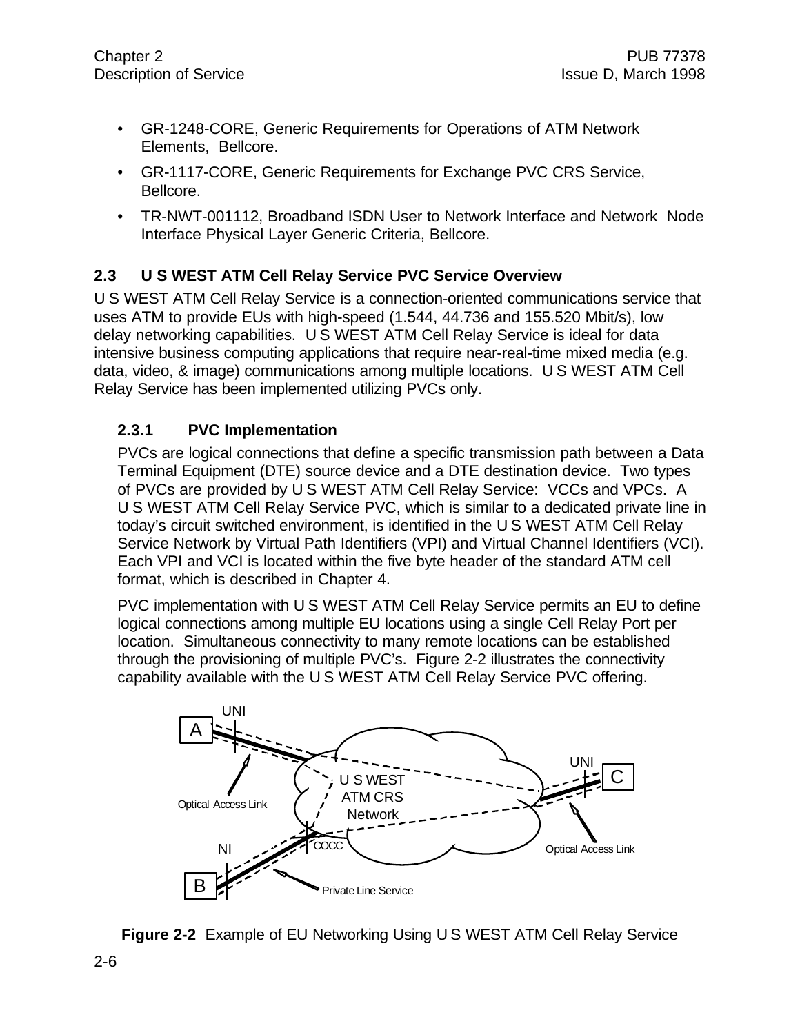- GR-1248-CORE, Generic Requirements for Operations of ATM Network Elements, Bellcore.
- GR-1117-CORE, Generic Requirements for Exchange PVC CRS Service, Bellcore.
- TR-NWT-001112, Broadband ISDN User to Network Interface and Network Node Interface Physical Layer Generic Criteria, Bellcore.

### 2.3 U S WEST ATM Cell Relay Service PVC Service Overview

U S WEST ATM Cell Relay Service is a connection-oriented communications service that uses ATM to provide EUs with high-speed (1.544, 44.736 and 155.520 Mbit/s), low delay networking capabilities. U S WEST ATM Cell Relay Service is ideal for data intensive business computing applications that require near-real-time mixed media (e.g. data, video, & image) communications among multiple locations. U S WEST ATM Cell Relay Service has been implemented utilizing PVCs only.

#### 2.3.1 PVC Implementation

PVCs are logical connections that define a specific transmission path between a Data Terminal Equipment (DTE) source device and a DTE destination device. Two types of PVCs are provided by U S WEST ATM Cell Relay Service: VCCs and VPCs. A U S WEST ATM Cell Relay Service PVC, which is similar to a dedicated private line in today's circuit switched environment, is identified in the U S WEST ATM Cell Relay Service Network by Virtual Path Identifiers (VPI) and Virtual Channel Identifiers (VCI). Each VPI and VCI is located within the five byte header of the standard ATM cell format, which is described in Chapter 4.

PVC implementation with U S WEST ATM Cell Relay Service permits an EU to define logical connections among multiple EU locations using a single Cell Relay Port per location. Simultaneous connectivity to many remote locations can be established through the provisioning of multiple PVC's. Figure 2-2 illustrates the connectivity capability available with the U S WEST ATM Cell Relay Service PVC offering.

UNI

A

UNI

C

U S WEST ATM CRS Network

Optical Access Link

NI

COCC

Optical Access Link

B

Private Line Service

**Figure 2-2** Example of EU Networking Using U S WEST ATM Cell Relay Service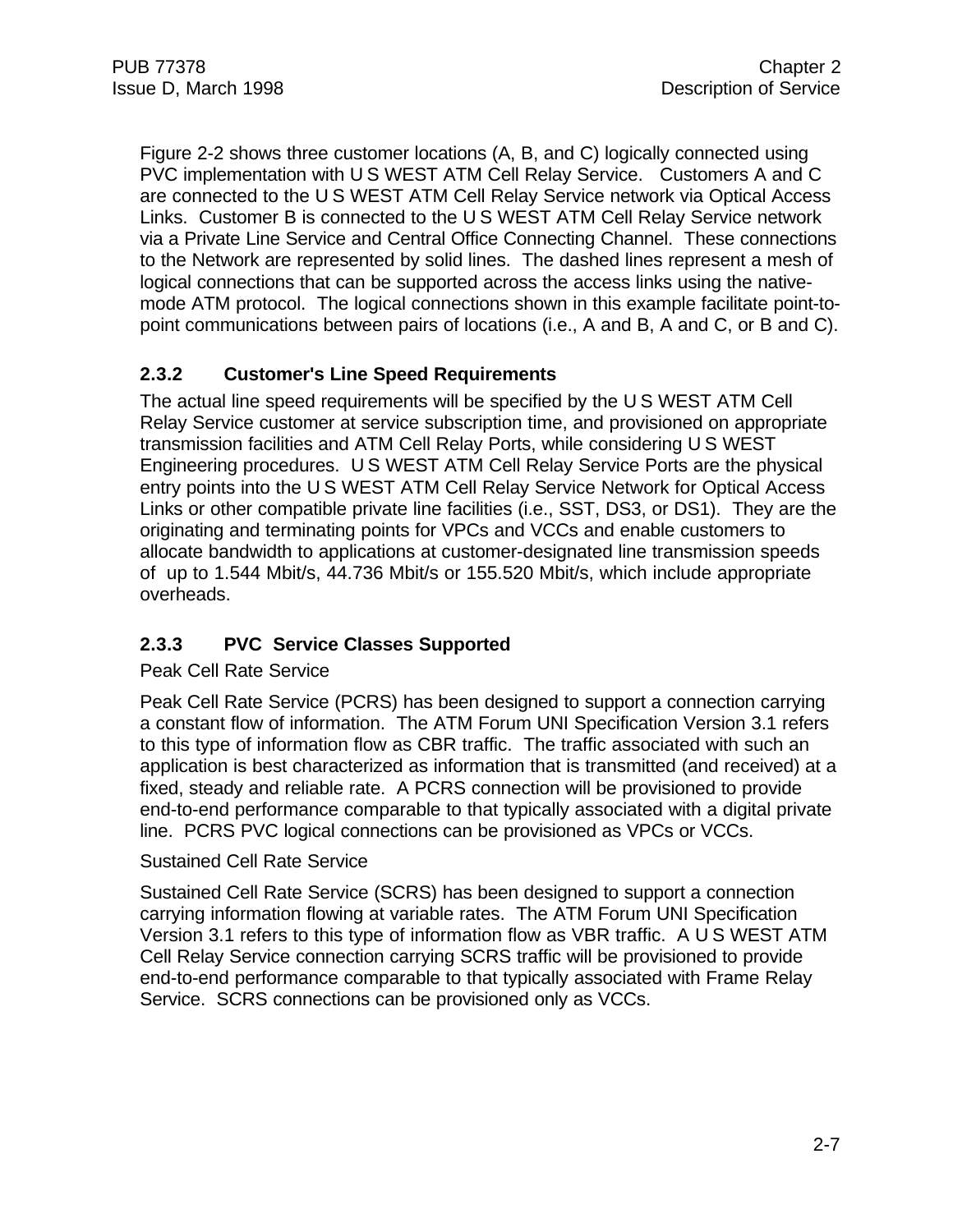Figure 2-2 shows three customer locations (A, B, and C) logically connected using PVC implementation with U S WEST ATM Cell Relay Service. Customers A and C are connected to the U S WEST ATM Cell Relay Service network via Optical Access Links. Customer B is connected to the U S WEST ATM Cell Relay Service network via a Private Line Service and Central Office Connecting Channel. These connections to the Network are represented by solid lines. The dashed lines represent a mesh of logical connections that can be supported across the access links using the native-mode ATM protocol. The logical connections shown in this example facilitate point-to-point communications between pairs of locations (i.e., A and B, A and C, or B and C).

### 2.3.2 Customer's Line Speed Requirements

The actual line speed requirements will be specified by the U S WEST ATM Cell Relay Service customer at service subscription time, and provisioned on appropriate transmission facilities and ATM Cell Relay Ports, while considering U S WEST Engineering procedures. U S WEST ATM Cell Relay Service Ports are the physical entry points into the U S WEST ATM Cell Relay Service Network for Optical Access Links or other compatible private line facilities (i.e., SST, DS3, or DS1). They are the originating and terminating points for VPCs and VCCs and enable customers to allocate bandwidth to applications at customer-designated line transmission speeds of up to 1.544 Mbit/s, 44.736 Mbit/s or 155.520 Mbit/s, which include appropriate overheads.

### 2.3.3 PVC Service Classes Supported

Peak Cell Rate Service

Peak Cell Rate Service (PCRS) has been designed to support a connection carrying a constant flow of information. The ATM Forum UNI Specification Version 3.1 refers to this type of information flow as CBR traffic. The traffic associated with such an application is best characterized as information that is transmitted (and received) at a fixed, steady and reliable rate. A PCRS connection will be provisioned to provide end-to-end performance comparable to that typically associated with a digital private line. PCRS PVC logical connections can be provisioned as VPCs or VCCs.

Sustained Cell Rate Service

Sustained Cell Rate Service (SCRS) has been designed to support a connection carrying information flowing at variable rates. The ATM Forum UNI Specification Version 3.1 refers to this type of information flow as VBR traffic. A U S WEST ATM Cell Relay Service connection carrying SCRS traffic will be provisioned to provide end-to-end performance comparable to that typically associated with Frame Relay Service. SCRS connections can be provisioned only as VCCs.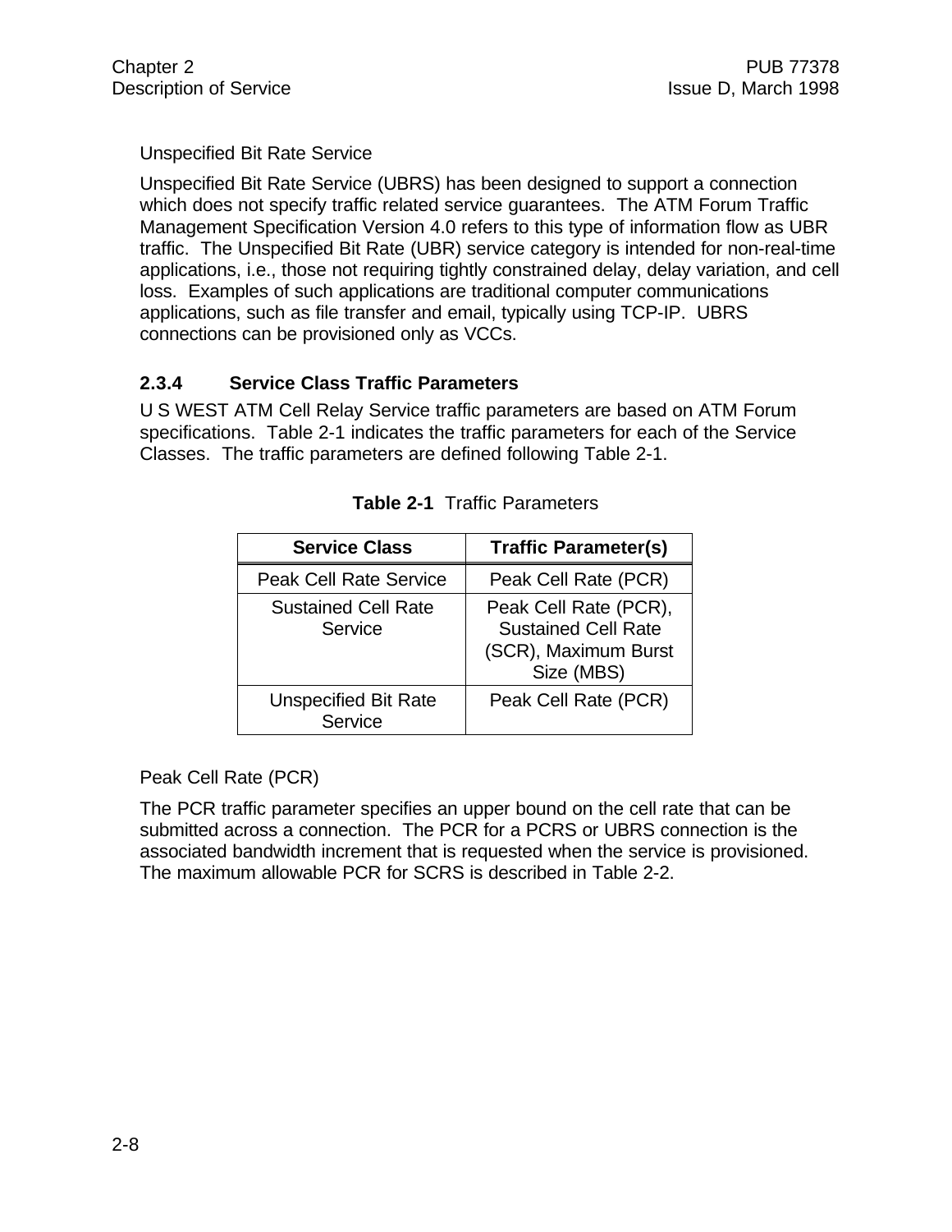Unspecified Bit Rate Service

Unspecified Bit Rate Service (UBRS) has been designed to support a connection which does not specify traffic related service guarantees.  The ATM Forum Traffic Management Specification Version 4.0 refers to this type of information flow as UBR traffic.  The Unspecified Bit Rate (UBR) service category is intended for non-real-time applications, i.e., those not requiring tightly constrained delay, delay variation, and cell loss.  Examples of such applications are traditional computer communications applications, such as file transfer and email, typically using TCP-IP.  UBRS connections can be provisioned only as VCCs.

### 2.3.4 Service Class Traffic Parameters

U S WEST ATM Cell Relay Service traffic parameters are based on ATM Forum specifications.  Table 2-1 indicates the traffic parameters for each of the Service Classes.  The traffic parameters are defined following Table 2-1.

**Table 2-1** Traffic Parameters

| Service Class | Traffic Parameter(s) |
|---|---|
| Peak Cell Rate Service | Peak Cell Rate (PCR) |
| Sustained Cell Rate Service | Peak Cell Rate (PCR), Sustained Cell Rate (SCR), Maximum Burst Size (MBS) |
| Unspecified Bit Rate Service | Peak Cell Rate (PCR) |

Peak Cell Rate (PCR)

The PCR traffic parameter specifies an upper bound on the cell rate that can be submitted across a connection.  The PCR for a PCRS or UBRS connection is the associated bandwidth increment that is requested when the service is provisioned.  The maximum allowable PCR for SCRS is described in Table 2-2.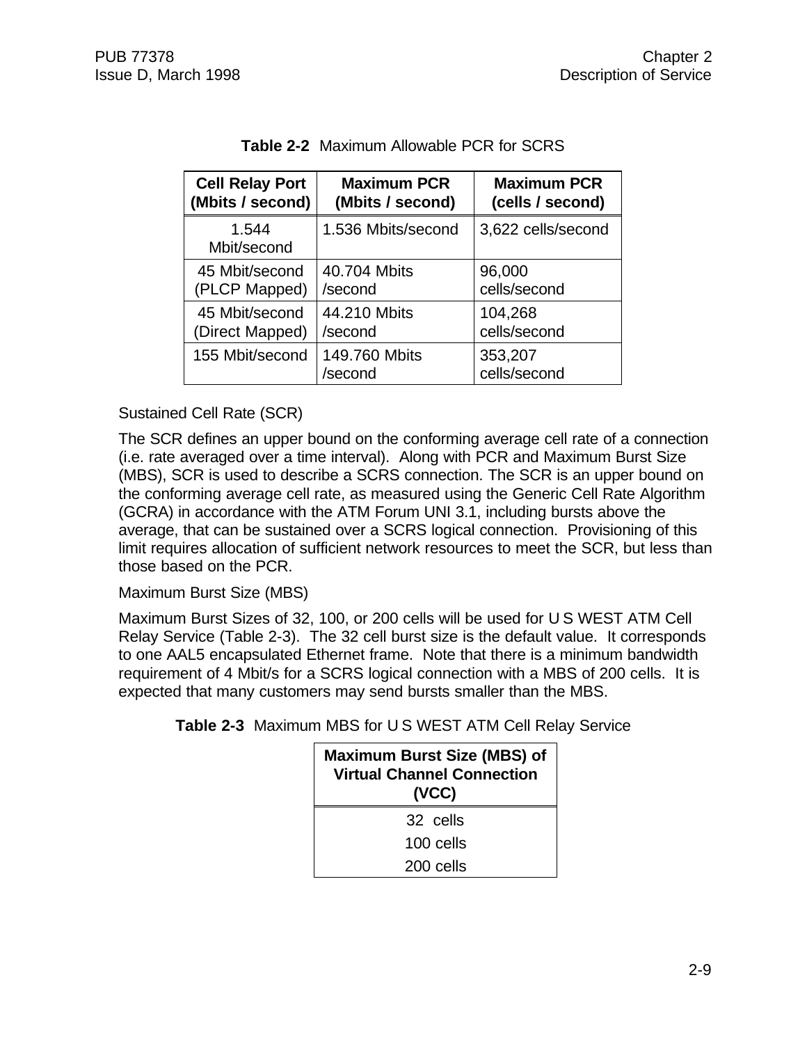**Table 2-2** Maximum Allowable PCR for SCRS

| Cell Relay Port (Mbits / second) | Maximum PCR (Mbits / second) | Maximum PCR (cells / second) |
|---|---|---|
| 1.544 Mbit/second | 1.536 Mbits/second | 3,622 cells/second |
| 45 Mbit/second (PLCP Mapped) | 40.704 Mbits /second | 96,000 cells/second |
| 45 Mbit/second (Direct Mapped) | 44.210 Mbits /second | 104,268 cells/second |
| 155 Mbit/second | 149.760 Mbits /second | 353,207 cells/second |

Sustained Cell Rate (SCR)

The SCR defines an upper bound on the conforming average cell rate of a connection (i.e. rate averaged over a time interval). Along with PCR and Maximum Burst Size (MBS), SCR is used to describe a SCRS connection. The SCR is an upper bound on the conforming average cell rate, as measured using the Generic Cell Rate Algorithm (GCRA) in accordance with the ATM Forum UNI 3.1, including bursts above the average, that can be sustained over a SCRS logical connection. Provisioning of this limit requires allocation of sufficient network resources to meet the SCR, but less than those based on the PCR.

Maximum Burst Size (MBS)

Maximum Burst Sizes of 32, 100, or 200 cells will be used for U S WEST ATM Cell Relay Service (Table 2-3). The 32 cell burst size is the default value. It corresponds to one AAL5 encapsulated Ethernet frame. Note that there is a minimum bandwidth requirement of 4 Mbit/s for a SCRS logical connection with a MBS of 200 cells. It is expected that many customers may send bursts smaller than the MBS.

**Table 2-3** Maximum MBS for U S WEST ATM Cell Relay Service

| Maximum Burst Size (MBS) of Virtual Channel Connection (VCC) |
|---|
| 32 cells |
| 100 cells |
| 200 cells |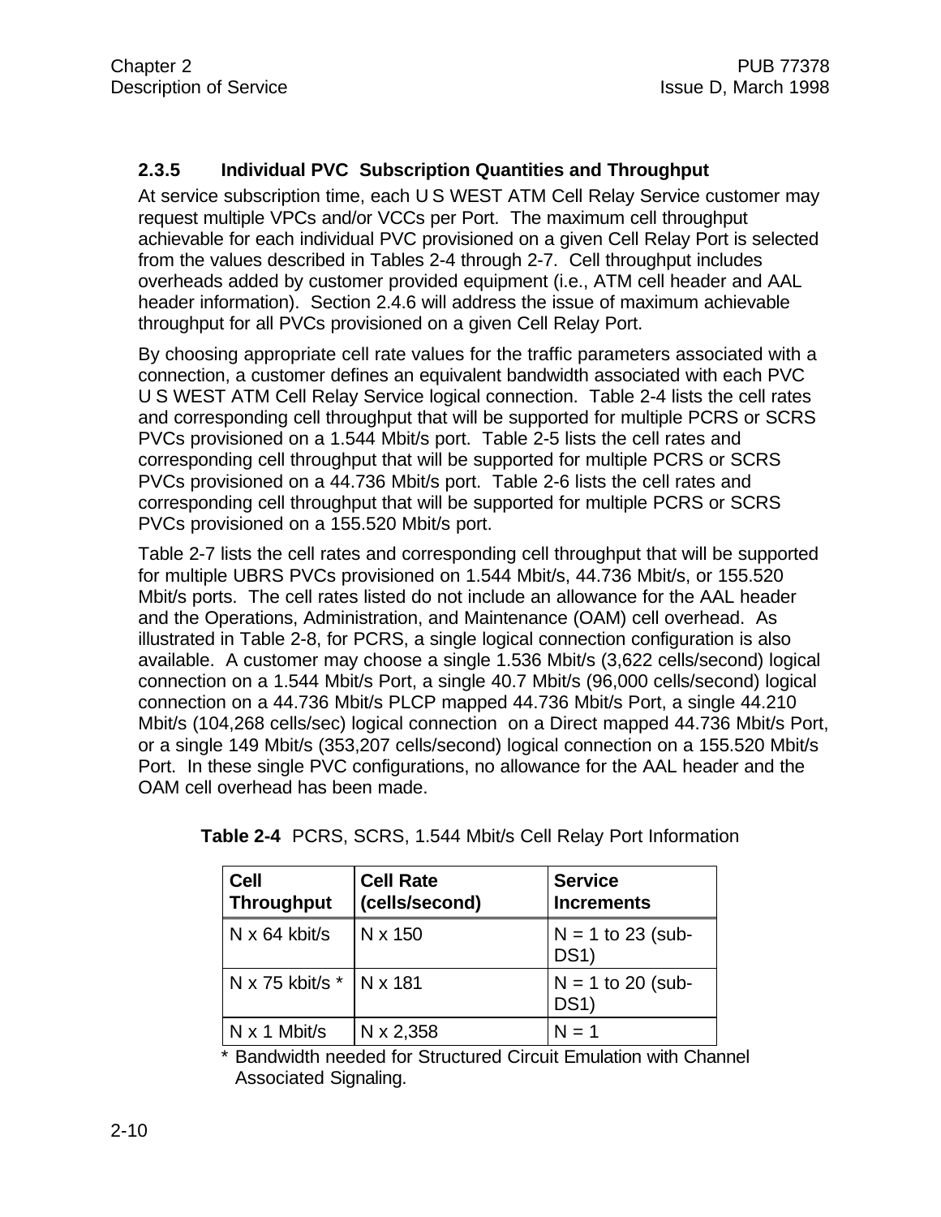### 2.3.5 Individual PVC Subscription Quantities and Throughput

At service subscription time, each U S WEST ATM Cell Relay Service customer may request multiple VPCs and/or VCCs per Port. The maximum cell throughput achievable for each individual PVC provisioned on a given Cell Relay Port is selected from the values described in Tables 2-4 through 2-7. Cell throughput includes overheads added by customer provided equipment (i.e., ATM cell header and AAL header information). Section 2.4.6 will address the issue of maximum achievable throughput for all PVCs provisioned on a given Cell Relay Port.

By choosing appropriate cell rate values for the traffic parameters associated with a connection, a customer defines an equivalent bandwidth associated with each PVC U S WEST ATM Cell Relay Service logical connection. Table 2-4 lists the cell rates and corresponding cell throughput that will be supported for multiple PCRS or SCRS PVCs provisioned on a 1.544 Mbit/s port. Table 2-5 lists the cell rates and corresponding cell throughput that will be supported for multiple PCRS or SCRS PVCs provisioned on a 44.736 Mbit/s port. Table 2-6 lists the cell rates and corresponding cell throughput that will be supported for multiple PCRS or SCRS PVCs provisioned on a 155.520 Mbit/s port.

Table 2-7 lists the cell rates and corresponding cell throughput that will be supported for multiple UBRS PVCs provisioned on 1.544 Mbit/s, 44.736 Mbit/s, or 155.520 Mbit/s ports. The cell rates listed do not include an allowance for the AAL header and the Operations, Administration, and Maintenance (OAM) cell overhead. As illustrated in Table 2-8, for PCRS, a single logical connection configuration is also available. A customer may choose a single 1.536 Mbit/s (3,622 cells/second) logical connection on a 1.544 Mbit/s Port, a single 40.7 Mbit/s (96,000 cells/second) logical connection on a 44.736 Mbit/s PLCP mapped 44.736 Mbit/s Port, a single 44.210 Mbit/s (104,268 cells/sec) logical connection on a Direct mapped 44.736 Mbit/s Port, or a single 149 Mbit/s (353,207 cells/second) logical connection on a 155.520 Mbit/s Port. In these single PVC configurations, no allowance for the AAL header and the OAM cell overhead has been made.

**Table 2-4** PCRS, SCRS, 1.544 Mbit/s Cell Relay Port Information

| Cell Throughput | Cell Rate (cells/second) | Service Increments |
|---|---|---|
| N x 64 kbit/s | N x 150 | N = 1 to 23 (sub-DS1) |
| N x 75 kbit/s * | N x 181 | N = 1 to 20 (sub-DS1) |
| N x 1 Mbit/s | N x 2,358 | N = 1 |

\* Bandwidth needed for Structured Circuit Emulation with Channel Associated Signaling.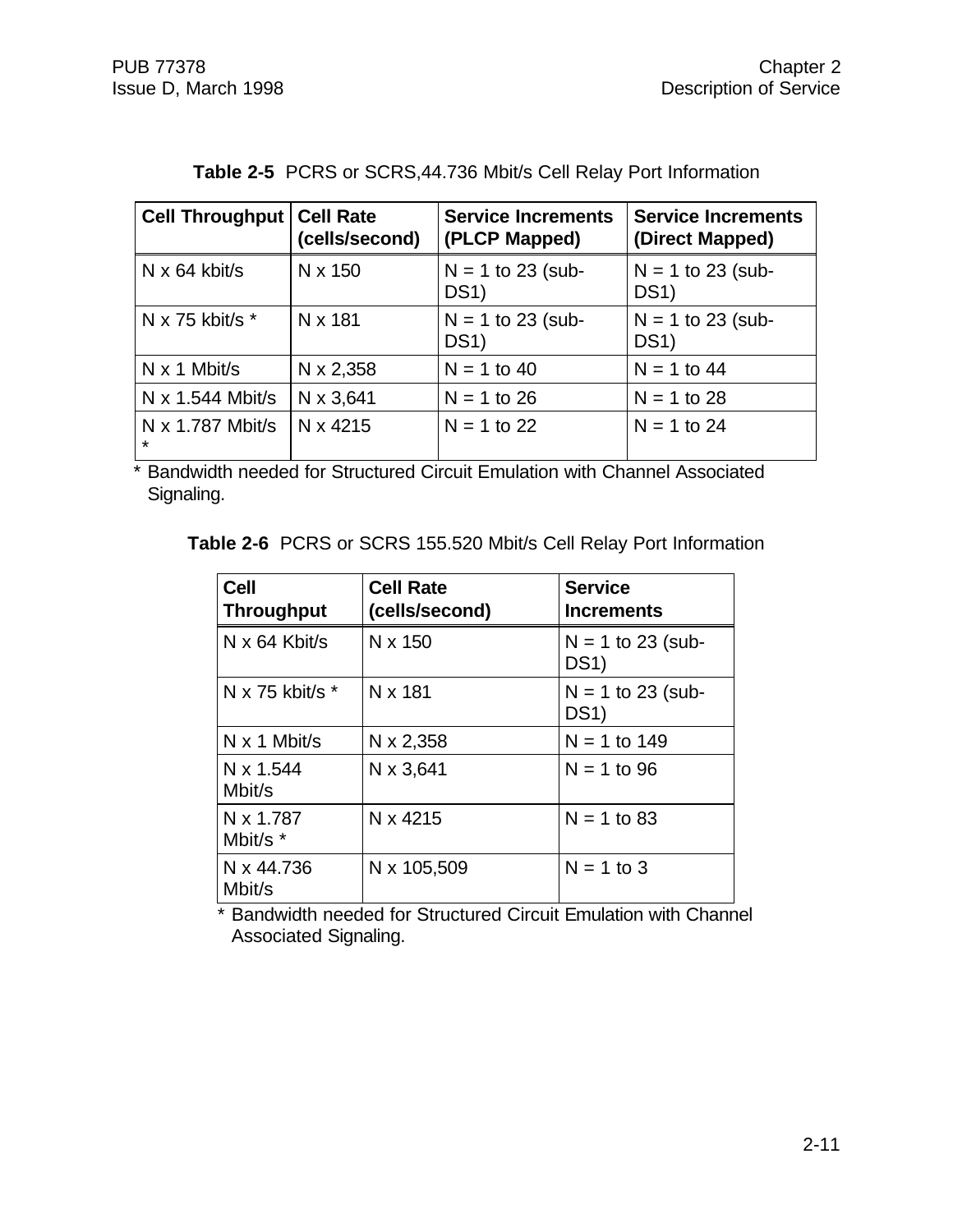**Table 2-5** PCRS or SCRS,44.736 Mbit/s Cell Relay Port Information

| Cell Throughput | Cell Rate (cells/second) | Service Increments (PLCP Mapped) | Service Increments (Direct Mapped) |
|---|---|---|---|
| N x 64 kbit/s | N x 150 | N = 1 to 23 (sub-DS1) | N = 1 to 23 (sub-DS1) |
| N x 75 kbit/s * | N x 181 | N = 1 to 23 (sub-DS1) | N = 1 to 23 (sub-DS1) |
| N x 1 Mbit/s | N x 2,358 | N = 1 to 40 | N = 1 to 44 |
| N x 1.544 Mbit/s | N x 3,641 | N = 1 to 26 | N = 1 to 28 |
| N x 1.787 Mbit/s * | N x 4215 | N = 1 to 22 | N = 1 to 24 |

* Bandwidth needed for Structured Circuit Emulation with Channel Associated Signaling.

**Table 2-6** PCRS or SCRS 155.520 Mbit/s Cell Relay Port Information

| Cell Throughput | Cell Rate (cells/second) | Service Increments |
|---|---|---|
| N x 64 Kbit/s | N x 150 | N = 1 to 23 (sub-DS1) |
| N x 75 kbit/s * | N x 181 | N = 1 to 23 (sub-DS1) |
| N x 1 Mbit/s | N x 2,358 | N = 1 to 149 |
| N x 1.544 Mbit/s | N x 3,641 | N = 1 to 96 |
| N x 1.787 Mbit/s * | N x 4215 | N = 1 to 83 |
| N x 44.736 Mbit/s | N x 105,509 | N = 1 to 3 |

* Bandwidth needed for Structured Circuit Emulation with Channel Associated Signaling.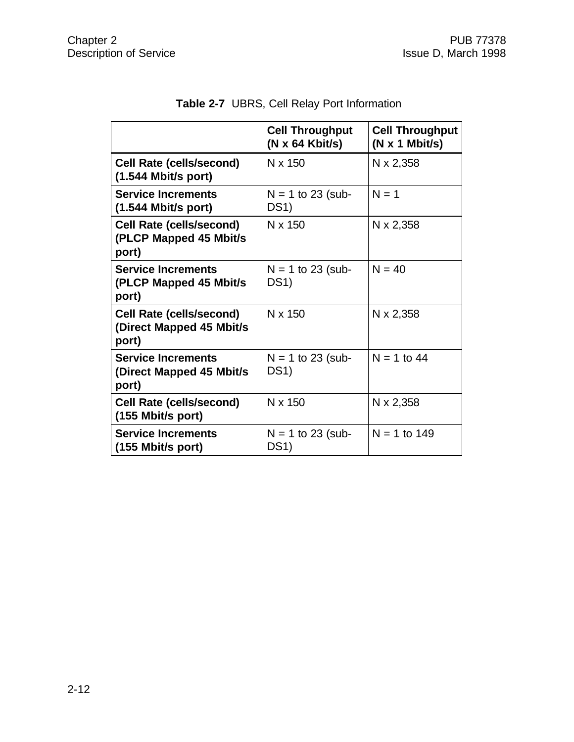**Table 2-7** UBRS, Cell Relay Port Information

| | Cell Throughput (N x 64 Kbit/s) | Cell Throughput (N x 1 Mbit/s) |
|---|---|---|
| **Cell Rate (cells/second) (1.544 Mbit/s port)** | N x 150 | N x 2,358 |
| **Service Increments (1.544 Mbit/s port)** | N = 1 to 23 (sub-DS1) | N = 1 |
| **Cell Rate (cells/second) (PLCP Mapped 45 Mbit/s port)** | N x 150 | N x 2,358 |
| **Service Increments (PLCP Mapped 45 Mbit/s port)** | N = 1 to 23 (sub-DS1) | N = 40 |
| **Cell Rate (cells/second) (Direct Mapped 45 Mbit/s port)** | N x 150 | N x 2,358 |
| **Service Increments (Direct Mapped 45 Mbit/s port)** | N = 1 to 23 (sub-DS1) | N = 1 to 44 |
| **Cell Rate (cells/second) (155 Mbit/s port)** | N x 150 | N x 2,358 |
| **Service Increments (155 Mbit/s port)** | N = 1 to 23 (sub-DS1) | N = 1 to 149 |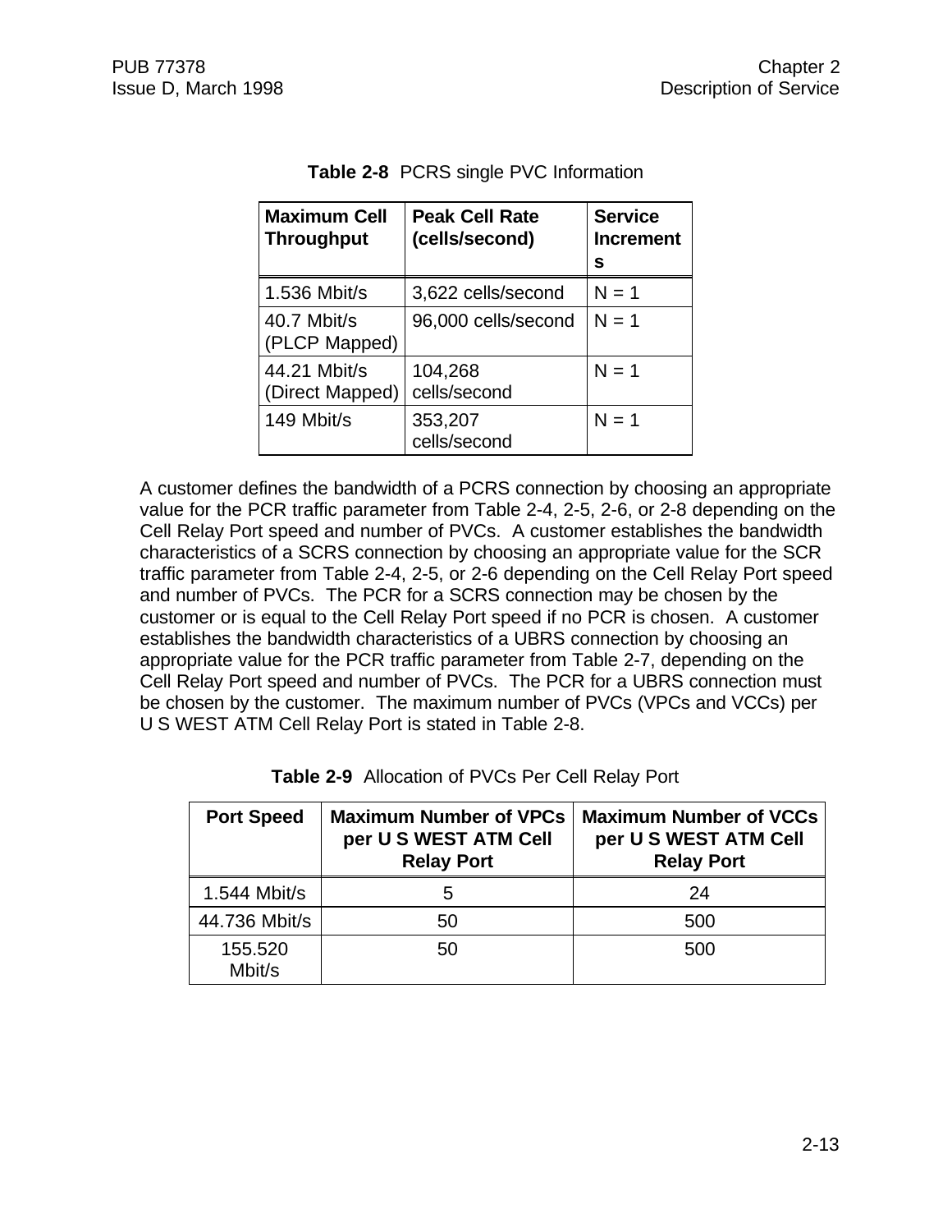**Table 2-8** PCRS single PVC Information

| Maximum Cell Throughput | Peak Cell Rate (cells/second) | Service Increments |
|---|---|---|
| 1.536 Mbit/s | 3,622 cells/second | N = 1 |
| 40.7 Mbit/s (PLCP Mapped) | 96,000 cells/second | N = 1 |
| 44.21 Mbit/s (Direct Mapped) | 104,268 cells/second | N = 1 |
| 149 Mbit/s | 353,207 cells/second | N = 1 |

A customer defines the bandwidth of a PCRS connection by choosing an appropriate value for the PCR traffic parameter from Table 2-4, 2-5, 2-6, or 2-8 depending on the Cell Relay Port speed and number of PVCs. A customer establishes the bandwidth characteristics of a SCRS connection by choosing an appropriate value for the SCR traffic parameter from Table 2-4, 2-5, or 2-6 depending on the Cell Relay Port speed and number of PVCs. The PCR for a SCRS connection may be chosen by the customer or is equal to the Cell Relay Port speed if no PCR is chosen. A customer establishes the bandwidth characteristics of a UBRS connection by choosing an appropriate value for the PCR traffic parameter from Table 2-7, depending on the Cell Relay Port speed and number of PVCs. The PCR for a UBRS connection must be chosen by the customer. The maximum number of PVCs (VPCs and VCCs) per U S WEST ATM Cell Relay Port is stated in Table 2-8.

**Table 2-9** Allocation of PVCs Per Cell Relay Port

| Port Speed | Maximum Number of VPCs per U S WEST ATM Cell Relay Port | Maximum Number of VCCs per U S WEST ATM Cell Relay Port |
|---|---|---|
| 1.544 Mbit/s | 5 | 24 |
| 44.736 Mbit/s | 50 | 500 |
| 155.520 Mbit/s | 50 | 500 |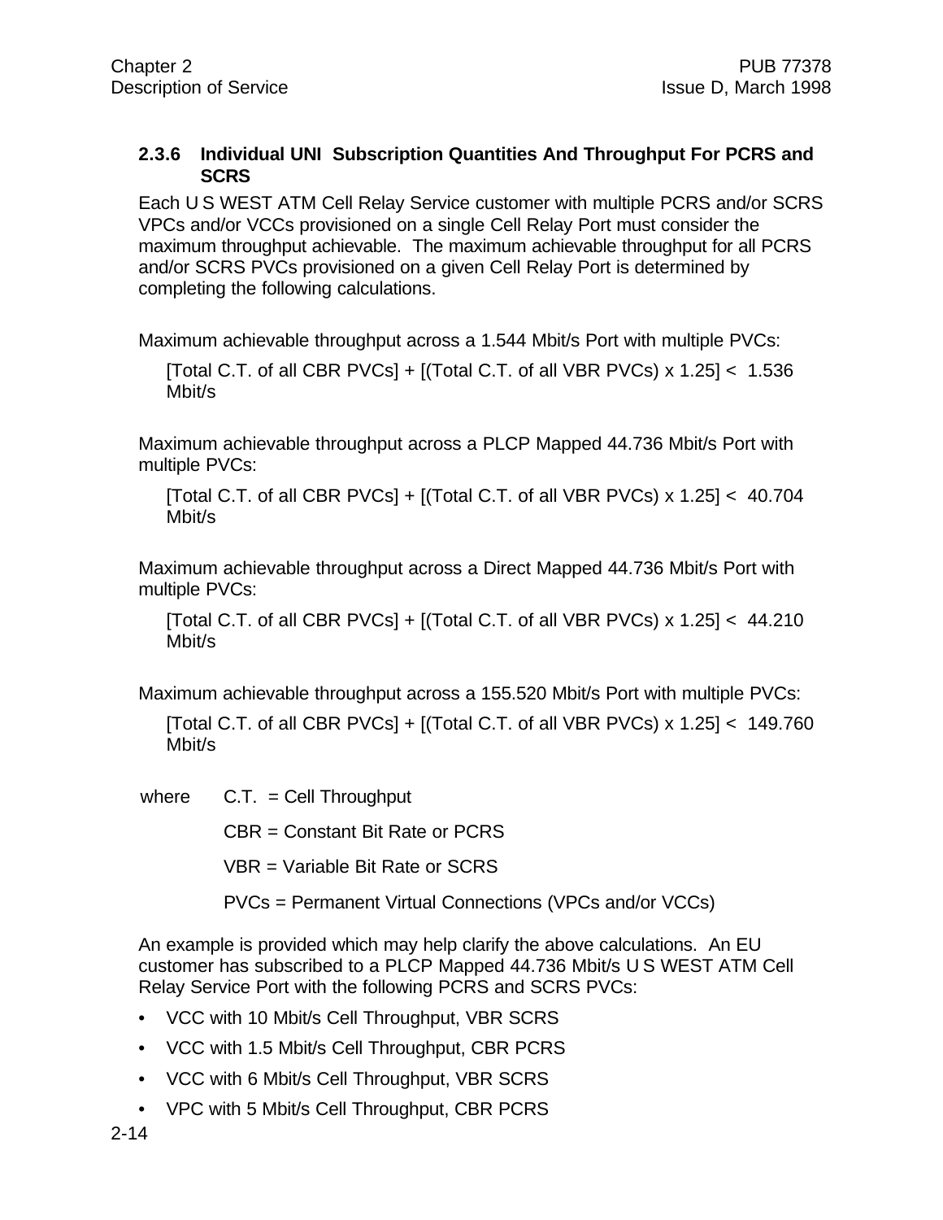### 2.3.6 Individual UNI Subscription Quantities And Throughput For PCRS and SCRS

Each U S WEST ATM Cell Relay Service customer with multiple PCRS and/or SCRS VPCs and/or VCCs provisioned on a single Cell Relay Port must consider the maximum throughput achievable. The maximum achievable throughput for all PCRS and/or SCRS PVCs provisioned on a given Cell Relay Port is determined by completing the following calculations.

Maximum achievable throughput across a 1.544 Mbit/s Port with multiple PVCs:

[Total C.T. of all CBR PVCs] + [(Total C.T. of all VBR PVCs) x 1.25] < 1.536 Mbit/s

Maximum achievable throughput across a PLCP Mapped 44.736 Mbit/s Port with multiple PVCs:

[Total C.T. of all CBR PVCs] + [(Total C.T. of all VBR PVCs) x 1.25] < 40.704 Mbit/s

Maximum achievable throughput across a Direct Mapped 44.736 Mbit/s Port with multiple PVCs:

[Total C.T. of all CBR PVCs] + [(Total C.T. of all VBR PVCs) x 1.25] < 44.210 Mbit/s

Maximum achievable throughput across a 155.520 Mbit/s Port with multiple PVCs:

[Total C.T. of all CBR PVCs] + [(Total C.T. of all VBR PVCs) x 1.25] < 149.760 Mbit/s

where C.T. = Cell Throughput

CBR = Constant Bit Rate or PCRS

VBR = Variable Bit Rate or SCRS

PVCs = Permanent Virtual Connections (VPCs and/or VCCs)

An example is provided which may help clarify the above calculations. An EU customer has subscribed to a PLCP Mapped 44.736 Mbit/s U S WEST ATM Cell Relay Service Port with the following PCRS and SCRS PVCs:

- VCC with 10 Mbit/s Cell Throughput, VBR SCRS
- VCC with 1.5 Mbit/s Cell Throughput, CBR PCRS
- VCC with 6 Mbit/s Cell Throughput, VBR SCRS
- VPC with 5 Mbit/s Cell Throughput, CBR PCRS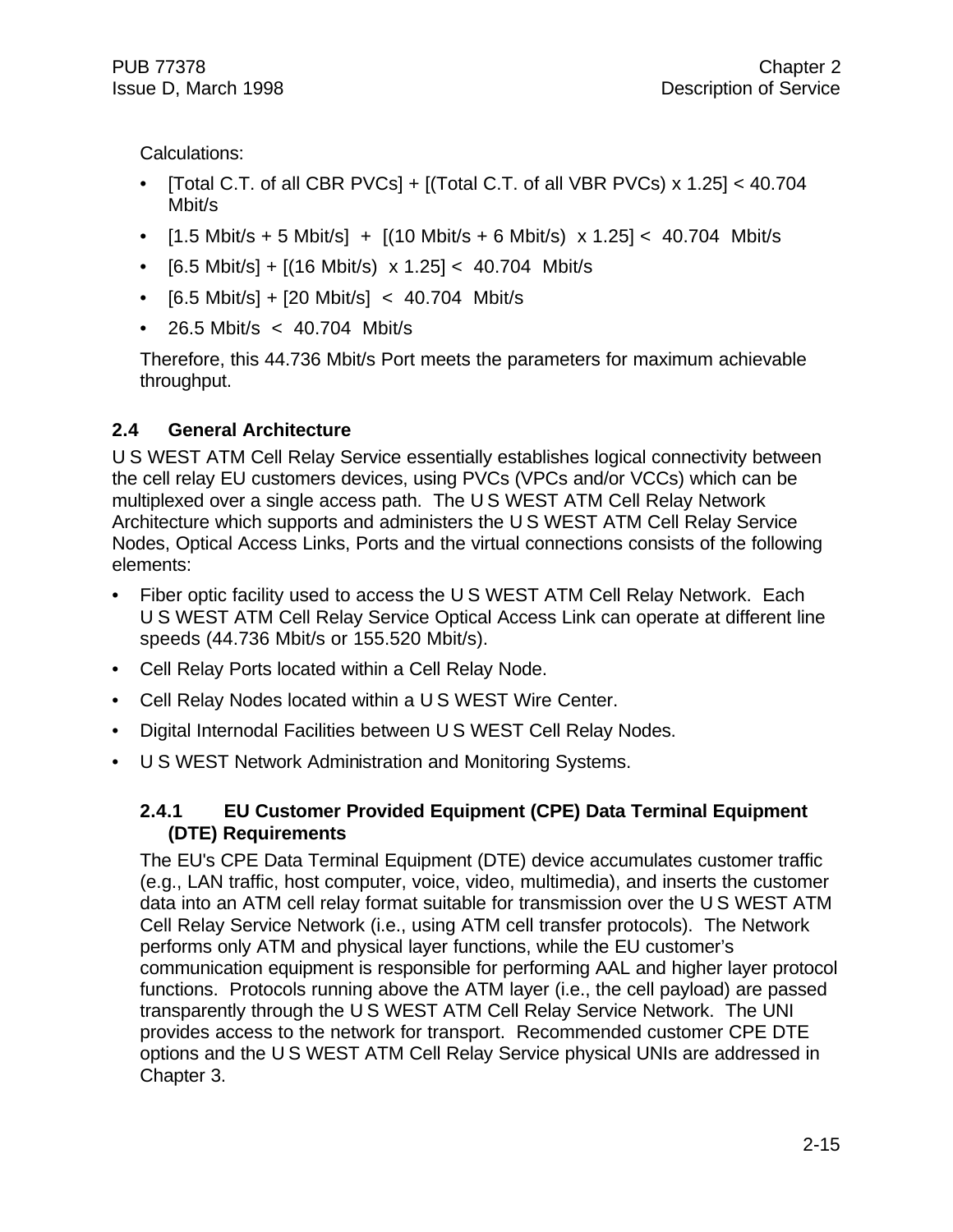Calculations:

- [Total C.T. of all CBR PVCs] + [(Total C.T. of all VBR PVCs) x 1.25] < 40.704 Mbit/s
- [1.5 Mbit/s + 5 Mbit/s] + [(10 Mbit/s + 6 Mbit/s) x 1.25] < 40.704 Mbit/s
- [6.5 Mbit/s] + [(16 Mbit/s) x 1.25] < 40.704 Mbit/s
- [6.5 Mbit/s] + [20 Mbit/s] < 40.704 Mbit/s
- 26.5 Mbit/s < 40.704 Mbit/s

Therefore, this 44.736 Mbit/s Port meets the parameters for maximum achievable throughput.

## 2.4 General Architecture

U S WEST ATM Cell Relay Service essentially establishes logical connectivity between the cell relay EU customers devices, using PVCs (VPCs and/or VCCs) which can be multiplexed over a single access path. The U S WEST ATM Cell Relay Network Architecture which supports and administers the U S WEST ATM Cell Relay Service Nodes, Optical Access Links, Ports and the virtual connections consists of the following elements:

- Fiber optic facility used to access the U S WEST ATM Cell Relay Network. Each U S WEST ATM Cell Relay Service Optical Access Link can operate at different line speeds (44.736 Mbit/s or 155.520 Mbit/s).
- Cell Relay Ports located within a Cell Relay Node.
- Cell Relay Nodes located within a U S WEST Wire Center.
- Digital Internodal Facilities between U S WEST Cell Relay Nodes.
- U S WEST Network Administration and Monitoring Systems.

### 2.4.1 EU Customer Provided Equipment (CPE) Data Terminal Equipment (DTE) Requirements

The EU's CPE Data Terminal Equipment (DTE) device accumulates customer traffic (e.g., LAN traffic, host computer, voice, video, multimedia), and inserts the customer data into an ATM cell relay format suitable for transmission over the U S WEST ATM Cell Relay Service Network (i.e., using ATM cell transfer protocols). The Network performs only ATM and physical layer functions, while the EU customer's communication equipment is responsible for performing AAL and higher layer protocol functions. Protocols running above the ATM layer (i.e., the cell payload) are passed transparently through the U S WEST ATM Cell Relay Service Network. The UNI provides access to the network for transport. Recommended customer CPE DTE options and the U S WEST ATM Cell Relay Service physical UNIs are addressed in Chapter 3.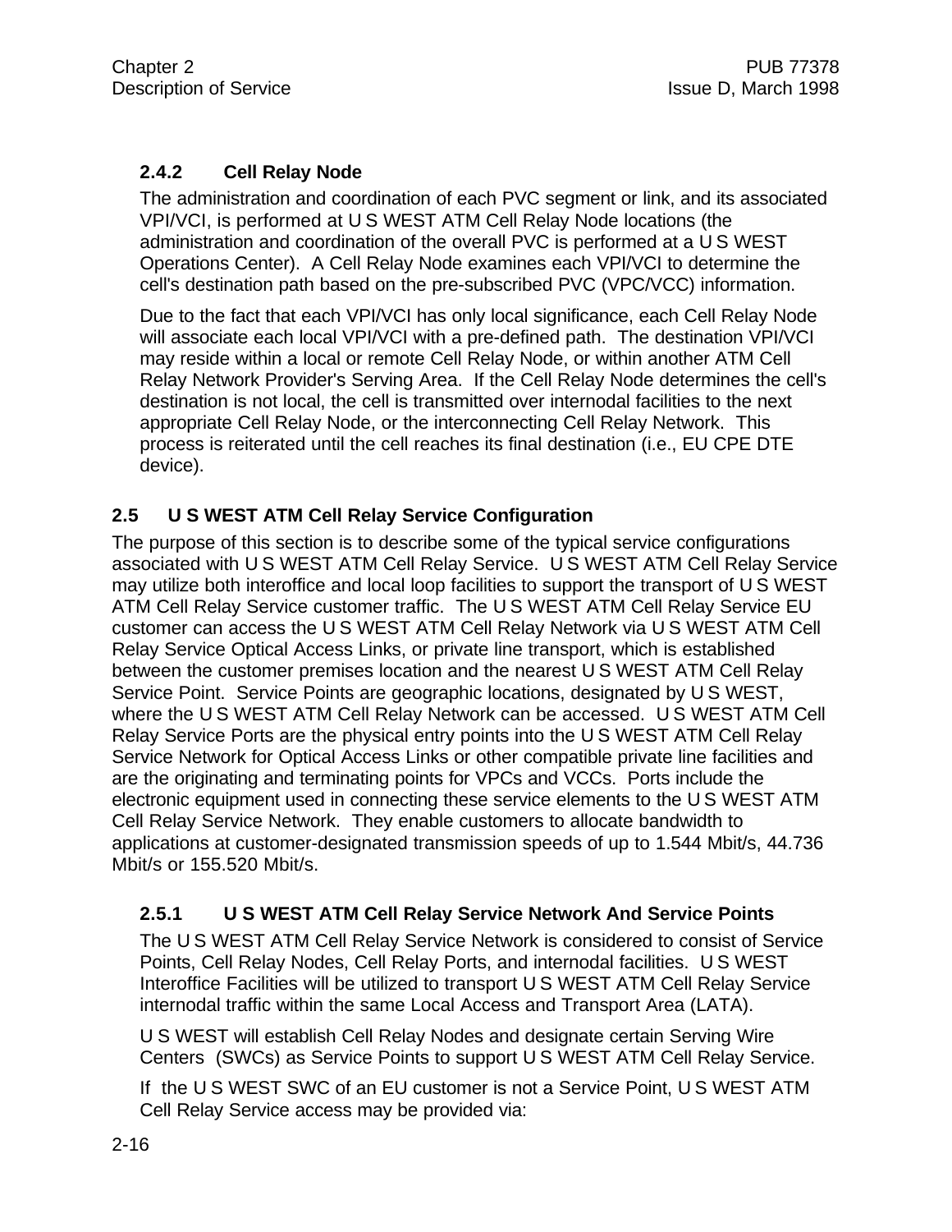### 2.4.2 Cell Relay Node

The administration and coordination of each PVC segment or link, and its associated VPI/VCI, is performed at U S WEST ATM Cell Relay Node locations (the administration and coordination of the overall PVC is performed at a U S WEST Operations Center). A Cell Relay Node examines each VPI/VCI to determine the cell's destination path based on the pre-subscribed PVC (VPC/VCC) information.

Due to the fact that each VPI/VCI has only local significance, each Cell Relay Node will associate each local VPI/VCI with a pre-defined path. The destination VPI/VCI may reside within a local or remote Cell Relay Node, or within another ATM Cell Relay Network Provider's Serving Area. If the Cell Relay Node determines the cell's destination is not local, the cell is transmitted over internodal facilities to the next appropriate Cell Relay Node, or the interconnecting Cell Relay Network. This process is reiterated until the cell reaches its final destination (i.e., EU CPE DTE device).

## 2.5 U S WEST ATM Cell Relay Service Configuration

The purpose of this section is to describe some of the typical service configurations associated with U S WEST ATM Cell Relay Service. U S WEST ATM Cell Relay Service may utilize both interoffice and local loop facilities to support the transport of U S WEST ATM Cell Relay Service customer traffic. The U S WEST ATM Cell Relay Service EU customer can access the U S WEST ATM Cell Relay Network via U S WEST ATM Cell Relay Service Optical Access Links, or private line transport, which is established between the customer premises location and the nearest U S WEST ATM Cell Relay Service Point. Service Points are geographic locations, designated by U S WEST, where the U S WEST ATM Cell Relay Network can be accessed. U S WEST ATM Cell Relay Service Ports are the physical entry points into the U S WEST ATM Cell Relay Service Network for Optical Access Links or other compatible private line facilities and are the originating and terminating points for VPCs and VCCs. Ports include the electronic equipment used in connecting these service elements to the U S WEST ATM Cell Relay Service Network. They enable customers to allocate bandwidth to applications at customer-designated transmission speeds of up to 1.544 Mbit/s, 44.736 Mbit/s or 155.520 Mbit/s.

### 2.5.1 U S WEST ATM Cell Relay Service Network And Service Points

The U S WEST ATM Cell Relay Service Network is considered to consist of Service Points, Cell Relay Nodes, Cell Relay Ports, and internodal facilities. U S WEST Interoffice Facilities will be utilized to transport U S WEST ATM Cell Relay Service internodal traffic within the same Local Access and Transport Area (LATA).

U S WEST will establish Cell Relay Nodes and designate certain Serving Wire Centers (SWCs) as Service Points to support U S WEST ATM Cell Relay Service.

If the U S WEST SWC of an EU customer is not a Service Point, U S WEST ATM Cell Relay Service access may be provided via: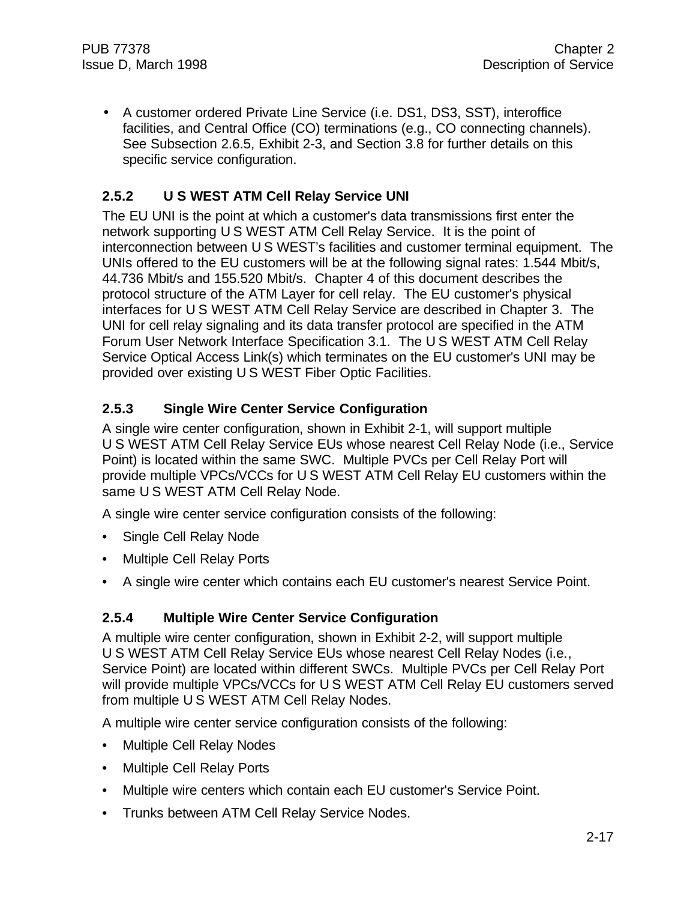- A customer ordered Private Line Service (i.e. DS1, DS3, SST), interoffice facilities, and Central Office (CO) terminations (e.g., CO connecting channels). See Subsection 2.6.5, Exhibit 2-3, and Section 3.8 for further details on this specific service configuration.

### 2.5.2 U S WEST ATM Cell Relay Service UNI

The EU UNI is the point at which a customer's data transmissions first enter the network supporting U S WEST ATM Cell Relay Service. It is the point of interconnection between U S WEST's facilities and customer terminal equipment. The UNIs offered to the EU customers will be at the following signal rates: 1.544 Mbit/s, 44.736 Mbit/s and 155.520 Mbit/s. Chapter 4 of this document describes the protocol structure of the ATM Layer for cell relay. The EU customer's physical interfaces for U S WEST ATM Cell Relay Service are described in Chapter 3. The UNI for cell relay signaling and its data transfer protocol are specified in the ATM Forum User Network Interface Specification 3.1. The U S WEST ATM Cell Relay Service Optical Access Link(s) which terminates on the EU customer's UNI may be provided over existing U S WEST Fiber Optic Facilities.

### 2.5.3 Single Wire Center Service Configuration

A single wire center configuration, shown in Exhibit 2-1, will support multiple U S WEST ATM Cell Relay Service EUs whose nearest Cell Relay Node (i.e., Service Point) is located within the same SWC. Multiple PVCs per Cell Relay Port will provide multiple VPCs/VCCs for U S WEST ATM Cell Relay EU customers within the same U S WEST ATM Cell Relay Node.

A single wire center service configuration consists of the following:

- Single Cell Relay Node
- Multiple Cell Relay Ports
- A single wire center which contains each EU customer's nearest Service Point.

### 2.5.4 Multiple Wire Center Service Configuration

A multiple wire center configuration, shown in Exhibit 2-2, will support multiple U S WEST ATM Cell Relay Service EUs whose nearest Cell Relay Nodes (i.e., Service Point) are located within different SWCs. Multiple PVCs per Cell Relay Port will provide multiple VPCs/VCCs for U S WEST ATM Cell Relay EU customers served from multiple U S WEST ATM Cell Relay Nodes.

A multiple wire center service configuration consists of the following:

- Multiple Cell Relay Nodes
- Multiple Cell Relay Ports
- Multiple wire centers which contain each EU customer's Service Point.
- Trunks between ATM Cell Relay Service Nodes.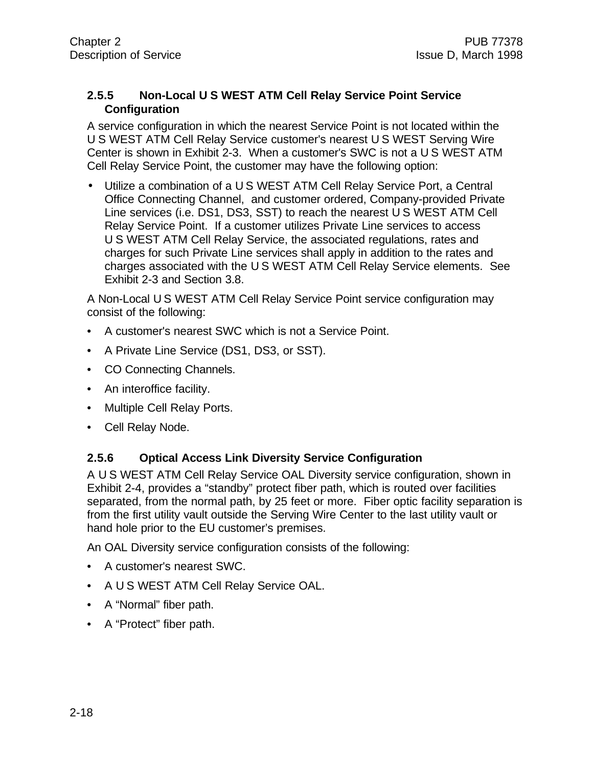### 2.5.5 Non-Local U S WEST ATM Cell Relay Service Point Service Configuration

A service configuration in which the nearest Service Point is not located within the U S WEST ATM Cell Relay Service customer's nearest U S WEST Serving Wire Center is shown in Exhibit 2-3. When a customer's SWC is not a U S WEST ATM Cell Relay Service Point, the customer may have the following option:

- Utilize a combination of a U S WEST ATM Cell Relay Service Port, a Central Office Connecting Channel, and customer ordered, Company-provided Private Line services (i.e. DS1, DS3, SST) to reach the nearest U S WEST ATM Cell Relay Service Point. If a customer utilizes Private Line services to access U S WEST ATM Cell Relay Service, the associated regulations, rates and charges for such Private Line services shall apply in addition to the rates and charges associated with the U S WEST ATM Cell Relay Service elements. See Exhibit 2-3 and Section 3.8.

A Non-Local U S WEST ATM Cell Relay Service Point service configuration may consist of the following:

- A customer's nearest SWC which is not a Service Point.
- A Private Line Service (DS1, DS3, or SST).
- CO Connecting Channels.
- An interoffice facility.
- Multiple Cell Relay Ports.
- Cell Relay Node.

### 2.5.6 Optical Access Link Diversity Service Configuration

A U S WEST ATM Cell Relay Service OAL Diversity service configuration, shown in Exhibit 2-4, provides a “standby” protect fiber path, which is routed over facilities separated, from the normal path, by 25 feet or more. Fiber optic facility separation is from the first utility vault outside the Serving Wire Center to the last utility vault or hand hole prior to the EU customer’s premises.

An OAL Diversity service configuration consists of the following:

- A customer's nearest SWC.
- A U S WEST ATM Cell Relay Service OAL.
- A “Normal” fiber path.
- A “Protect” fiber path.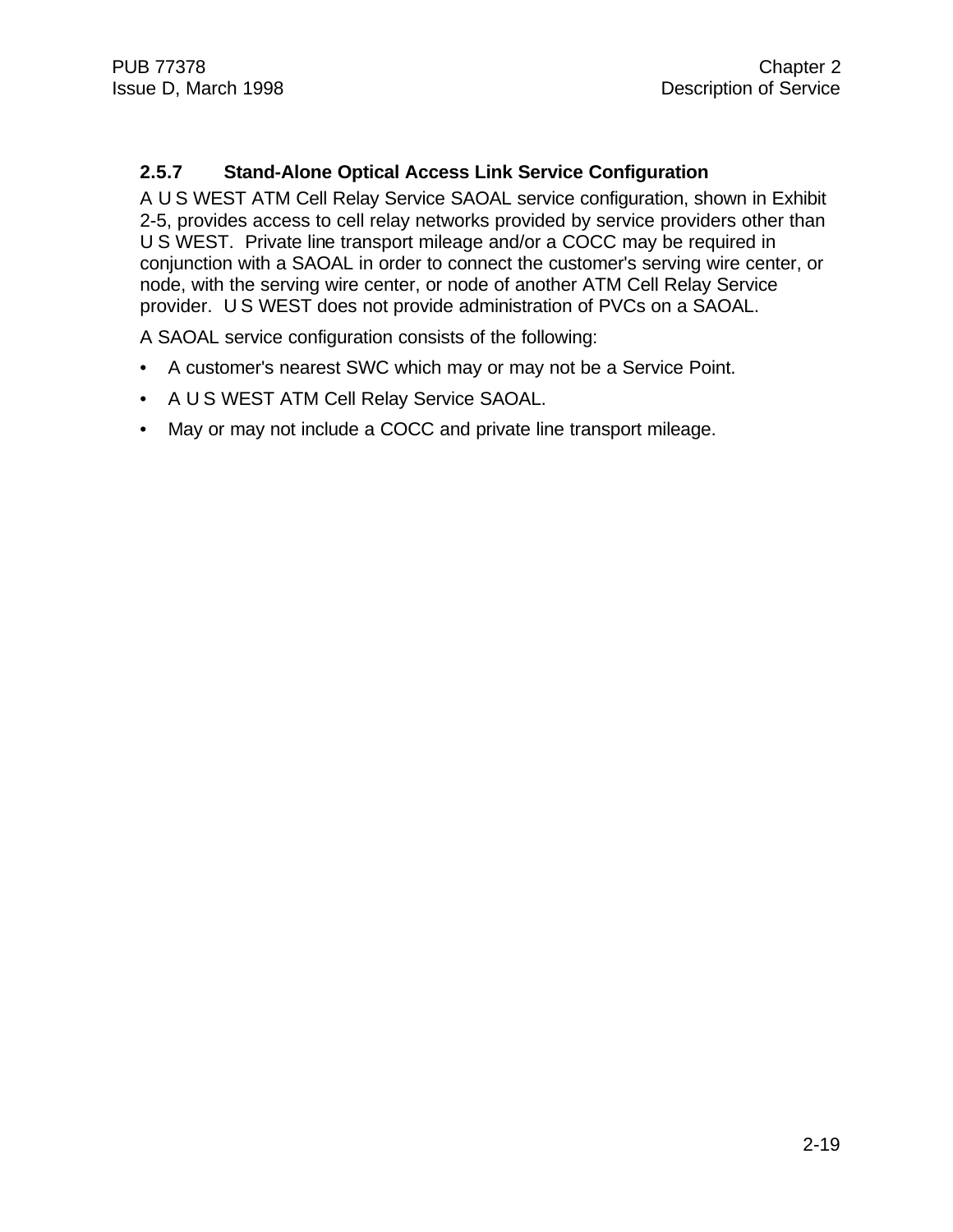### 2.5.7 Stand-Alone Optical Access Link Service Configuration

A U S WEST ATM Cell Relay Service SAOAL service configuration, shown in Exhibit 2-5, provides access to cell relay networks provided by service providers other than U S WEST. Private line transport mileage and/or a COCC may be required in conjunction with a SAOAL in order to connect the customer's serving wire center, or node, with the serving wire center, or node of another ATM Cell Relay Service provider. U S WEST does not provide administration of PVCs on a SAOAL.

A SAOAL service configuration consists of the following:

- A customer's nearest SWC which may or may not be a Service Point.
- A U S WEST ATM Cell Relay Service SAOAL.
- May or may not include a COCC and private line transport mileage.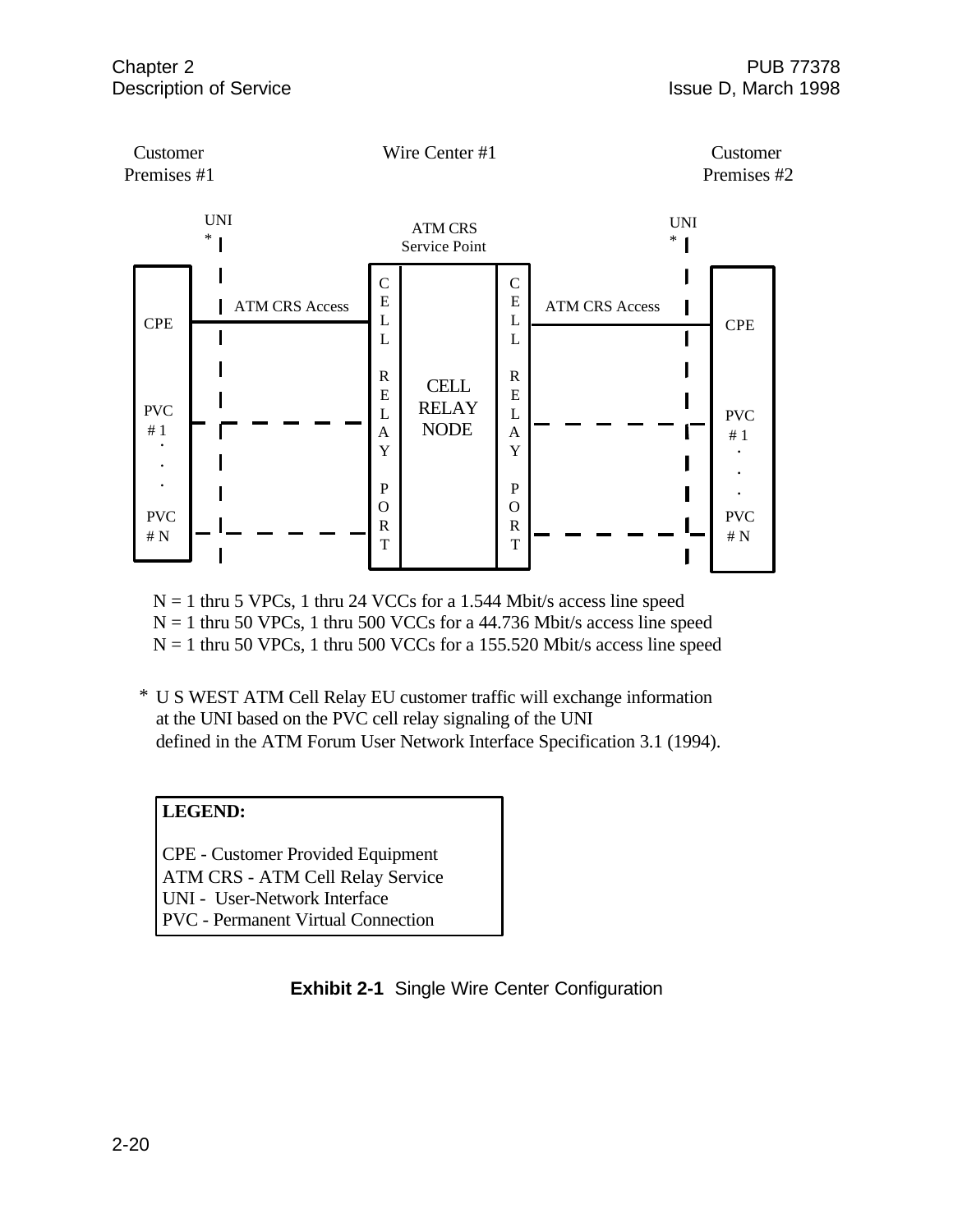Customer Premises #1 — Wire Center #1 — Customer Premises #2

UNI * — ATM CRS Service Point — UNI *

CPE — ATM CRS Access — CELL RELAY PORT — CELL RELAY NODE — CELL RELAY PORT — ATM CRS Access — CPE

PVC # 1 . . . PVC # N — PVC # 1 . . . PVC # N

N = 1 thru 5 VPCs, 1 thru 24 VCCs for a 1.544 Mbit/s access line speed
N = 1 thru 50 VPCs, 1 thru 500 VCCs for a 44.736 Mbit/s access line speed
N = 1 thru 50 VPCs, 1 thru 500 VCCs for a 155.520 Mbit/s access line speed

* U S WEST ATM Cell Relay EU customer traffic will exchange information at the UNI based on the PVC cell relay signaling of the UNI defined in the ATM Forum User Network Interface Specification 3.1 (1994).

**LEGEND:**

CPE - Customer Provided Equipment
ATM CRS - ATM Cell Relay Service
UNI - User-Network Interface
PVC - Permanent Virtual Connection

**Exhibit 2-1** Single Wire Center Configuration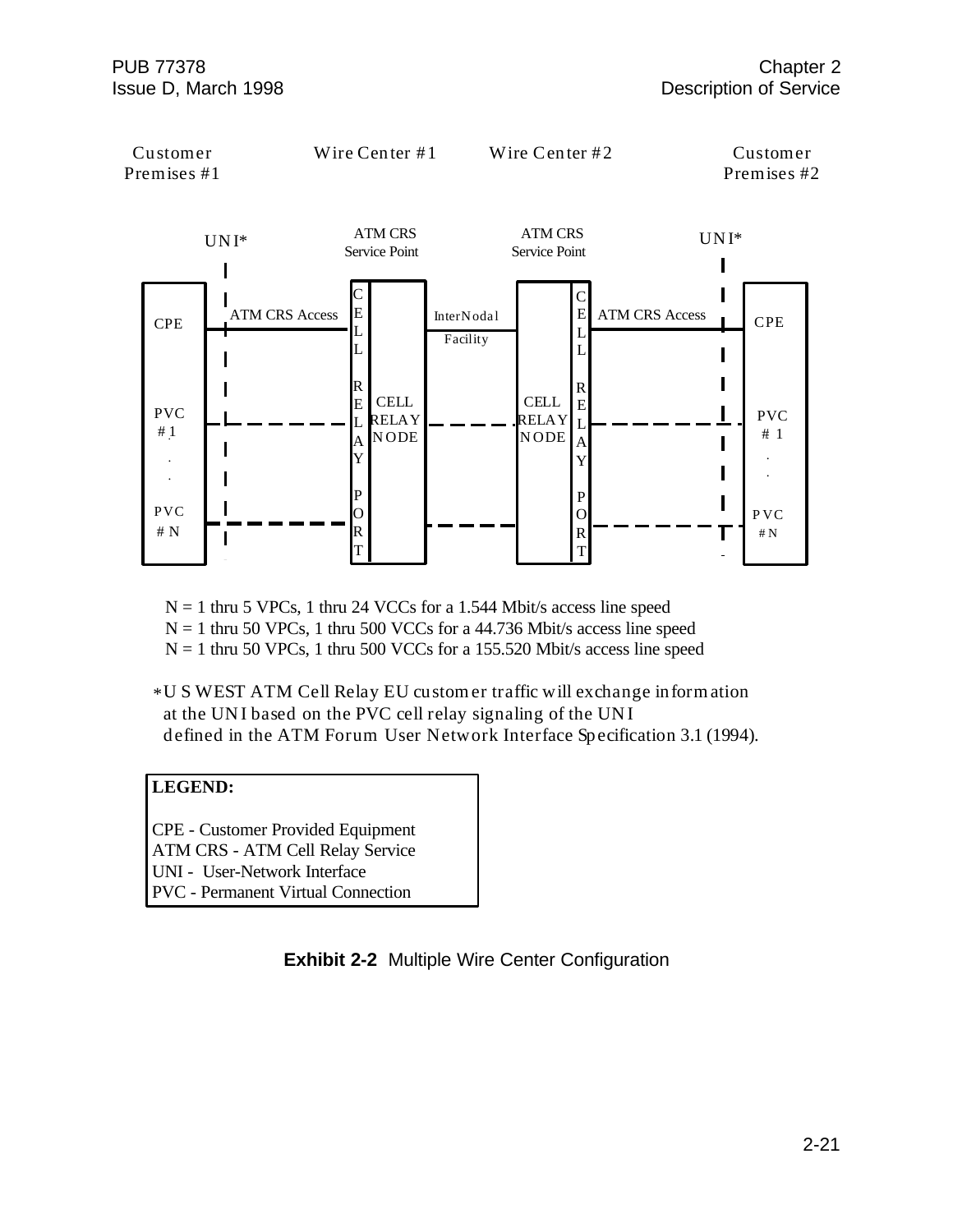Customer Premises #1 | Wire Center #1 | Wire Center #2 | Customer Premises #2

UNI* | ATM CRS Service Point | ATM CRS Service Point | UNI*

CPE — ATM CRS Access — CELL RELAY PORT — CELL RELAY NODE — InterNodal Facility — CELL RELAY NODE — CELL RELAY PORT — ATM CRS Access — CPE

PVC # 1 . . PVC # N — PVC # 1 . . PVC # N

N = 1 thru 5 VPCs, 1 thru 24 VCCs for a 1.544 Mbit/s access line speed
N = 1 thru 50 VPCs, 1 thru 500 VCCs for a 44.736 Mbit/s access line speed
N = 1 thru 50 VPCs, 1 thru 500 VCCs for a 155.520 Mbit/s access line speed

*U S WEST ATM Cell Relay EU customer traffic will exchange information at the UNI based on the PVC cell relay signaling of the UNI defined in the ATM Forum User Network Interface Specification 3.1 (1994).

**LEGEND:**

CPE - Customer Provided Equipment
ATM CRS - ATM Cell Relay Service
UNI - User-Network Interface
PVC - Permanent Virtual Connection

**Exhibit 2-2** Multiple Wire Center Configuration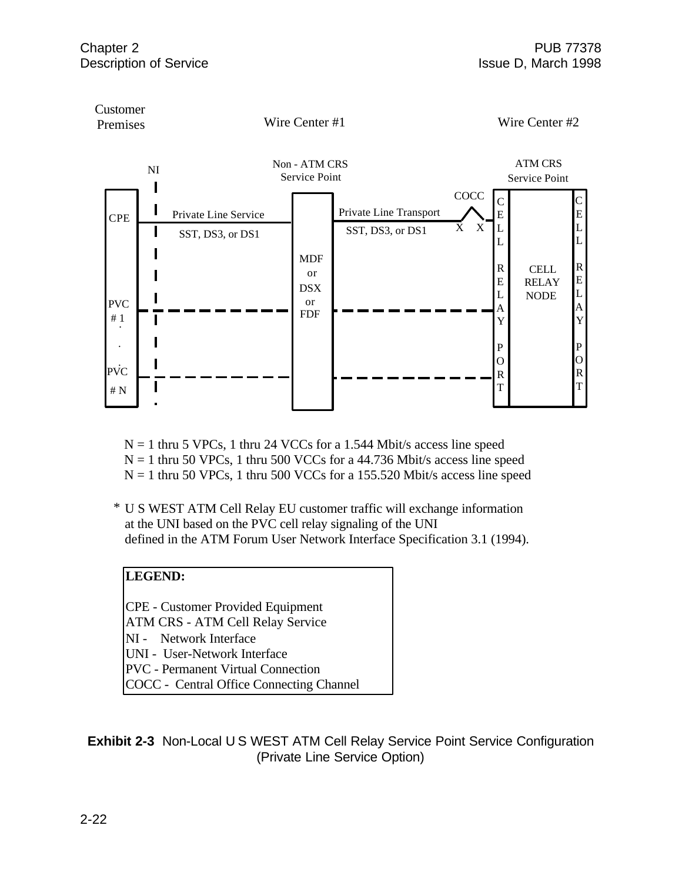Customer Premises

Wire Center #1

Wire Center #2

NI

Non - ATM CRS Service Point

ATM CRS Service Point

COCC

CPE

Private Line Service

SST, DS3, or DS1

Private Line Transport

SST, DS3, or DS1

X X

MDF or DSX or FDF

CELL RELAY PORT

CELL RELAY NODE

CELL RELAY PORT

PVC # 1

. . .

PVC # N

N = 1 thru 5 VPCs, 1 thru 24 VCCs for a 1.544 Mbit/s access line speed
N = 1 thru 50 VPCs, 1 thru 500 VCCs for a 44.736 Mbit/s access line speed
N = 1 thru 50 VPCs, 1 thru 500 VCCs for a 155.520 Mbit/s access line speed

\* U S WEST ATM Cell Relay EU customer traffic will exchange information at the UNI based on the PVC cell relay signaling of the UNI defined in the ATM Forum User Network Interface Specification 3.1 (1994).

**LEGEND:**

CPE - Customer Provided Equipment
ATM CRS - ATM Cell Relay Service
NI - Network Interface
UNI - User-Network Interface
PVC - Permanent Virtual Connection
COCC - Central Office Connecting Channel

**Exhibit 2-3** Non-Local U S WEST ATM Cell Relay Service Point Service Configuration (Private Line Service Option)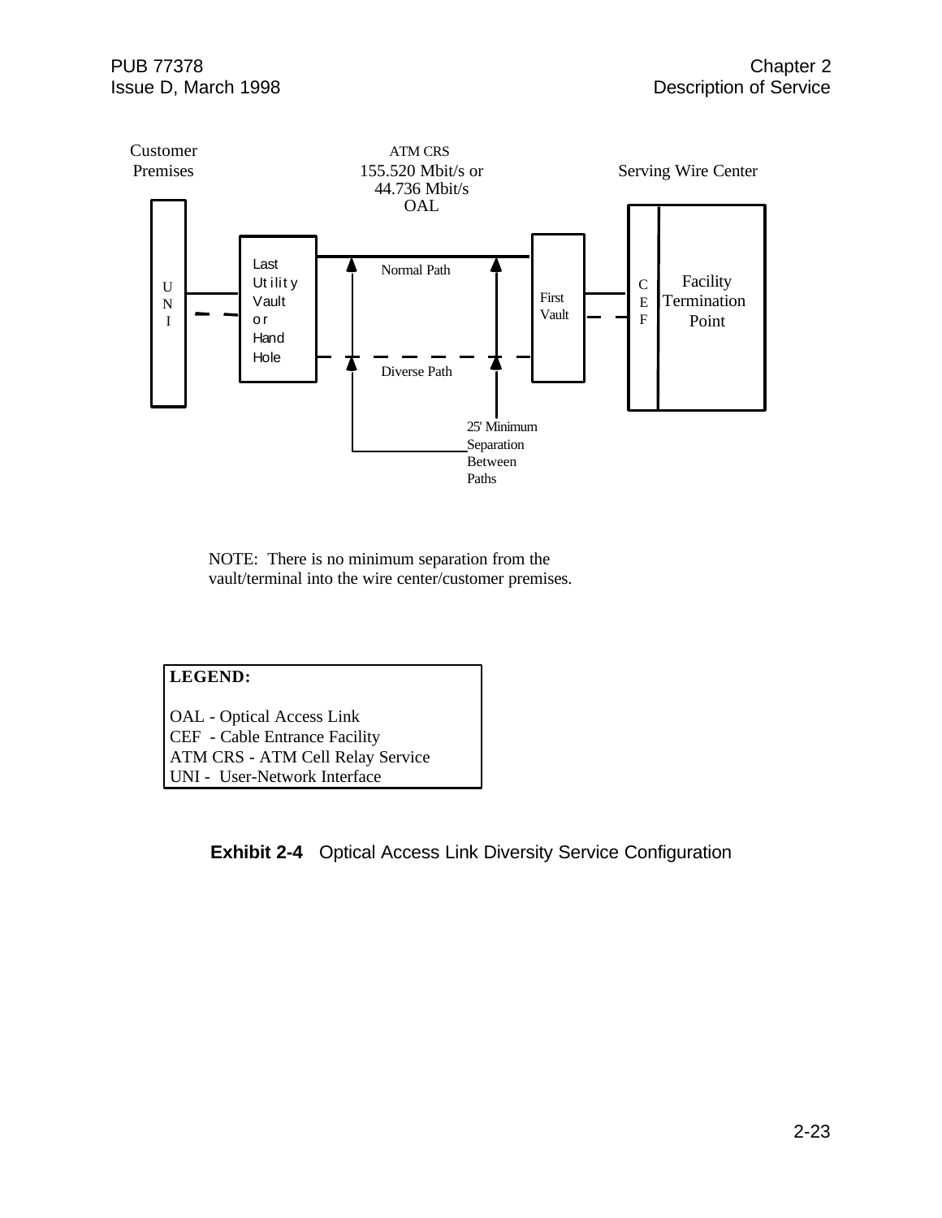Customer Premises

ATM CRS
155.520 Mbit/s or
44.736 Mbit/s
OAL

Serving Wire Center

UNI

Last Utility Vault or Hand Hole

Normal Path

Diverse Path

First Vault

CEF

Facility Termination Point

25' Minimum Separation Between Paths

NOTE: There is no minimum separation from the vault/terminal into the wire center/customer premises.

**LEGEND:**

OAL - Optical Access Link
CEF - Cable Entrance Facility
ATM CRS - ATM Cell Relay Service
UNI - User-Network Interface

**Exhibit 2-4** Optical Access Link Diversity Service Configuration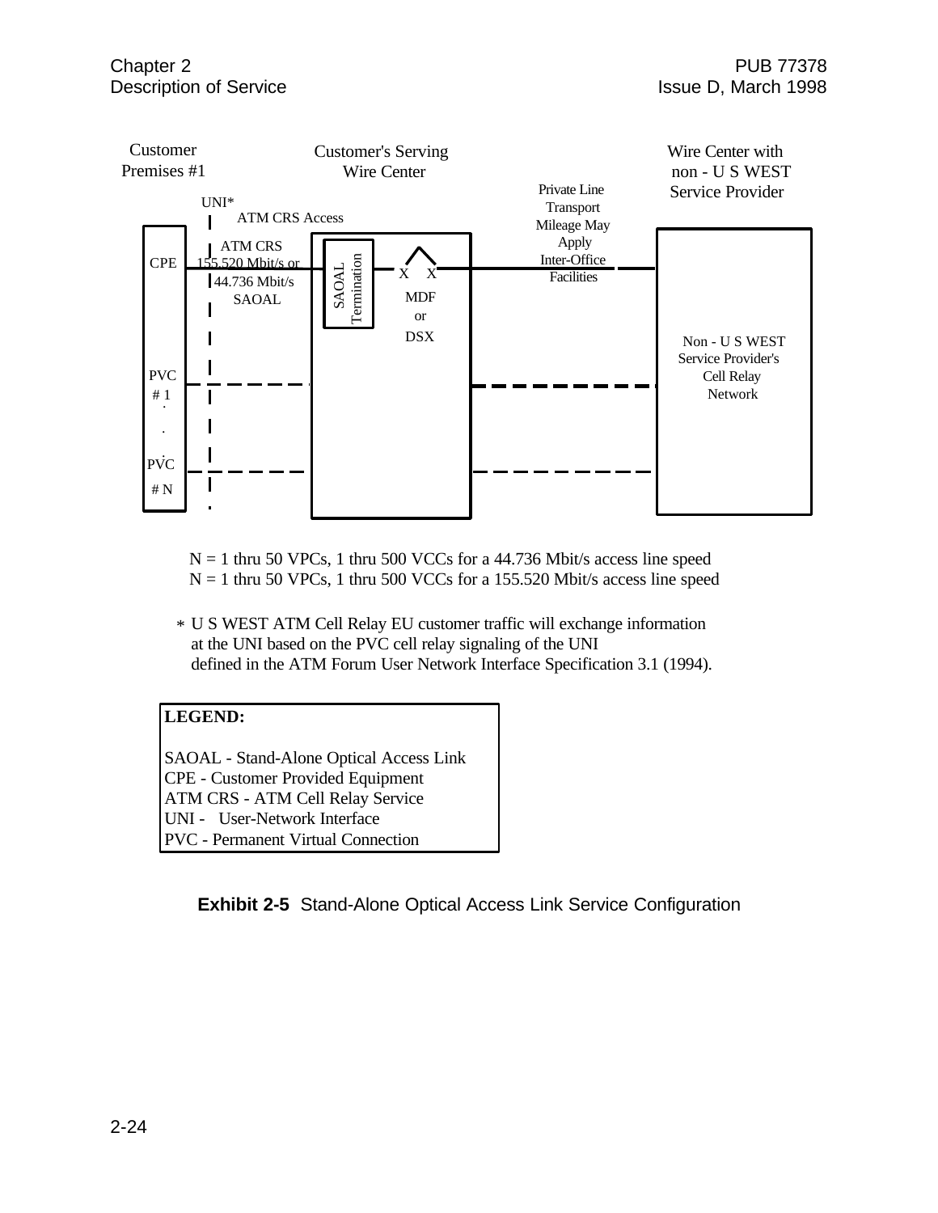Customer Premises #1

Customer's Serving Wire Center

Wire Center with non - U S WEST Service Provider

UNI*

ATM CRS Access

CPE

ATM CRS 155.520 Mbit/s or 44.736 Mbit/s SAOAL

SAOAL Termination

X X

MDF or DSX

Private Line Transport Mileage May Apply Inter-Office Facilities

Non - U S WEST Service Provider's Cell Relay Network

PVC # 1

.
.
.

PVC # N

N = 1 thru 50 VPCs, 1 thru 500 VCCs for a 44.736 Mbit/s access line speed
N = 1 thru 50 VPCs, 1 thru 500 VCCs for a 155.520 Mbit/s access line speed

* U S WEST ATM Cell Relay EU customer traffic will exchange information at the UNI based on the PVC cell relay signaling of the UNI defined in the ATM Forum User Network Interface Specification 3.1 (1994).

**LEGEND:**

SAOAL - Stand-Alone Optical Access Link
CPE - Customer Provided Equipment
ATM CRS - ATM Cell Relay Service
UNI - User-Network Interface
PVC - Permanent Virtual Connection

**Exhibit 2-5** Stand-Alone Optical Access Link Service Configuration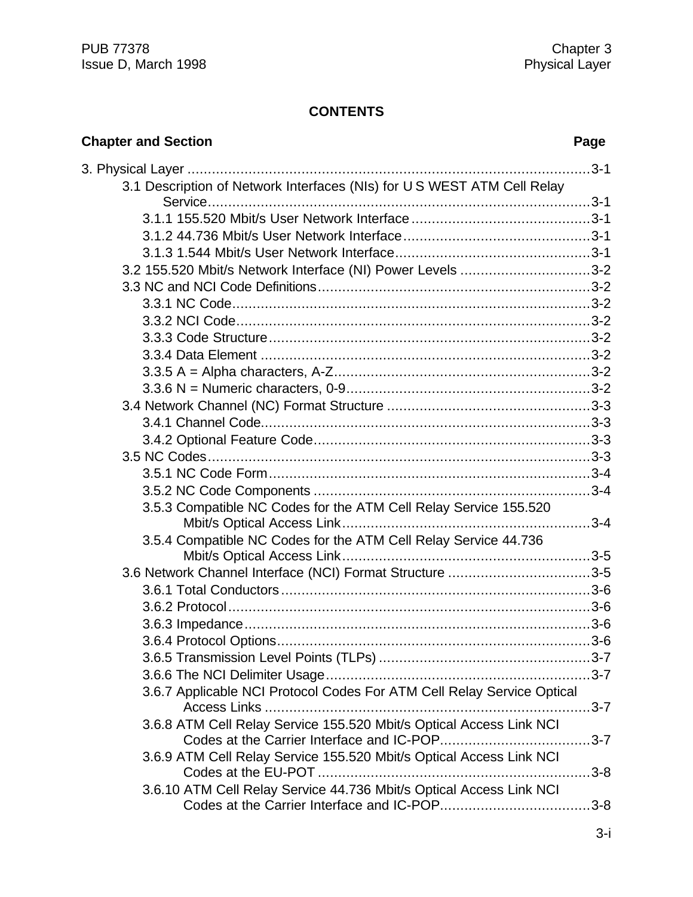## CONTENTS

| Chapter and Section | Page |
| --- | --- |
| 3. Physical Layer | 3-1 |
| 3.1 Description of Network Interfaces (NIs) for U S WEST ATM Cell Relay Service | 3-1 |
| 3.1.1 155.520 Mbit/s User Network Interface | 3-1 |
| 3.1.2 44.736 Mbit/s User Network Interface | 3-1 |
| 3.1.3 1.544 Mbit/s User Network Interface | 3-1 |
| 3.2 155.520 Mbit/s Network Interface (NI) Power Levels | 3-2 |
| 3.3 NC and NCI Code Definitions | 3-2 |
| 3.3.1 NC Code | 3-2 |
| 3.3.2 NCI Code | 3-2 |
| 3.3.3 Code Structure | 3-2 |
| 3.3.4 Data Element | 3-2 |
| 3.3.5 A = Alpha characters, A-Z | 3-2 |
| 3.3.6 N = Numeric characters, 0-9 | 3-2 |
| 3.4 Network Channel (NC) Format Structure | 3-3 |
| 3.4.1 Channel Code | 3-3 |
| 3.4.2 Optional Feature Code | 3-3 |
| 3.5 NC Codes | 3-3 |
| 3.5.1 NC Code Form | 3-4 |
| 3.5.2 NC Code Components | 3-4 |
| 3.5.3 Compatible NC Codes for the ATM Cell Relay Service 155.520 Mbit/s Optical Access Link | 3-4 |
| 3.5.4 Compatible NC Codes for the ATM Cell Relay Service 44.736 Mbit/s Optical Access Link | 3-5 |
| 3.6 Network Channel Interface (NCI) Format Structure | 3-5 |
| 3.6.1 Total Conductors | 3-6 |
| 3.6.2 Protocol | 3-6 |
| 3.6.3 Impedance | 3-6 |
| 3.6.4 Protocol Options | 3-6 |
| 3.6.5 Transmission Level Points (TLPs) | 3-7 |
| 3.6.6 The NCI Delimiter Usage | 3-7 |
| 3.6.7 Applicable NCI Protocol Codes For ATM Cell Relay Service Optical Access Links | 3-7 |
| 3.6.8 ATM Cell Relay Service 155.520 Mbit/s Optical Access Link NCI Codes at the Carrier Interface and IC-POP | 3-7 |
| 3.6.9 ATM Cell Relay Service 155.520 Mbit/s Optical Access Link NCI Codes at the EU-POT | 3-8 |
| 3.6.10 ATM Cell Relay Service 44.736 Mbit/s Optical Access Link NCI Codes at the Carrier Interface and IC-POP | 3-8 |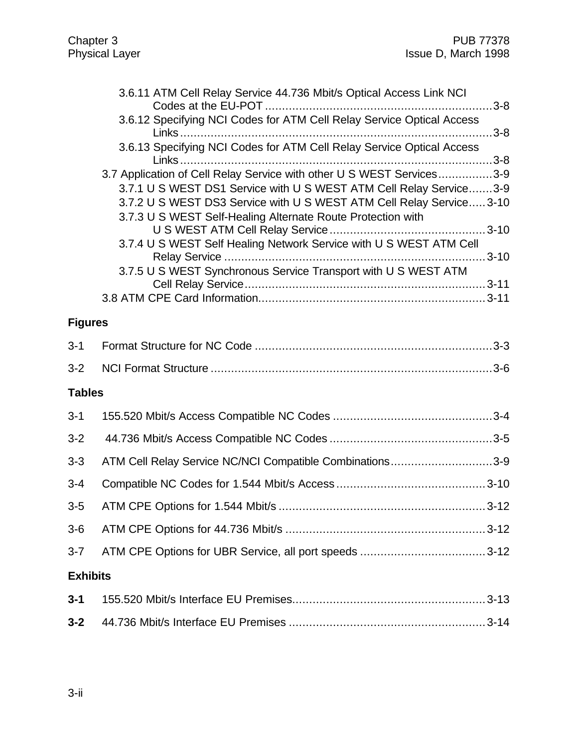3.6.11 ATM Cell Relay Service 44.736 Mbit/s Optical Access Link NCI Codes at the EU-POT .................................................................. 3-8

3.6.12 Specifying NCI Codes for ATM Cell Relay Service Optical Access Links ........................................................................................... 3-8

3.6.13 Specifying NCI Codes for ATM Cell Relay Service Optical Access Links ........................................................................................... 3-8

3.7 Application of Cell Relay Service with other U S WEST Services ................ 3-9

3.7.1 U S WEST DS1 Service with U S WEST ATM Cell Relay Service ....... 3-9

3.7.2 U S WEST DS3 Service with U S WEST ATM Cell Relay Service ..... 3-10

3.7.3 U S WEST Self-Healing Alternate Route Protection with U S WEST ATM Cell Relay Service ............................................. 3-10

3.7.4 U S WEST Self Healing Network Service with U S WEST ATM Cell Relay Service ............................................................................ 3-10

3.7.5 U S WEST Synchronous Service Transport with U S WEST ATM Cell Relay Service ...................................................................... 3-11

3.8 ATM CPE Card Information .................................................................. 3-11

## Figures

3-1 Format Structure for NC Code ..................................................................... 3-3

3-2 NCI Format Structure .................................................................................. 3-6

## Tables

3-1 155.520 Mbit/s Access Compatible NC Codes .............................................. 3-4

3-2 44.736 Mbit/s Access Compatible NC Codes ................................................ 3-5

3-3 ATM Cell Relay Service NC/NCI Compatible Combinations .............................. 3-9

3-4 Compatible NC Codes for 1.544 Mbit/s Access ............................................ 3-10

3-5 ATM CPE Options for 1.544 Mbit/s ............................................................. 3-12

3-6 ATM CPE Options for 44.736 Mbit/s ........................................................... 3-12

3-7 ATM CPE Options for UBR Service, all port speeds ..................................... 3-12

## Exhibits

**3-1** 155.520 Mbit/s Interface EU Premises......................................................... 3-13

**3-2** 44.736 Mbit/s Interface EU Premises .......................................................... 3-14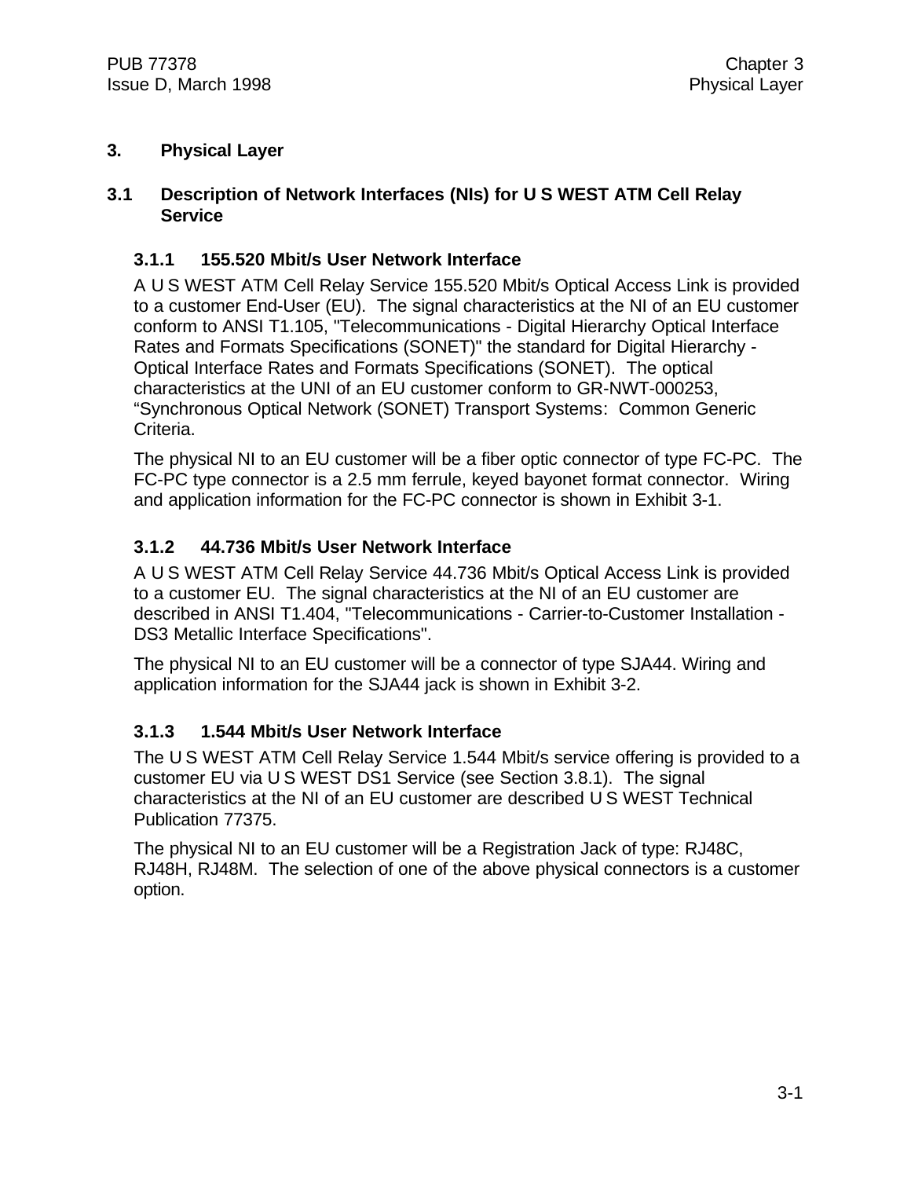# 3. Physical Layer

## 3.1 Description of Network Interfaces (NIs) for U S WEST ATM Cell Relay Service

### 3.1.1 155.520 Mbit/s User Network Interface

A U S WEST ATM Cell Relay Service 155.520 Mbit/s Optical Access Link is provided to a customer End-User (EU). The signal characteristics at the NI of an EU customer conform to ANSI T1.105, "Telecommunications - Digital Hierarchy Optical Interface Rates and Formats Specifications (SONET)" the standard for Digital Hierarchy - Optical Interface Rates and Formats Specifications (SONET). The optical characteristics at the UNI of an EU customer conform to GR-NWT-000253, “Synchronous Optical Network (SONET) Transport Systems: Common Generic Criteria.

The physical NI to an EU customer will be a fiber optic connector of type FC-PC. The FC-PC type connector is a 2.5 mm ferrule, keyed bayonet format connector. Wiring and application information for the FC-PC connector is shown in Exhibit 3-1.

### 3.1.2 44.736 Mbit/s User Network Interface

A U S WEST ATM Cell Relay Service 44.736 Mbit/s Optical Access Link is provided to a customer EU. The signal characteristics at the NI of an EU customer are described in ANSI T1.404, "Telecommunications - Carrier-to-Customer Installation - DS3 Metallic Interface Specifications".

The physical NI to an EU customer will be a connector of type SJA44. Wiring and application information for the SJA44 jack is shown in Exhibit 3-2.

### 3.1.3 1.544 Mbit/s User Network Interface

The U S WEST ATM Cell Relay Service 1.544 Mbit/s service offering is provided to a customer EU via U S WEST DS1 Service (see Section 3.8.1). The signal characteristics at the NI of an EU customer are described U S WEST Technical Publication 77375.

The physical NI to an EU customer will be a Registration Jack of type: RJ48C, RJ48H, RJ48M. The selection of one of the above physical connectors is a customer option.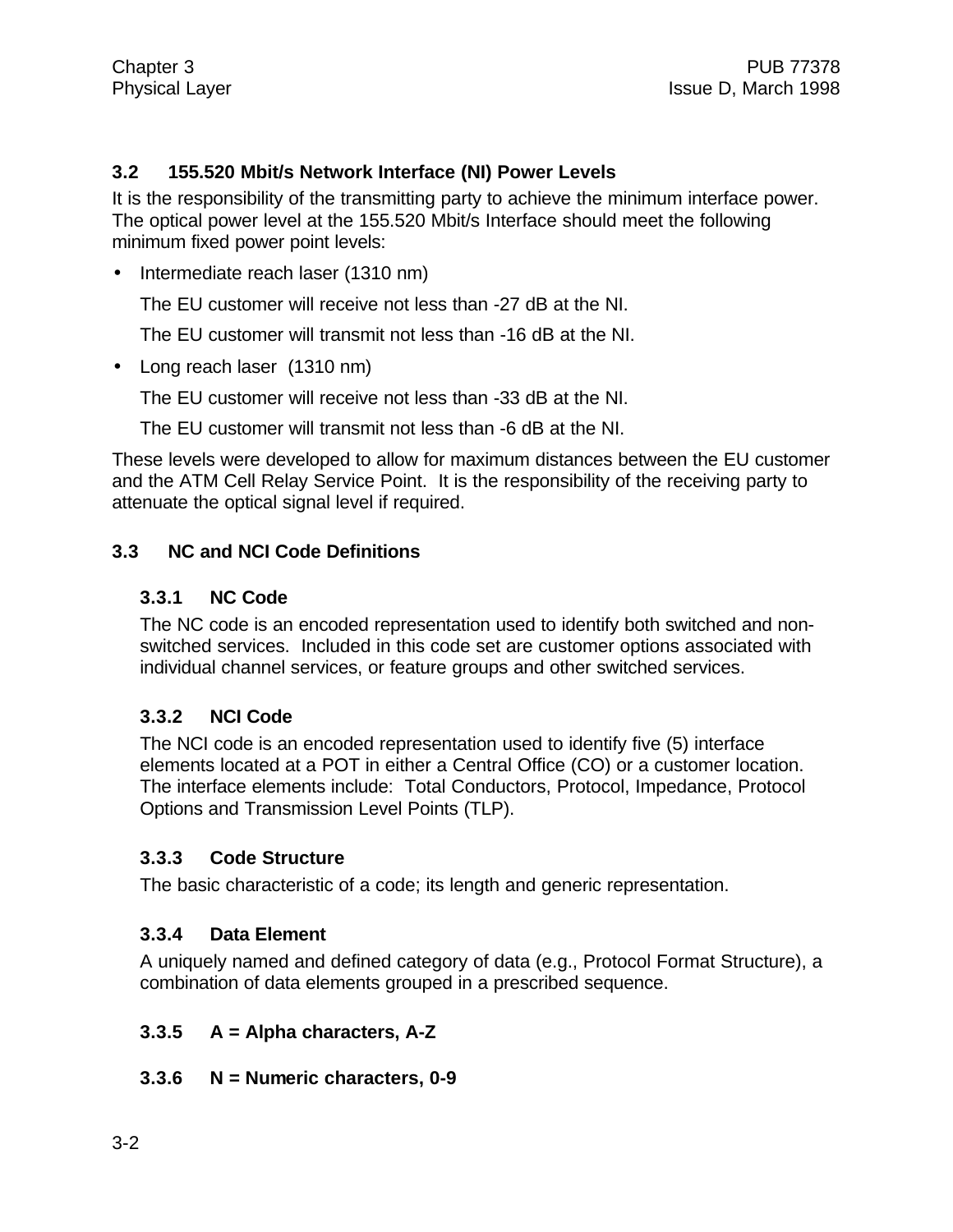## 3.2 155.520 Mbit/s Network Interface (NI) Power Levels

It is the responsibility of the transmitting party to achieve the minimum interface power. The optical power level at the 155.520 Mbit/s Interface should meet the following minimum fixed power point levels:

- Intermediate reach laser (1310 nm)

  The EU customer will receive not less than -27 dB at the NI.

  The EU customer will transmit not less than -16 dB at the NI.

- Long reach laser (1310 nm)

  The EU customer will receive not less than -33 dB at the NI.

  The EU customer will transmit not less than -6 dB at the NI.

These levels were developed to allow for maximum distances between the EU customer and the ATM Cell Relay Service Point. It is the responsibility of the receiving party to attenuate the optical signal level if required.

## 3.3 NC and NCI Code Definitions

### 3.3.1 NC Code

The NC code is an encoded representation used to identify both switched and non-switched services. Included in this code set are customer options associated with individual channel services, or feature groups and other switched services.

### 3.3.2 NCI Code

The NCI code is an encoded representation used to identify five (5) interface elements located at a POT in either a Central Office (CO) or a customer location. The interface elements include: Total Conductors, Protocol, Impedance, Protocol Options and Transmission Level Points (TLP).

### 3.3.3 Code Structure

The basic characteristic of a code; its length and generic representation.

### 3.3.4 Data Element

A uniquely named and defined category of data (e.g., Protocol Format Structure), a combination of data elements grouped in a prescribed sequence.

### 3.3.5 A = Alpha characters, A-Z

### 3.3.6 N = Numeric characters, 0-9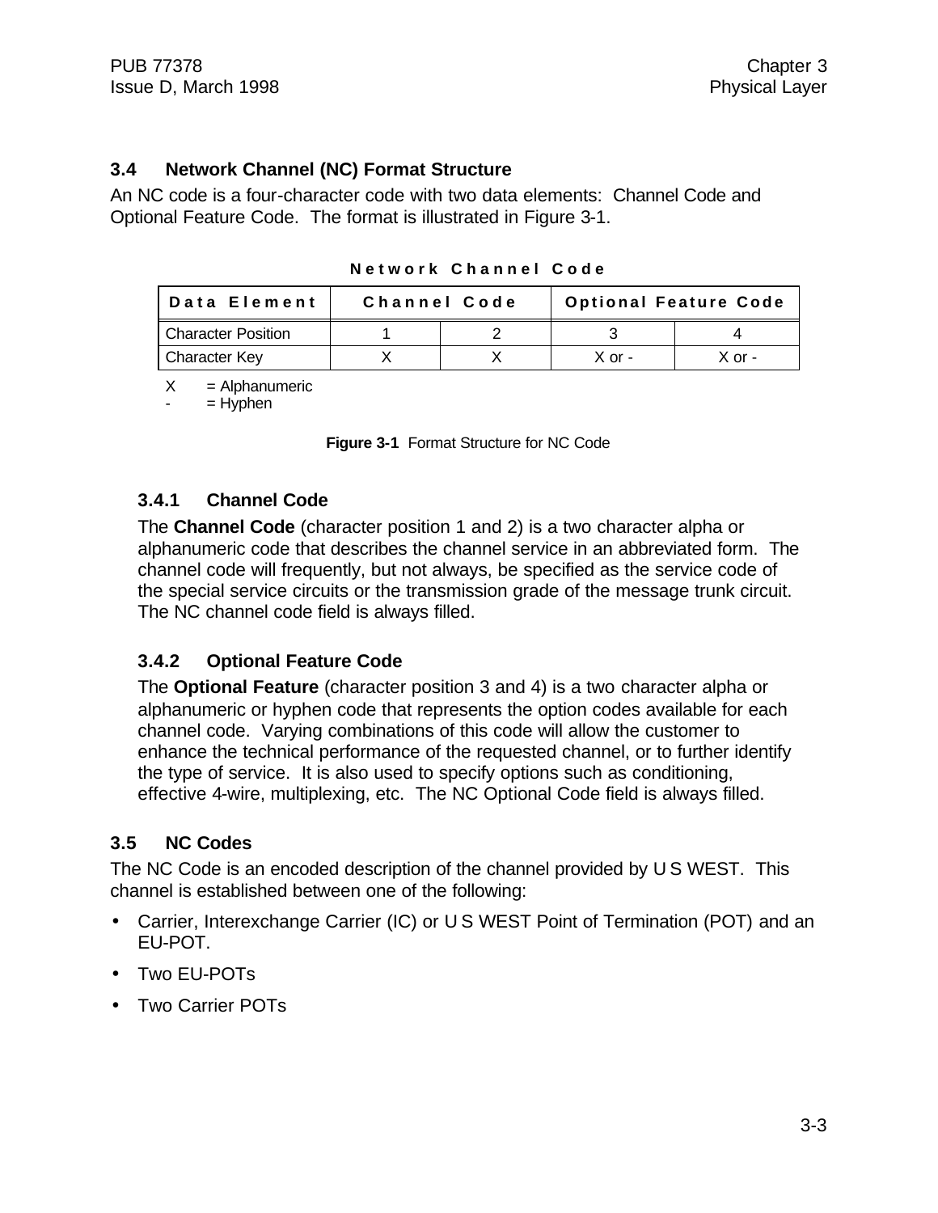### 3.4 Network Channel (NC) Format Structure

An NC code is a four-character code with two data elements: Channel Code and Optional Feature Code. The format is illustrated in Figure 3-1.

**Network Channel Code**

| Data Element | Channel Code | | Optional Feature Code | |
|---|---|---|---|---|
| Character Position | 1 | 2 | 3 | 4 |
| Character Key | X | X | X or - | X or - |

X = Alphanumeric
- = Hyphen

**Figure 3-1** Format Structure for NC Code

#### 3.4.1 Channel Code

The **Channel Code** (character position 1 and 2) is a two character alpha or alphanumeric code that describes the channel service in an abbreviated form. The channel code will frequently, but not always, be specified as the service code of the special service circuits or the transmission grade of the message trunk circuit. The NC channel code field is always filled.

#### 3.4.2 Optional Feature Code

The **Optional Feature** (character position 3 and 4) is a two character alpha or alphanumeric or hyphen code that represents the option codes available for each channel code. Varying combinations of this code will allow the customer to enhance the technical performance of the requested channel, or to further identify the type of service. It is also used to specify options such as conditioning, effective 4-wire, multiplexing, etc. The NC Optional Code field is always filled.

### 3.5 NC Codes

The NC Code is an encoded description of the channel provided by U S WEST. This channel is established between one of the following:

- Carrier, Interexchange Carrier (IC) or U S WEST Point of Termination (POT) and an EU-POT.
- Two EU-POTs
- Two Carrier POTs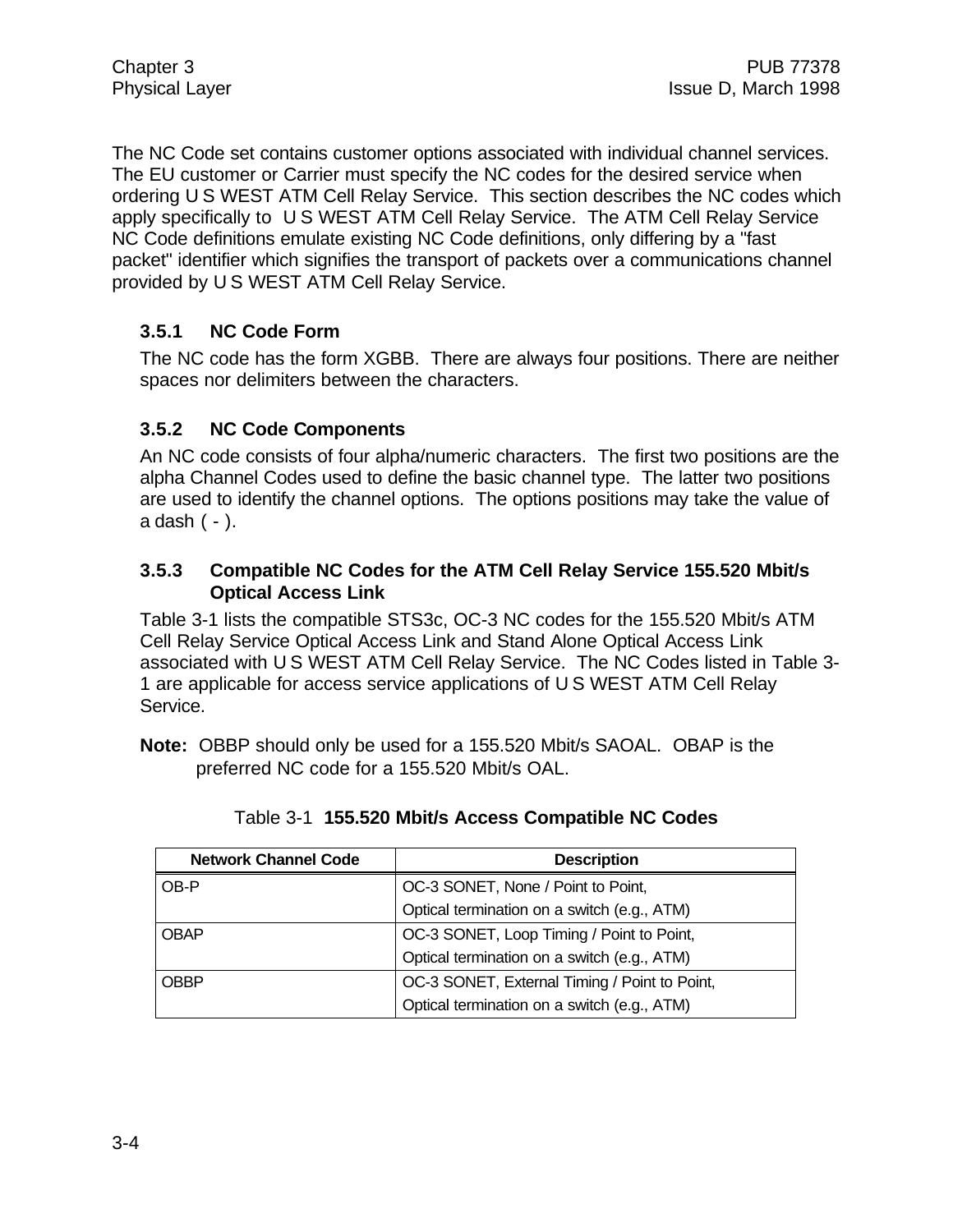The NC Code set contains customer options associated with individual channel services. The EU customer or Carrier must specify the NC codes for the desired service when ordering U S WEST ATM Cell Relay Service. This section describes the NC codes which apply specifically to U S WEST ATM Cell Relay Service. The ATM Cell Relay Service NC Code definitions emulate existing NC Code definitions, only differing by a "fast packet" identifier which signifies the transport of packets over a communications channel provided by U S WEST ATM Cell Relay Service.

### 3.5.1 NC Code Form

The NC code has the form XGBB. There are always four positions. There are neither spaces nor delimiters between the characters.

### 3.5.2 NC Code Components

An NC code consists of four alpha/numeric characters. The first two positions are the alpha Channel Codes used to define the basic channel type. The latter two positions are used to identify the channel options. The options positions may take the value of a dash ( - ).

### 3.5.3 Compatible NC Codes for the ATM Cell Relay Service 155.520 Mbit/s Optical Access Link

Table 3-1 lists the compatible STS3c, OC-3 NC codes for the 155.520 Mbit/s ATM Cell Relay Service Optical Access Link and Stand Alone Optical Access Link associated with U S WEST ATM Cell Relay Service. The NC Codes listed in Table 3-1 are applicable for access service applications of U S WEST ATM Cell Relay Service.

**Note:** OBBP should only be used for a 155.520 Mbit/s SAOAL. OBAP is the preferred NC code for a 155.520 Mbit/s OAL.

Table 3-1 **155.520 Mbit/s Access Compatible NC Codes**

| Network Channel Code | Description |
|---|---|
| OB-P | OC-3 SONET, None / Point to Point, Optical termination on a switch (e.g., ATM) |
| OBAP | OC-3 SONET, Loop Timing / Point to Point, Optical termination on a switch (e.g., ATM) |
| OBBP | OC-3 SONET, External Timing / Point to Point, Optical termination on a switch (e.g., ATM) |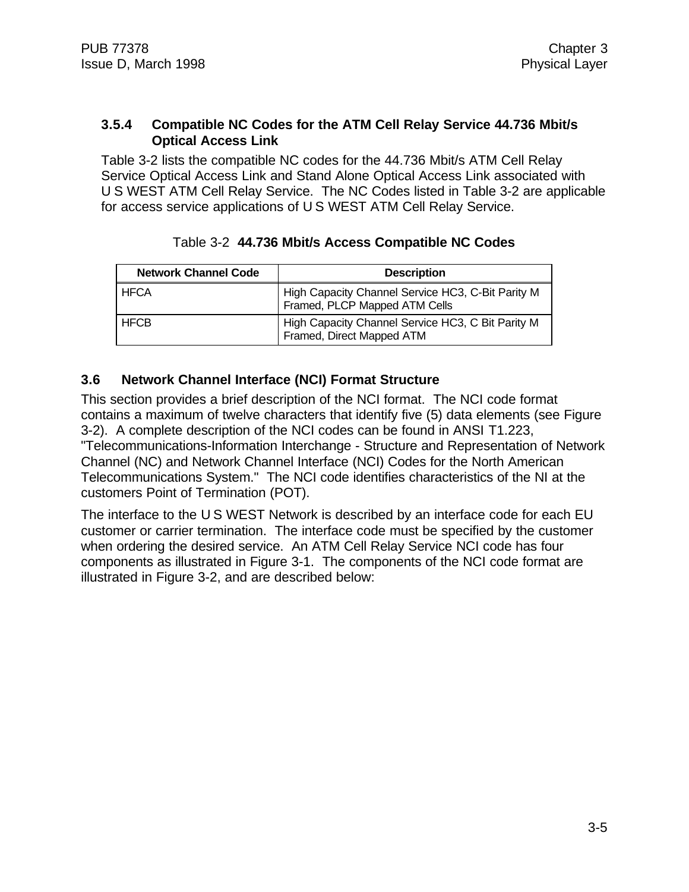### 3.5.4 Compatible NC Codes for the ATM Cell Relay Service 44.736 Mbit/s Optical Access Link

Table 3-2 lists the compatible NC codes for the 44.736 Mbit/s ATM Cell Relay Service Optical Access Link and Stand Alone Optical Access Link associated with U S WEST ATM Cell Relay Service. The NC Codes listed in Table 3-2 are applicable for access service applications of U S WEST ATM Cell Relay Service.

Table 3-2 **44.736 Mbit/s Access Compatible NC Codes**

| Network Channel Code | Description |
|---|---|
| HFCA | High Capacity Channel Service HC3, C-Bit Parity M Framed, PLCP Mapped ATM Cells |
| HFCB | High Capacity Channel Service HC3, C Bit Parity M Framed, Direct Mapped ATM |

## 3.6 Network Channel Interface (NCI) Format Structure

This section provides a brief description of the NCI format. The NCI code format contains a maximum of twelve characters that identify five (5) data elements (see Figure 3-2). A complete description of the NCI codes can be found in ANSI T1.223, "Telecommunications-Information Interchange - Structure and Representation of Network Channel (NC) and Network Channel Interface (NCI) Codes for the North American Telecommunications System." The NCI code identifies characteristics of the NI at the customers Point of Termination (POT).

The interface to the U S WEST Network is described by an interface code for each EU customer or carrier termination. The interface code must be specified by the customer when ordering the desired service. An ATM Cell Relay Service NCI code has four components as illustrated in Figure 3-1. The components of the NCI code format are illustrated in Figure 3-2, and are described below: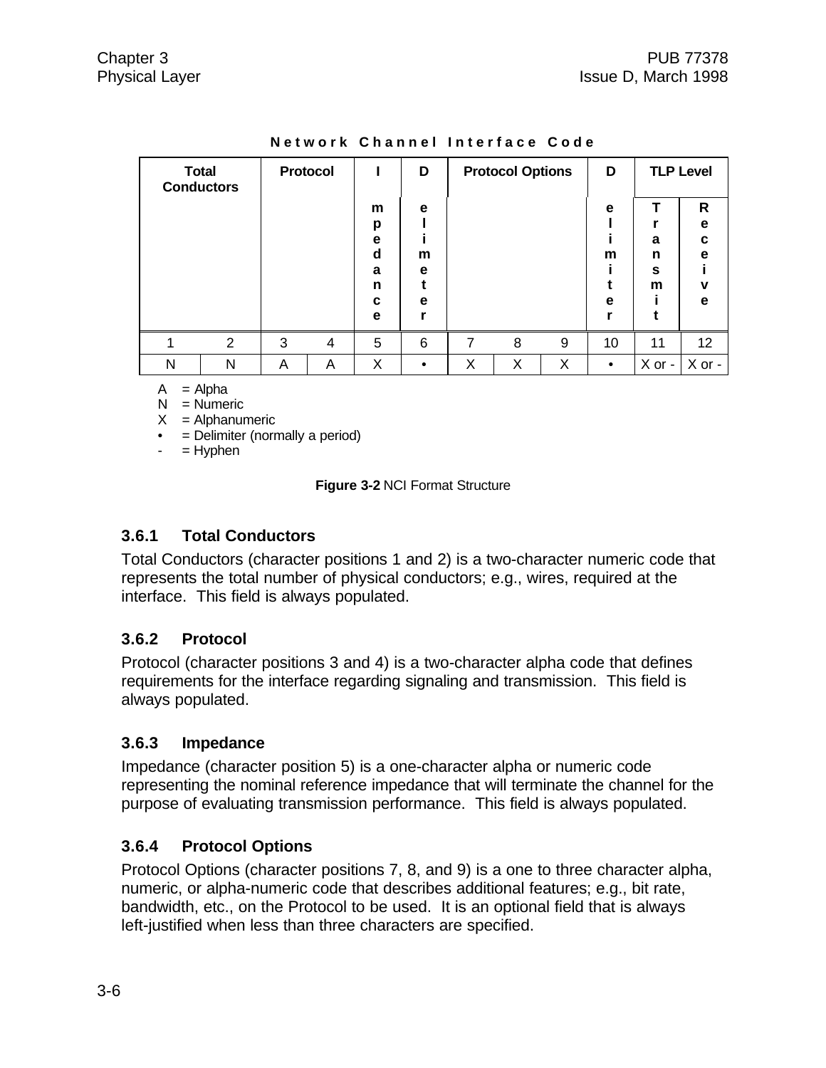**Network Channel Interface Code**

| Total Conductors | | Protocol | | Impedance | Delimeter | Protocol Options | | | Delimiter | TLP Level | |
|---|---|---|---|---|---|---|---|---|---|---|---|
| | | | | | | | | | | Transmit | Receive |
| 1 | 2 | 3 | 4 | 5 | 6 | 7 | 8 | 9 | 10 | 11 | 12 |
| N | N | A | A | X | • | X | X | X | • | X or - | X or - |

A = Alpha
N = Numeric
X = Alphanumeric
• = Delimiter (normally a period)
- = Hyphen

**Figure 3-2** NCI Format Structure

### 3.6.1 Total Conductors

Total Conductors (character positions 1 and 2) is a two-character numeric code that represents the total number of physical conductors; e.g., wires, required at the interface. This field is always populated.

### 3.6.2 Protocol

Protocol (character positions 3 and 4) is a two-character alpha code that defines requirements for the interface regarding signaling and transmission. This field is always populated.

### 3.6.3 Impedance

Impedance (character position 5) is a one-character alpha or numeric code representing the nominal reference impedance that will terminate the channel for the purpose of evaluating transmission performance. This field is always populated.

### 3.6.4 Protocol Options

Protocol Options (character positions 7, 8, and 9) is a one to three character alpha, numeric, or alpha-numeric code that describes additional features; e.g., bit rate, bandwidth, etc., on the Protocol to be used. It is an optional field that is always left-justified when less than three characters are specified.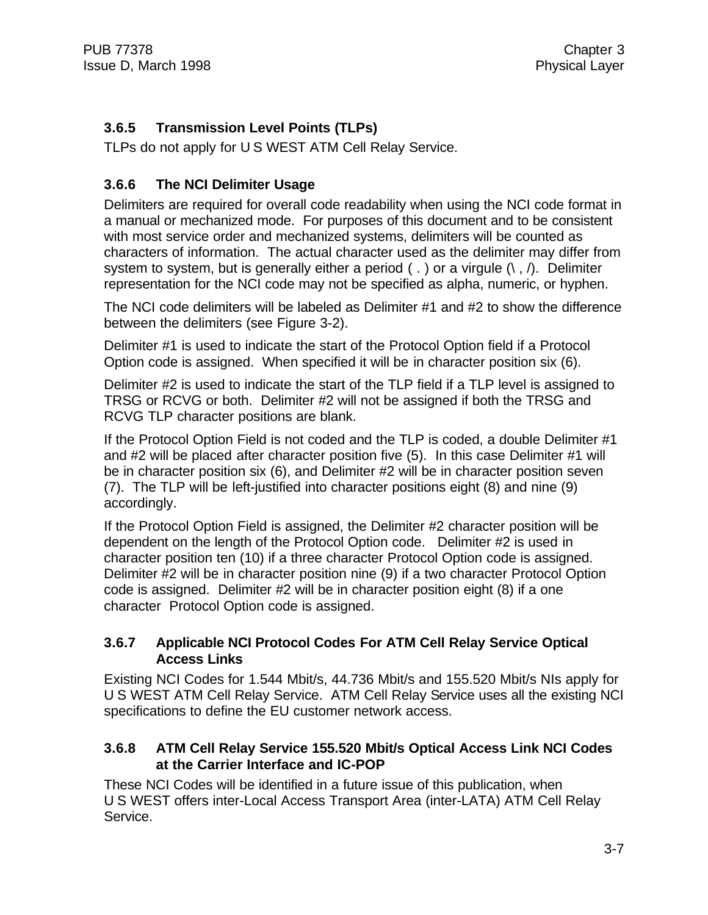### 3.6.5 Transmission Level Points (TLPs)

TLPs do not apply for U S WEST ATM Cell Relay Service.

### 3.6.6 The NCI Delimiter Usage

Delimiters are required for overall code readability when using the NCI code format in a manual or mechanized mode. For purposes of this document and to be consistent with most service order and mechanized systems, delimiters will be counted as characters of information. The actual character used as the delimiter may differ from system to system, but is generally either a period ( . ) or a virgule (\ , /). Delimiter representation for the NCI code may not be specified as alpha, numeric, or hyphen.

The NCI code delimiters will be labeled as Delimiter #1 and #2 to show the difference between the delimiters (see Figure 3-2).

Delimiter #1 is used to indicate the start of the Protocol Option field if a Protocol Option code is assigned. When specified it will be in character position six (6).

Delimiter #2 is used to indicate the start of the TLP field if a TLP level is assigned to TRSG or RCVG or both. Delimiter #2 will not be assigned if both the TRSG and RCVG TLP character positions are blank.

If the Protocol Option Field is not coded and the TLP is coded, a double Delimiter #1 and #2 will be placed after character position five (5). In this case Delimiter #1 will be in character position six (6), and Delimiter #2 will be in character position seven (7). The TLP will be left-justified into character positions eight (8) and nine (9) accordingly.

If the Protocol Option Field is assigned, the Delimiter #2 character position will be dependent on the length of the Protocol Option code. Delimiter #2 is used in character position ten (10) if a three character Protocol Option code is assigned. Delimiter #2 will be in character position nine (9) if a two character Protocol Option code is assigned. Delimiter #2 will be in character position eight (8) if a one character Protocol Option code is assigned.

### 3.6.7 Applicable NCI Protocol Codes For ATM Cell Relay Service Optical Access Links

Existing NCI Codes for 1.544 Mbit/s, 44.736 Mbit/s and 155.520 Mbit/s NIs apply for U S WEST ATM Cell Relay Service. ATM Cell Relay Service uses all the existing NCI specifications to define the EU customer network access.

### 3.6.8 ATM Cell Relay Service 155.520 Mbit/s Optical Access Link NCI Codes at the Carrier Interface and IC-POP

These NCI Codes will be identified in a future issue of this publication, when U S WEST offers inter-Local Access Transport Area (inter-LATA) ATM Cell Relay Service.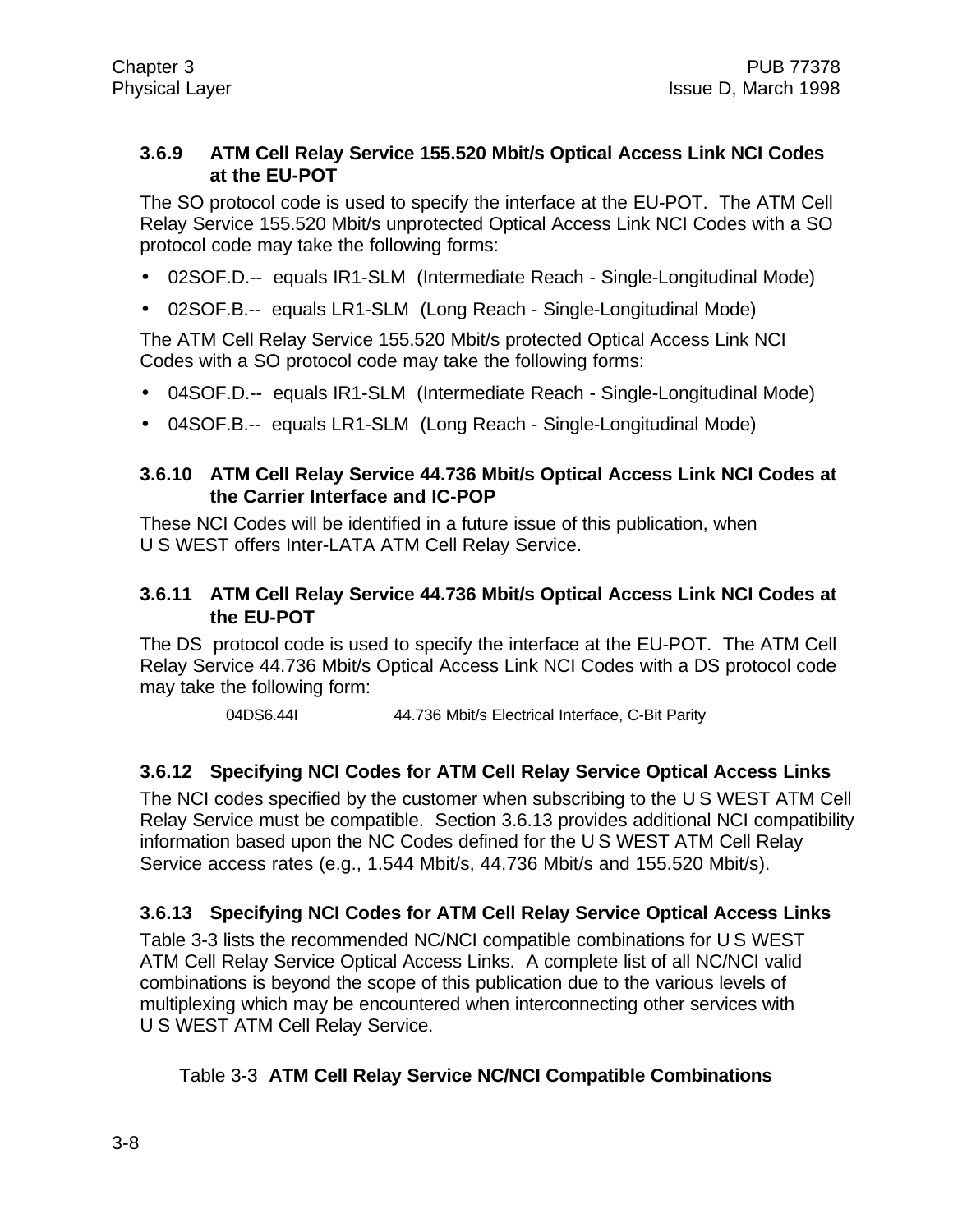### 3.6.9 ATM Cell Relay Service 155.520 Mbit/s Optical Access Link NCI Codes at the EU-POT

The SO protocol code is used to specify the interface at the EU-POT. The ATM Cell Relay Service 155.520 Mbit/s unprotected Optical Access Link NCI Codes with a SO protocol code may take the following forms:

- 02SOF.D.-- equals IR1-SLM (Intermediate Reach - Single-Longitudinal Mode)
- 02SOF.B.-- equals LR1-SLM (Long Reach - Single-Longitudinal Mode)

The ATM Cell Relay Service 155.520 Mbit/s protected Optical Access Link NCI Codes with a SO protocol code may take the following forms:

- 04SOF.D.-- equals IR1-SLM (Intermediate Reach - Single-Longitudinal Mode)
- 04SOF.B.-- equals LR1-SLM (Long Reach - Single-Longitudinal Mode)

### 3.6.10 ATM Cell Relay Service 44.736 Mbit/s Optical Access Link NCI Codes at the Carrier Interface and IC-POP

These NCI Codes will be identified in a future issue of this publication, when U S WEST offers Inter-LATA ATM Cell Relay Service.

### 3.6.11 ATM Cell Relay Service 44.736 Mbit/s Optical Access Link NCI Codes at the EU-POT

The DS protocol code is used to specify the interface at the EU-POT. The ATM Cell Relay Service 44.736 Mbit/s Optical Access Link NCI Codes with a DS protocol code may take the following form:

| | |
|---|---|
| 04DS6.44I | 44.736 Mbit/s Electrical Interface, C-Bit Parity |

### 3.6.12 Specifying NCI Codes for ATM Cell Relay Service Optical Access Links

The NCI codes specified by the customer when subscribing to the U S WEST ATM Cell Relay Service must be compatible. Section 3.6.13 provides additional NCI compatibility information based upon the NC Codes defined for the U S WEST ATM Cell Relay Service access rates (e.g., 1.544 Mbit/s, 44.736 Mbit/s and 155.520 Mbit/s).

### 3.6.13 Specifying NCI Codes for ATM Cell Relay Service Optical Access Links

Table 3-3 lists the recommended NC/NCI compatible combinations for U S WEST ATM Cell Relay Service Optical Access Links. A complete list of all NC/NCI valid combinations is beyond the scope of this publication due to the various levels of multiplexing which may be encountered when interconnecting other services with U S WEST ATM Cell Relay Service.

Table 3-3 **ATM Cell Relay Service NC/NCI Compatible Combinations**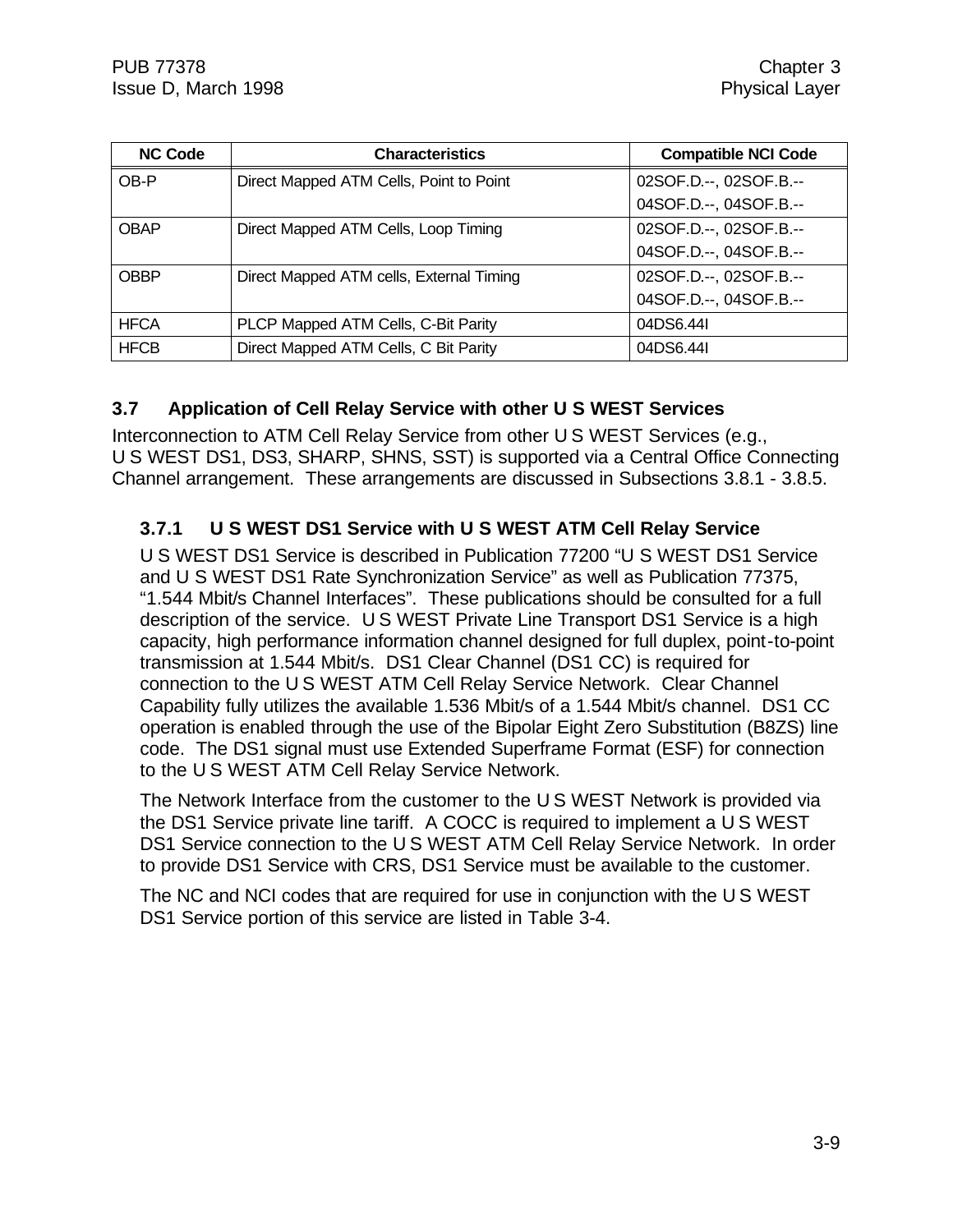| NC Code | Characteristics | Compatible NCI Code |
|---|---|---|
| OB-P | Direct Mapped ATM Cells, Point to Point | 02SOF.D.--, 02SOF.B.--<br>04SOF.D.--, 04SOF.B.-- |
| OBAP | Direct Mapped ATM Cells, Loop Timing | 02SOF.D.--, 02SOF.B.--<br>04SOF.D.--, 04SOF.B.-- |
| OBBP | Direct Mapped ATM cells, External Timing | 02SOF.D.--, 02SOF.B.--<br>04SOF.D.--, 04SOF.B.-- |
| HFCA | PLCP Mapped ATM Cells, C-Bit Parity | 04DS6.44I |
| HFCB | Direct Mapped ATM Cells, C Bit Parity | 04DS6.44I |

## 3.7 Application of Cell Relay Service with other U S WEST Services

Interconnection to ATM Cell Relay Service from other U S WEST Services (e.g., U S WEST DS1, DS3, SHARP, SHNS, SST) is supported via a Central Office Connecting Channel arrangement. These arrangements are discussed in Subsections 3.8.1 - 3.8.5.

### 3.7.1 U S WEST DS1 Service with U S WEST ATM Cell Relay Service

U S WEST DS1 Service is described in Publication 77200 "U S WEST DS1 Service and U S WEST DS1 Rate Synchronization Service" as well as Publication 77375, "1.544 Mbit/s Channel Interfaces". These publications should be consulted for a full description of the service. U S WEST Private Line Transport DS1 Service is a high capacity, high performance information channel designed for full duplex, point-to-point transmission at 1.544 Mbit/s. DS1 Clear Channel (DS1 CC) is required for connection to the U S WEST ATM Cell Relay Service Network. Clear Channel Capability fully utilizes the available 1.536 Mbit/s of a 1.544 Mbit/s channel. DS1 CC operation is enabled through the use of the Bipolar Eight Zero Substitution (B8ZS) line code. The DS1 signal must use Extended Superframe Format (ESF) for connection to the U S WEST ATM Cell Relay Service Network.

The Network Interface from the customer to the U S WEST Network is provided via the DS1 Service private line tariff. A COCC is required to implement a U S WEST DS1 Service connection to the U S WEST ATM Cell Relay Service Network. In order to provide DS1 Service with CRS, DS1 Service must be available to the customer.

The NC and NCI codes that are required for use in conjunction with the U S WEST DS1 Service portion of this service are listed in Table 3-4.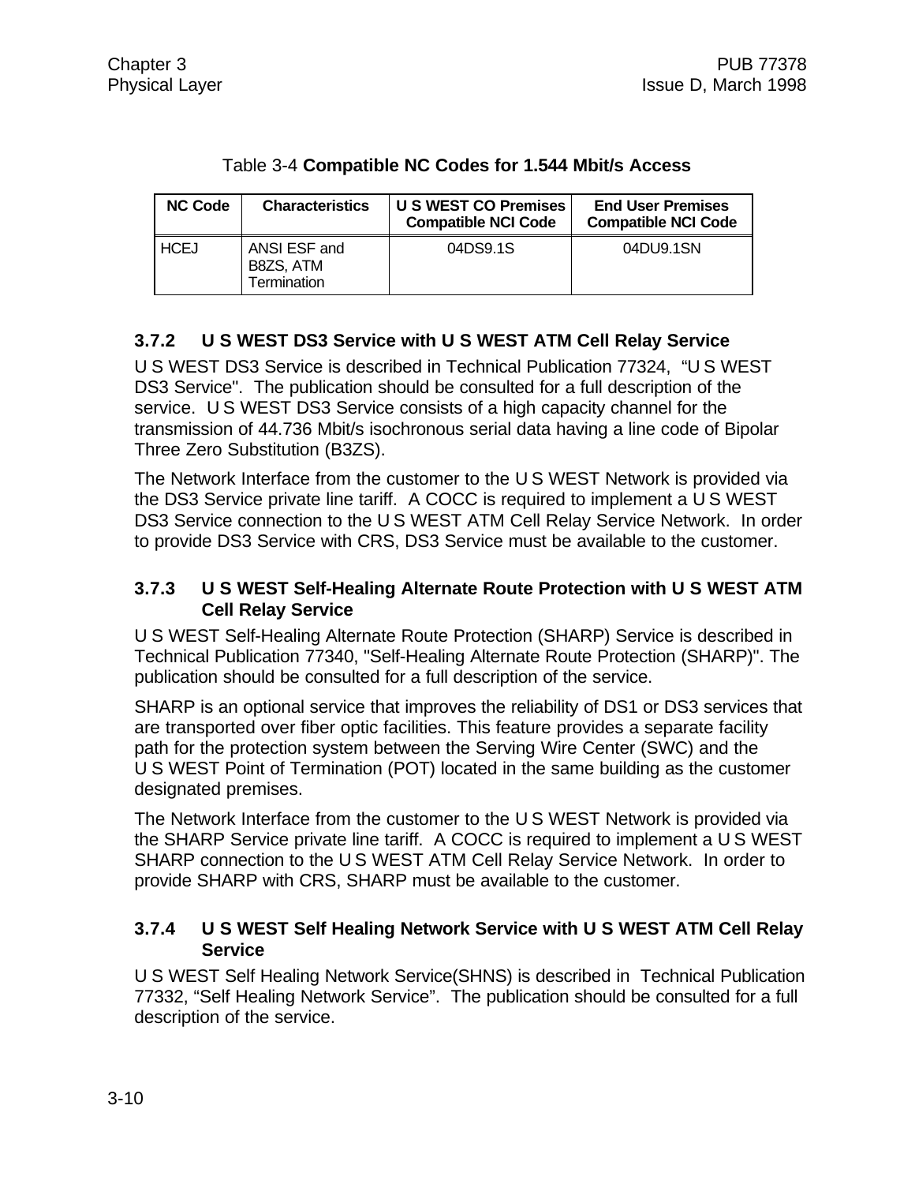Table 3-4 **Compatible NC Codes for 1.544 Mbit/s Access**

| NC Code | Characteristics | U S WEST CO Premises Compatible NCI Code | End User Premises Compatible NCI Code |
|---|---|---|---|
| HCEJ | ANSI ESF and B8ZS, ATM Termination | 04DS9.1S | 04DU9.1SN |

### 3.7.2 U S WEST DS3 Service with U S WEST ATM Cell Relay Service

U S WEST DS3 Service is described in Technical Publication 77324, "U S WEST DS3 Service". The publication should be consulted for a full description of the service. U S WEST DS3 Service consists of a high capacity channel for the transmission of 44.736 Mbit/s isochronous serial data having a line code of Bipolar Three Zero Substitution (B3ZS).

The Network Interface from the customer to the U S WEST Network is provided via the DS3 Service private line tariff. A COCC is required to implement a U S WEST DS3 Service connection to the U S WEST ATM Cell Relay Service Network. In order to provide DS3 Service with CRS, DS3 Service must be available to the customer.

### 3.7.3 U S WEST Self-Healing Alternate Route Protection with U S WEST ATM Cell Relay Service

U S WEST Self-Healing Alternate Route Protection (SHARP) Service is described in Technical Publication 77340, "Self-Healing Alternate Route Protection (SHARP)". The publication should be consulted for a full description of the service.

SHARP is an optional service that improves the reliability of DS1 or DS3 services that are transported over fiber optic facilities. This feature provides a separate facility path for the protection system between the Serving Wire Center (SWC) and the U S WEST Point of Termination (POT) located in the same building as the customer designated premises.

The Network Interface from the customer to the U S WEST Network is provided via the SHARP Service private line tariff. A COCC is required to implement a U S WEST SHARP connection to the U S WEST ATM Cell Relay Service Network. In order to provide SHARP with CRS, SHARP must be available to the customer.

### 3.7.4 U S WEST Self Healing Network Service with U S WEST ATM Cell Relay Service

U S WEST Self Healing Network Service(SHNS) is described in Technical Publication 77332, "Self Healing Network Service". The publication should be consulted for a full description of the service.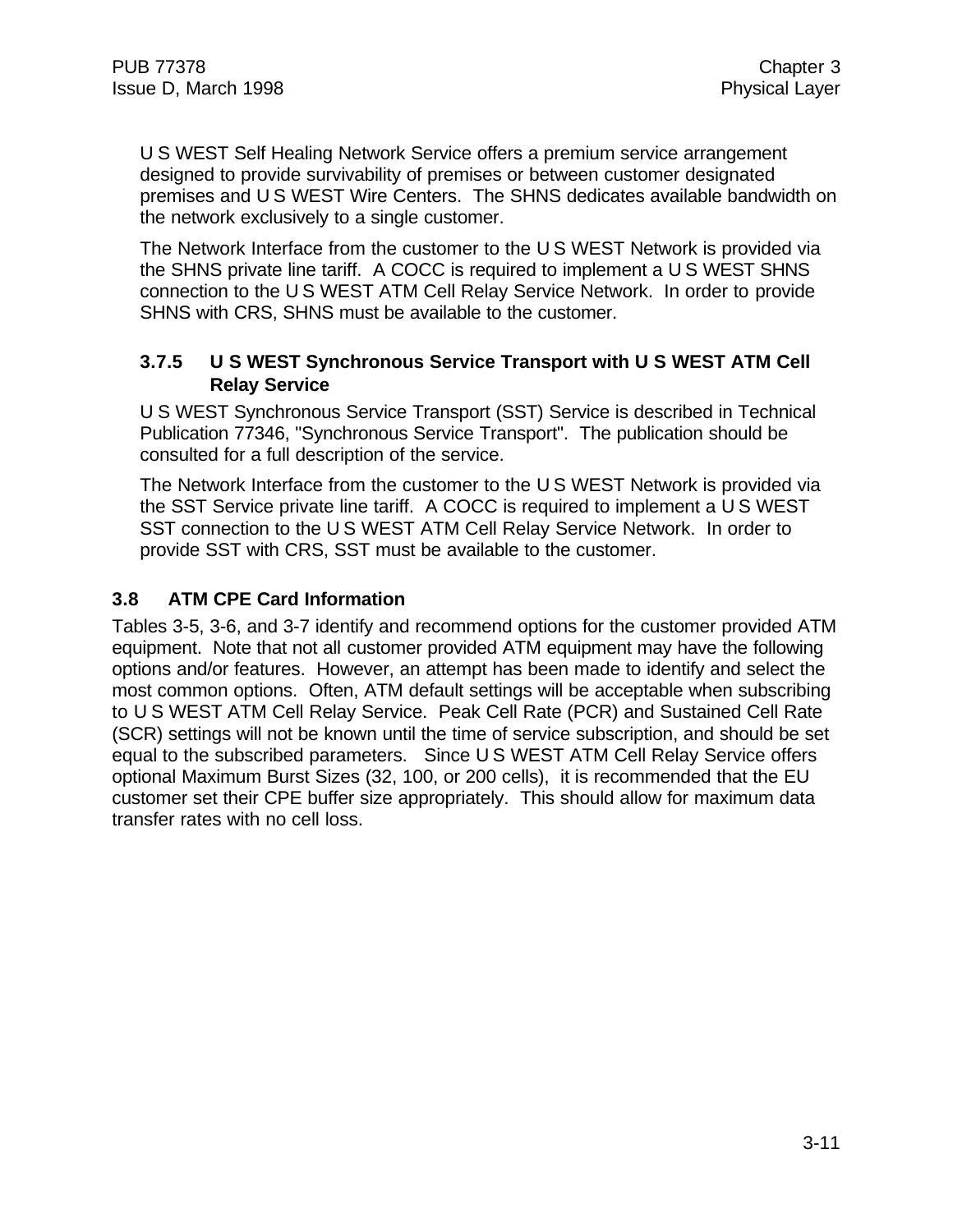U S WEST Self Healing Network Service offers a premium service arrangement designed to provide survivability of premises or between customer designated premises and U S WEST Wire Centers. The SHNS dedicates available bandwidth on the network exclusively to a single customer.

The Network Interface from the customer to the U S WEST Network is provided via the SHNS private line tariff. A COCC is required to implement a U S WEST SHNS connection to the U S WEST ATM Cell Relay Service Network. In order to provide SHNS with CRS, SHNS must be available to the customer.

### 3.7.5 U S WEST Synchronous Service Transport with U S WEST ATM Cell Relay Service

U S WEST Synchronous Service Transport (SST) Service is described in Technical Publication 77346, "Synchronous Service Transport". The publication should be consulted for a full description of the service.

The Network Interface from the customer to the U S WEST Network is provided via the SST Service private line tariff. A COCC is required to implement a U S WEST SST connection to the U S WEST ATM Cell Relay Service Network. In order to provide SST with CRS, SST must be available to the customer.

## 3.8 ATM CPE Card Information

Tables 3-5, 3-6, and 3-7 identify and recommend options for the customer provided ATM equipment. Note that not all customer provided ATM equipment may have the following options and/or features. However, an attempt has been made to identify and select the most common options. Often, ATM default settings will be acceptable when subscribing to U S WEST ATM Cell Relay Service. Peak Cell Rate (PCR) and Sustained Cell Rate (SCR) settings will not be known until the time of service subscription, and should be set equal to the subscribed parameters. Since U S WEST ATM Cell Relay Service offers optional Maximum Burst Sizes (32, 100, or 200 cells), it is recommended that the EU customer set their CPE buffer size appropriately. This should allow for maximum data transfer rates with no cell loss.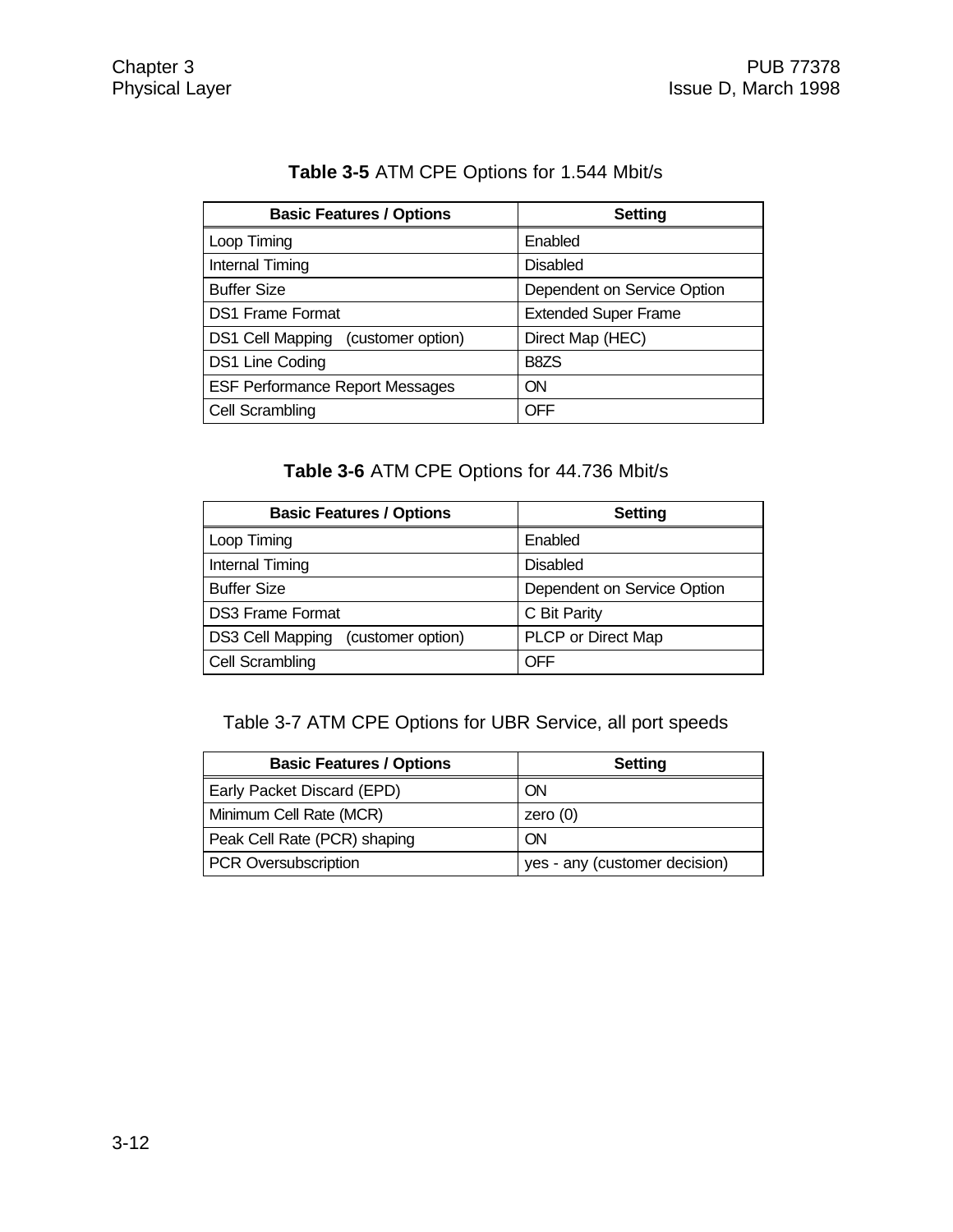**Table 3-5** ATM CPE Options for 1.544 Mbit/s

| Basic Features / Options | Setting |
|---|---|
| Loop Timing | Enabled |
| Internal Timing | Disabled |
| Buffer Size | Dependent on Service Option |
| DS1 Frame Format | Extended Super Frame |
| DS1 Cell Mapping (customer option) | Direct Map (HEC) |
| DS1 Line Coding | B8ZS |
| ESF Performance Report Messages | ON |
| Cell Scrambling | OFF |

**Table 3-6** ATM CPE Options for 44.736 Mbit/s

| Basic Features / Options | Setting |
|---|---|
| Loop Timing | Enabled |
| Internal Timing | Disabled |
| Buffer Size | Dependent on Service Option |
| DS3 Frame Format | C Bit Parity |
| DS3 Cell Mapping (customer option) | PLCP or Direct Map |
| Cell Scrambling | OFF |

Table 3-7 ATM CPE Options for UBR Service, all port speeds

| Basic Features / Options | Setting |
|---|---|
| Early Packet Discard (EPD) | ON |
| Minimum Cell Rate (MCR) | zero (0) |
| Peak Cell Rate (PCR) shaping | ON |
| PCR Oversubscription | yes - any (customer decision) |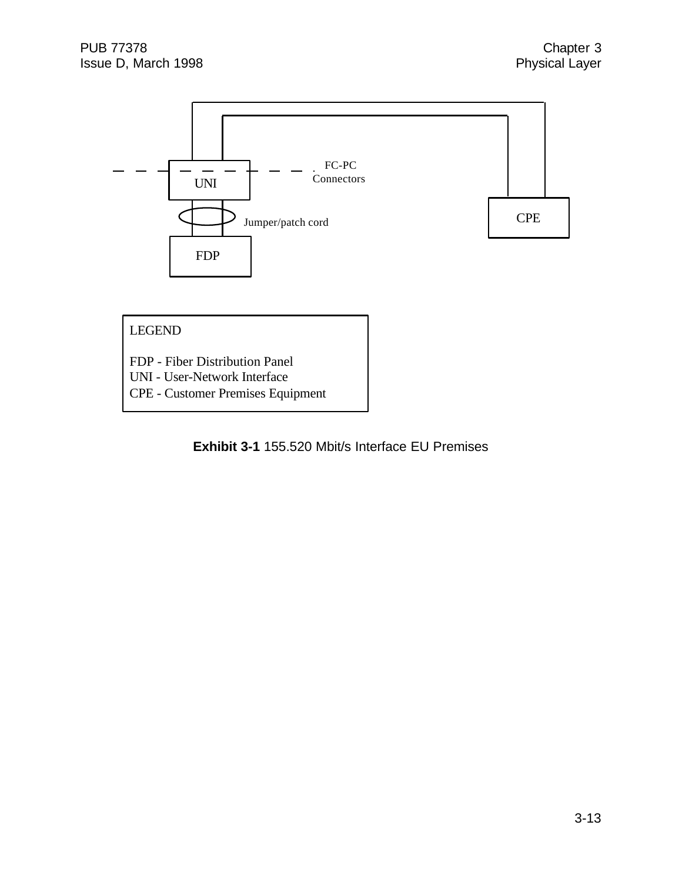FC-PC Connectors

UNI

Jumper/patch cord

CPE

FDP

LEGEND

FDP - Fiber Distribution Panel
UNI - User-Network Interface
CPE - Customer Premises Equipment

**Exhibit 3-1** 155.520 Mbit/s Interface EU Premises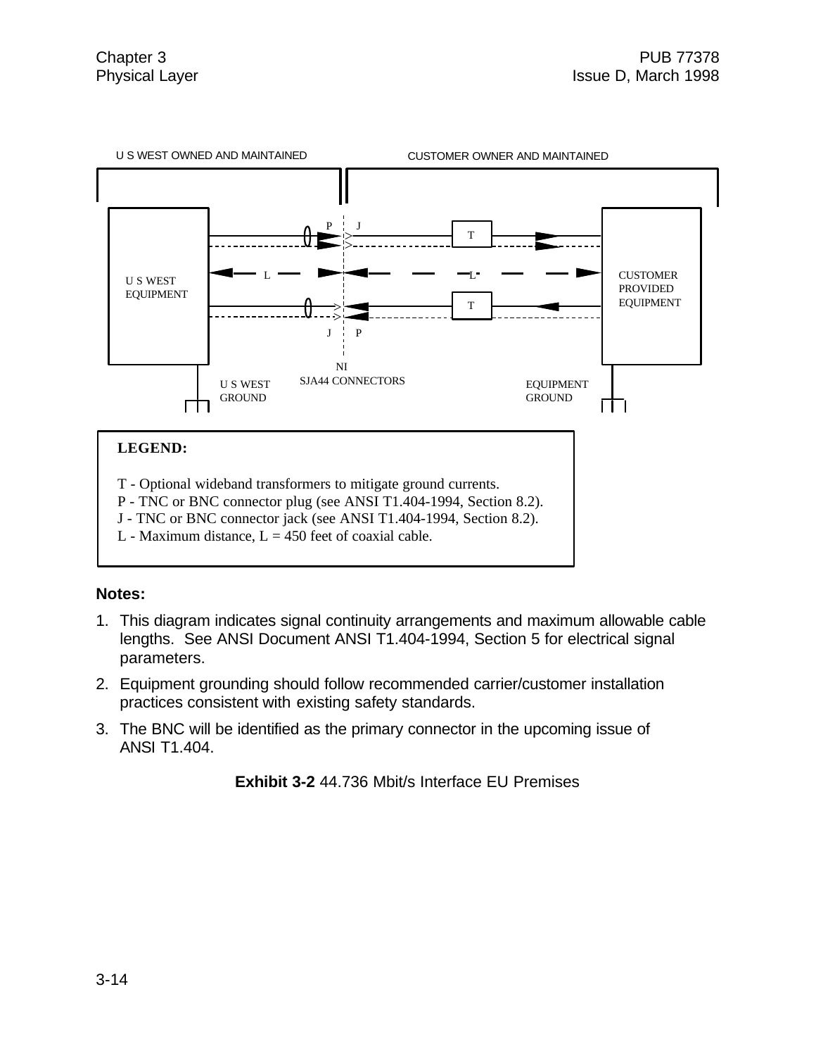U S WEST OWNED AND MAINTAINED

CUSTOMER OWNER AND MAINTAINED

U S WEST EQUIPMENT

CUSTOMER PROVIDED EQUIPMENT

P J

T

L

L

T

J P

NI

SJA44 CONNECTORS

U S WEST GROUND

EQUIPMENT GROUND

**LEGEND:**

T - Optional wideband transformers to mitigate ground currents.
P - TNC or BNC connector plug (see ANSI T1.404-1994, Section 8.2).
J - TNC or BNC connector jack (see ANSI T1.404-1994, Section 8.2).
L - Maximum distance, L = 450 feet of coaxial cable.

**Notes:**

1. This diagram indicates signal continuity arrangements and maximum allowable cable lengths. See ANSI Document ANSI T1.404-1994, Section 5 for electrical signal parameters.
2. Equipment grounding should follow recommended carrier/customer installation practices consistent with existing safety standards.
3. The BNC will be identified as the primary connector in the upcoming issue of ANSI T1.404.

**Exhibit 3-2** 44.736 Mbit/s Interface EU Premises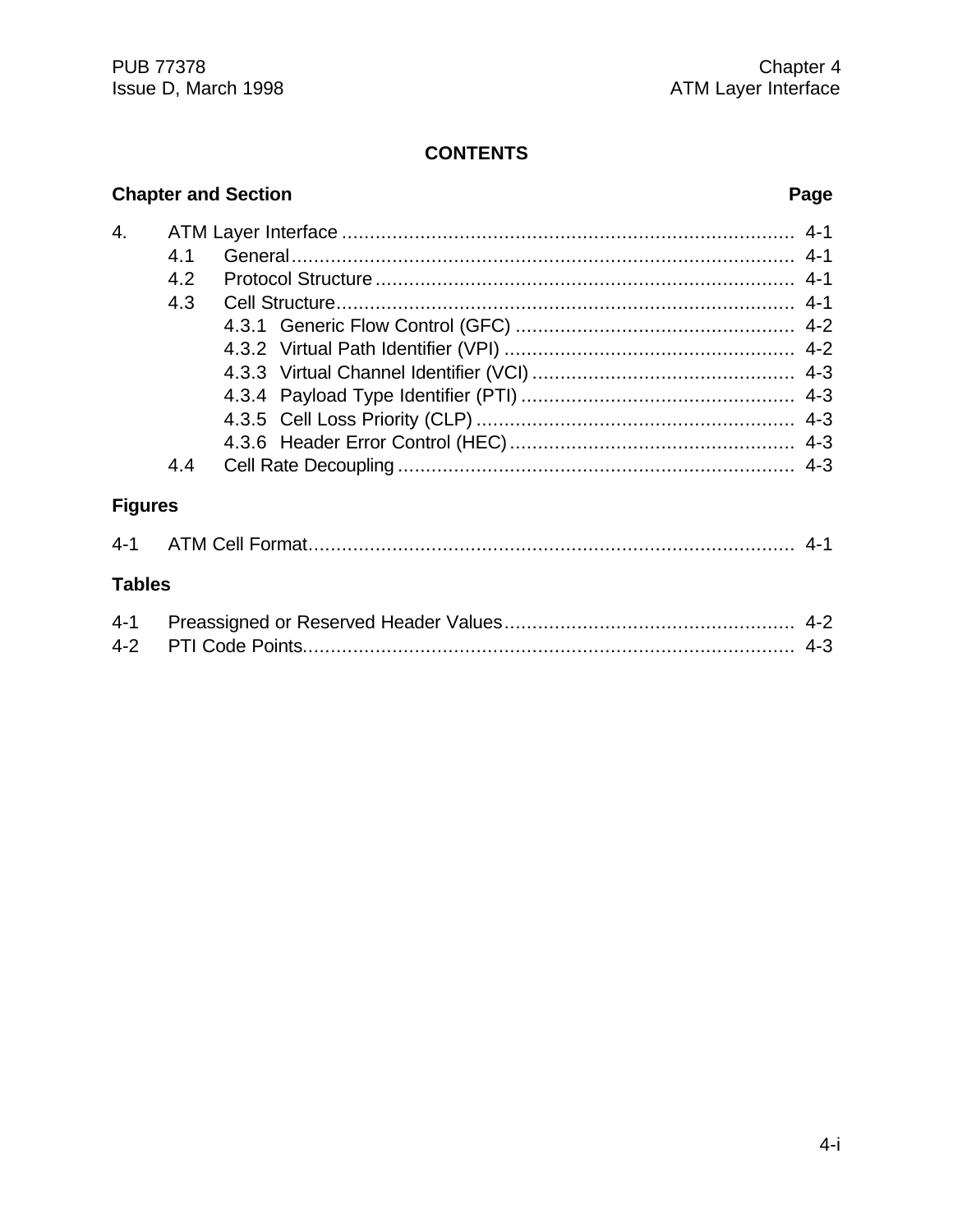# CONTENTS

| Chapter and Section | | | Page |
|---|---|---|---|
| 4. | ATM Layer Interface | | 4-1 |
| | 4.1 | General | 4-1 |
| | 4.2 | Protocol Structure | 4-1 |
| | 4.3 | Cell Structure | 4-1 |
| | | 4.3.1 Generic Flow Control (GFC) | 4-2 |
| | | 4.3.2 Virtual Path Identifier (VPI) | 4-2 |
| | | 4.3.3 Virtual Channel Identifier (VCI) | 4-3 |
| | | 4.3.4 Payload Type Identifier (PTI) | 4-3 |
| | | 4.3.5 Cell Loss Priority (CLP) | 4-3 |
| | | 4.3.6 Header Error Control (HEC) | 4-3 |
| | 4.4 | Cell Rate Decoupling | 4-3 |

**Figures**

| | | |
|---|---|---|
| 4-1 | ATM Cell Format | 4-1 |

**Tables**

| | | |
|---|---|---|
| 4-1 | Preassigned or Reserved Header Values | 4-2 |
| 4-2 | PTI Code Points | 4-3 |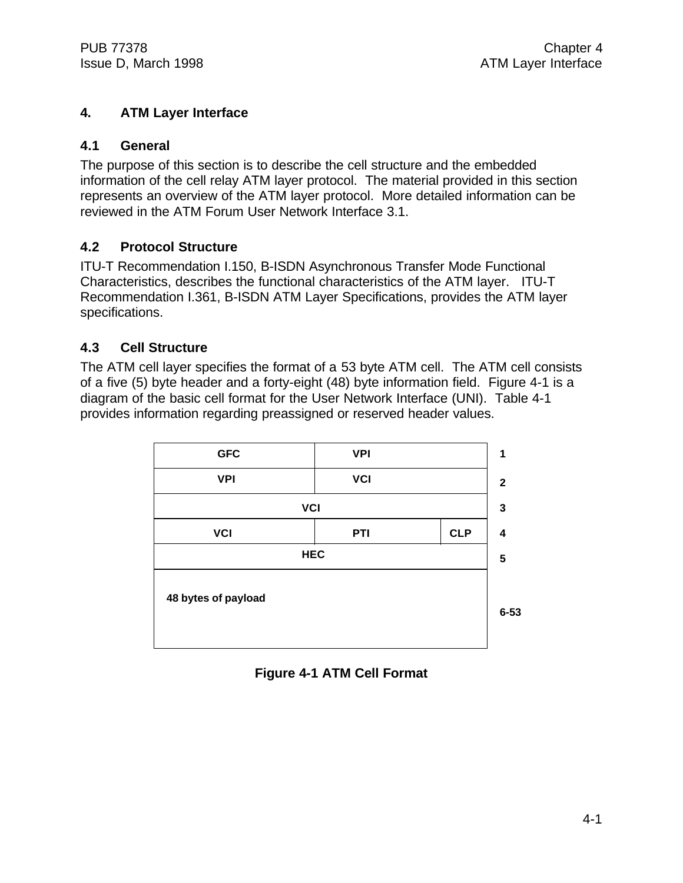# 4. ATM Layer Interface

## 4.1 General

The purpose of this section is to describe the cell structure and the embedded information of the cell relay ATM layer protocol. The material provided in this section represents an overview of the ATM layer protocol. More detailed information can be reviewed in the ATM Forum User Network Interface 3.1.

## 4.2 Protocol Structure

ITU-T Recommendation I.150, B-ISDN Asynchronous Transfer Mode Functional Characteristics, describes the functional characteristics of the ATM layer. ITU-T Recommendation I.361, B-ISDN ATM Layer Specifications, provides the ATM layer specifications.

## 4.3 Cell Structure

The ATM cell layer specifies the format of a 53 byte ATM cell. The ATM cell consists of a five (5) byte header and a forty-eight (48) byte information field. Figure 4-1 is a diagram of the basic cell format for the User Network Interface (UNI). Table 4-1 provides information regarding preassigned or reserved header values.

| Field | | | Byte |
|---|---|---|---|
| GFC | VPI | | 1 |
| VPI | VCI | | 2 |
| VCI | | | 3 |
| VCI | PTI | CLP | 4 |
| HEC | | | 5 |
| 48 bytes of payload | | | 6-53 |

**Figure 4-1 ATM Cell Format**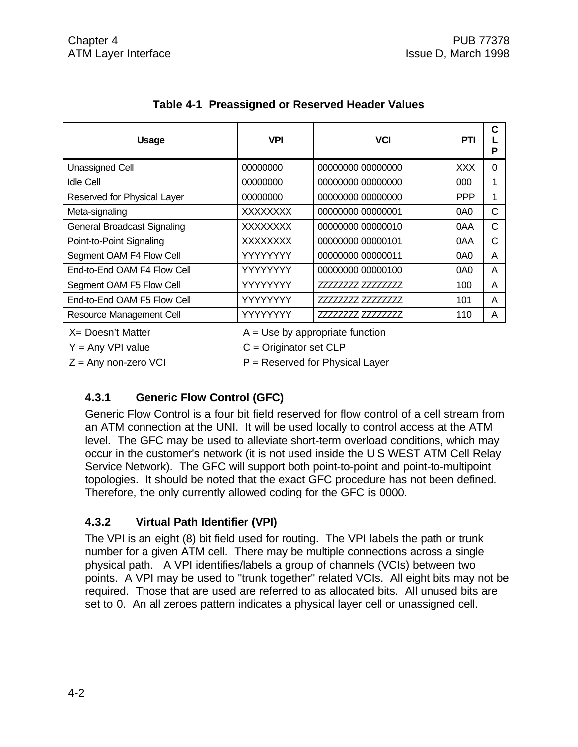**Table 4-1 Preassigned or Reserved Header Values**

| Usage | VPI | VCI | PTI | CLP |
|---|---|---|---|---|
| Unassigned Cell | 00000000 | 00000000 00000000 | XXX | 0 |
| Idle Cell | 00000000 | 00000000 00000000 | 000 | 1 |
| Reserved for Physical Layer | 00000000 | 00000000 00000000 | PPP | 1 |
| Meta-signaling | XXXXXXXX | 00000000 00000001 | 0A0 | C |
| General Broadcast Signaling | XXXXXXXX | 00000000 00000010 | 0AA | C |
| Point-to-Point Signaling | XXXXXXXX | 00000000 00000101 | 0AA | C |
| Segment OAM F4 Flow Cell | YYYYYYYY | 00000000 00000011 | 0A0 | A |
| End-to-End OAM F4 Flow Cell | YYYYYYYY | 00000000 00000100 | 0A0 | A |
| Segment OAM F5 Flow Cell | YYYYYYYY | ZZZZZZZZ ZZZZZZZZ | 100 | A |
| End-to-End OAM F5 Flow Cell | YYYYYYYY | ZZZZZZZZ ZZZZZZZZ | 101 | A |
| Resource Management Cell | YYYYYYYY | ZZZZZZZZ ZZZZZZZZ | 110 | A |

X= Doesn't Matter — A = Use by appropriate function

Y = Any VPI value — C = Originator set CLP

Z = Any non-zero VCI — P = Reserved for Physical Layer

### 4.3.1 Generic Flow Control (GFC)

Generic Flow Control is a four bit field reserved for flow control of a cell stream from an ATM connection at the UNI. It will be used locally to control access at the ATM level. The GFC may be used to alleviate short-term overload conditions, which may occur in the customer's network (it is not used inside the U S WEST ATM Cell Relay Service Network). The GFC will support both point-to-point and point-to-multipoint topologies. It should be noted that the exact GFC procedure has not been defined. Therefore, the only currently allowed coding for the GFC is 0000.

### 4.3.2 Virtual Path Identifier (VPI)

The VPI is an eight (8) bit field used for routing. The VPI labels the path or trunk number for a given ATM cell. There may be multiple connections across a single physical path. A VPI identifies/labels a group of channels (VCIs) between two points. A VPI may be used to "trunk together" related VCIs. All eight bits may not be required. Those that are used are referred to as allocated bits. All unused bits are set to 0. An all zeroes pattern indicates a physical layer cell or unassigned cell.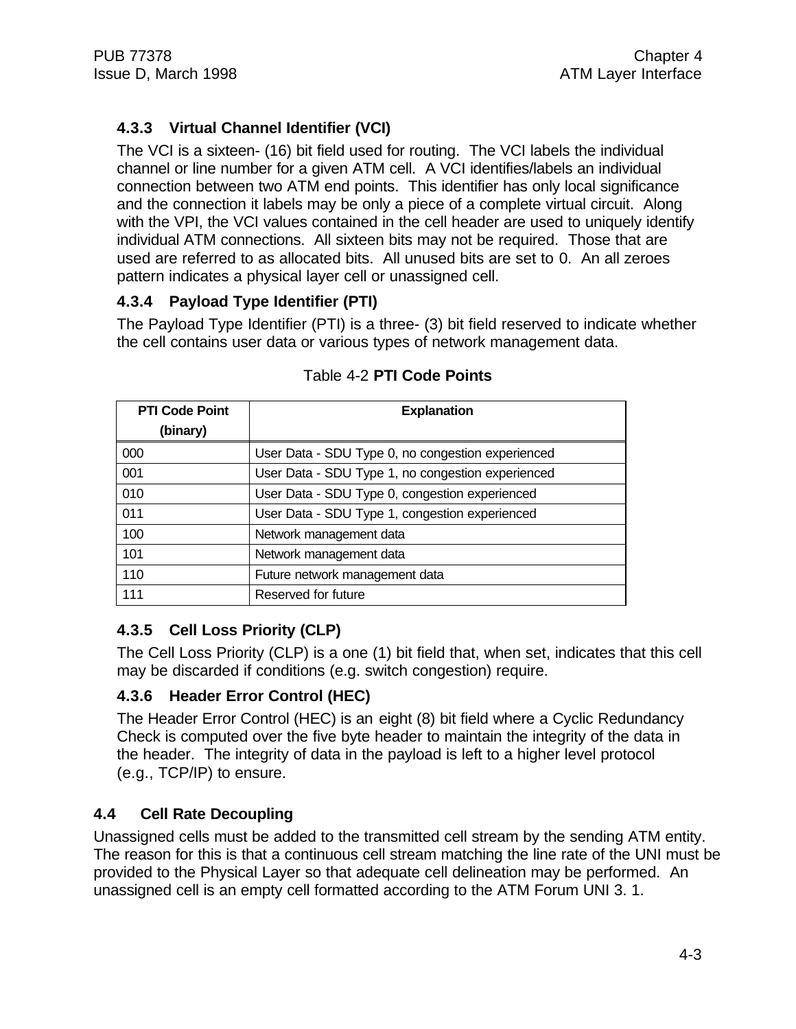### 4.3.3 Virtual Channel Identifier (VCI)

The VCI is a sixteen- (16) bit field used for routing. The VCI labels the individual channel or line number for a given ATM cell. A VCI identifies/labels an individual connection between two ATM end points. This identifier has only local significance and the connection it labels may be only a piece of a complete virtual circuit. Along with the VPI, the VCI values contained in the cell header are used to uniquely identify individual ATM connections. All sixteen bits may not be required. Those that are used are referred to as allocated bits. All unused bits are set to 0. An all zeroes pattern indicates a physical layer cell or unassigned cell.

### 4.3.4 Payload Type Identifier (PTI)

The Payload Type Identifier (PTI) is a three- (3) bit field reserved to indicate whether the cell contains user data or various types of network management data.

Table 4-2 **PTI Code Points**

| PTI Code Point (binary) | Explanation |
|---|---|
| 000 | User Data - SDU Type 0, no congestion experienced |
| 001 | User Data - SDU Type 1, no congestion experienced |
| 010 | User Data - SDU Type 0, congestion experienced |
| 011 | User Data - SDU Type 1, congestion experienced |
| 100 | Network management data |
| 101 | Network management data |
| 110 | Future network management data |
| 111 | Reserved for future |

### 4.3.5 Cell Loss Priority (CLP)

The Cell Loss Priority (CLP) is a one (1) bit field that, when set, indicates that this cell may be discarded if conditions (e.g. switch congestion) require.

### 4.3.6 Header Error Control (HEC)

The Header Error Control (HEC) is an eight (8) bit field where a Cyclic Redundancy Check is computed over the five byte header to maintain the integrity of the data in the header. The integrity of data in the payload is left to a higher level protocol (e.g., TCP/IP) to ensure.

## 4.4 Cell Rate Decoupling

Unassigned cells must be added to the transmitted cell stream by the sending ATM entity. The reason for this is that a continuous cell stream matching the line rate of the UNI must be provided to the Physical Layer so that adequate cell delineation may be performed. An unassigned cell is an empty cell formatted according to the ATM Forum UNI 3. 1.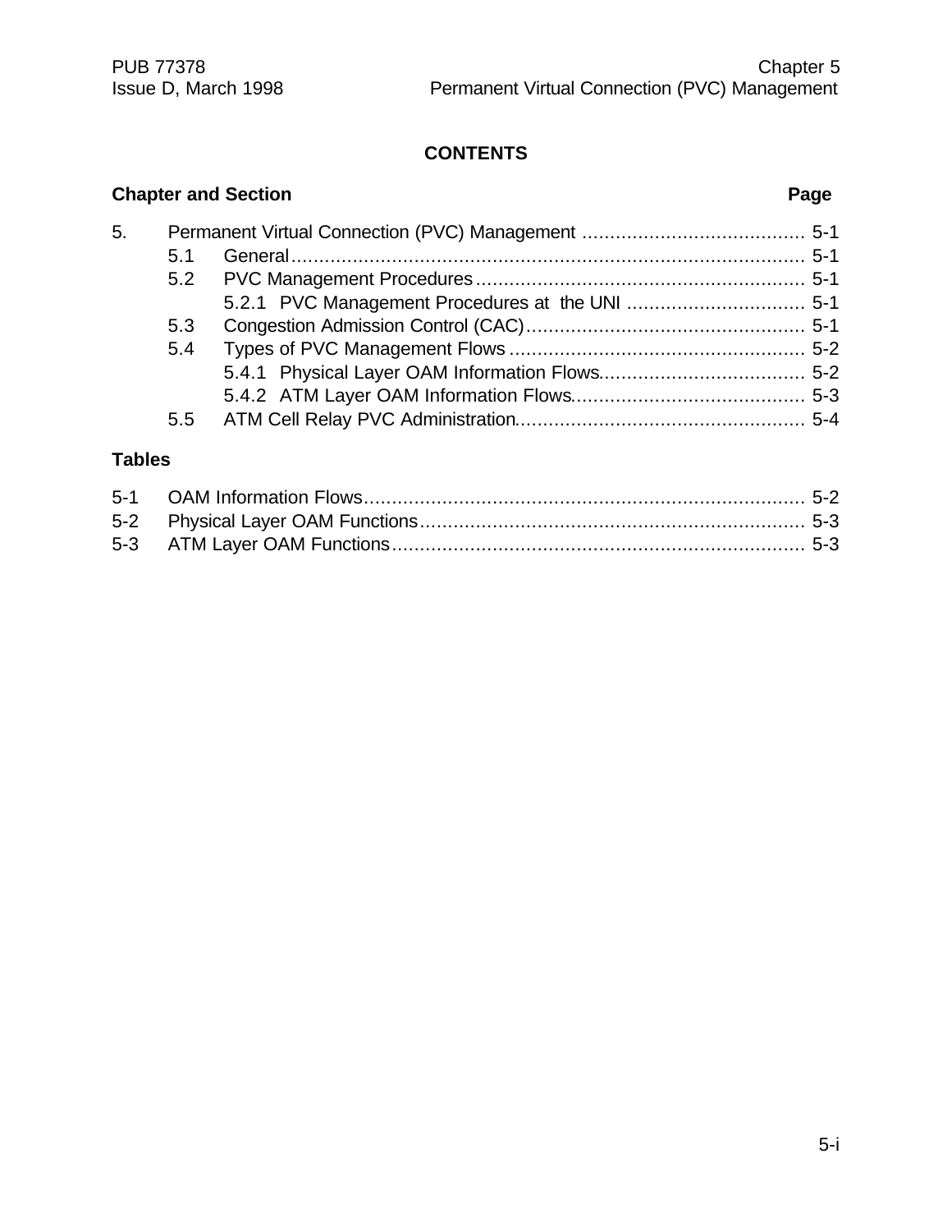## CONTENTS

| Chapter and Section | | | Page |
|---|---|---|---|
| 5. | Permanent Virtual Connection (PVC) Management | | 5-1 |
| | 5.1 | General | 5-1 |
| | 5.2 | PVC Management Procedures | 5-1 |
| | | 5.2.1 PVC Management Procedures at the UNI | 5-1 |
| | 5.3 | Congestion Admission Control (CAC) | 5-1 |
| | 5.4 | Types of PVC Management Flows | 5-2 |
| | | 5.4.1 Physical Layer OAM Information Flows | 5-2 |
| | | 5.4.2 ATM Layer OAM Information Flows | 5-3 |
| | 5.5 | ATM Cell Relay PVC Administration | 5-4 |

**Tables**

| | | |
|---|---|---|
| 5-1 | OAM Information Flows | 5-2 |
| 5-2 | Physical Layer OAM Functions | 5-3 |
| 5-3 | ATM Layer OAM Functions | 5-3 |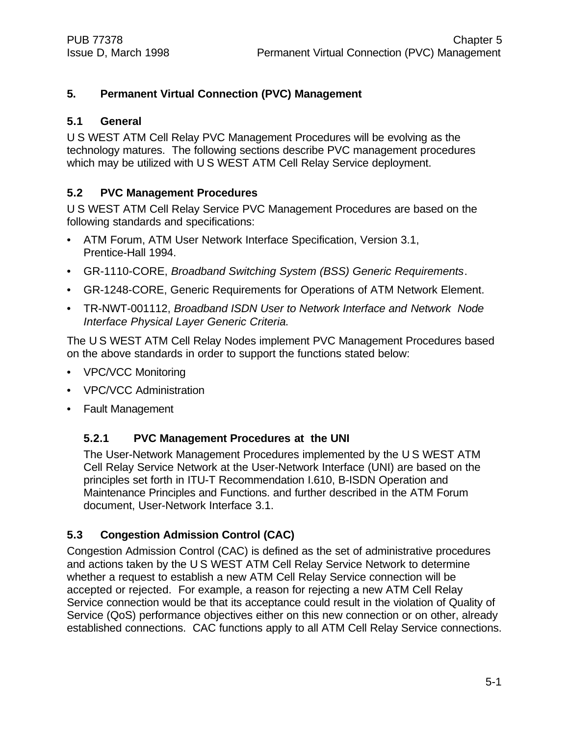# 5. Permanent Virtual Connection (PVC) Management

## 5.1 General

U S WEST ATM Cell Relay PVC Management Procedures will be evolving as the technology matures. The following sections describe PVC management procedures which may be utilized with U S WEST ATM Cell Relay Service deployment.

## 5.2 PVC Management Procedures

U S WEST ATM Cell Relay Service PVC Management Procedures are based on the following standards and specifications:

- ATM Forum, ATM User Network Interface Specification, Version 3.1, Prentice-Hall 1994.
- GR-1110-CORE, *Broadband Switching System (BSS) Generic Requirements*.
- GR-1248-CORE, Generic Requirements for Operations of ATM Network Element.
- TR-NWT-001112, *Broadband ISDN User to Network Interface and Network Node Interface Physical Layer Generic Criteria*.

The U S WEST ATM Cell Relay Nodes implement PVC Management Procedures based on the above standards in order to support the functions stated below:

- VPC/VCC Monitoring
- VPC/VCC Administration
- Fault Management

### 5.2.1 PVC Management Procedures at the UNI

The User-Network Management Procedures implemented by the U S WEST ATM Cell Relay Service Network at the User-Network Interface (UNI) are based on the principles set forth in ITU-T Recommendation I.610, B-ISDN Operation and Maintenance Principles and Functions. and further described in the ATM Forum document, User-Network Interface 3.1.

## 5.3 Congestion Admission Control (CAC)

Congestion Admission Control (CAC) is defined as the set of administrative procedures and actions taken by the U S WEST ATM Cell Relay Service Network to determine whether a request to establish a new ATM Cell Relay Service connection will be accepted or rejected. For example, a reason for rejecting a new ATM Cell Relay Service connection would be that its acceptance could result in the violation of Quality of Service (QoS) performance objectives either on this new connection or on other, already established connections. CAC functions apply to all ATM Cell Relay Service connections.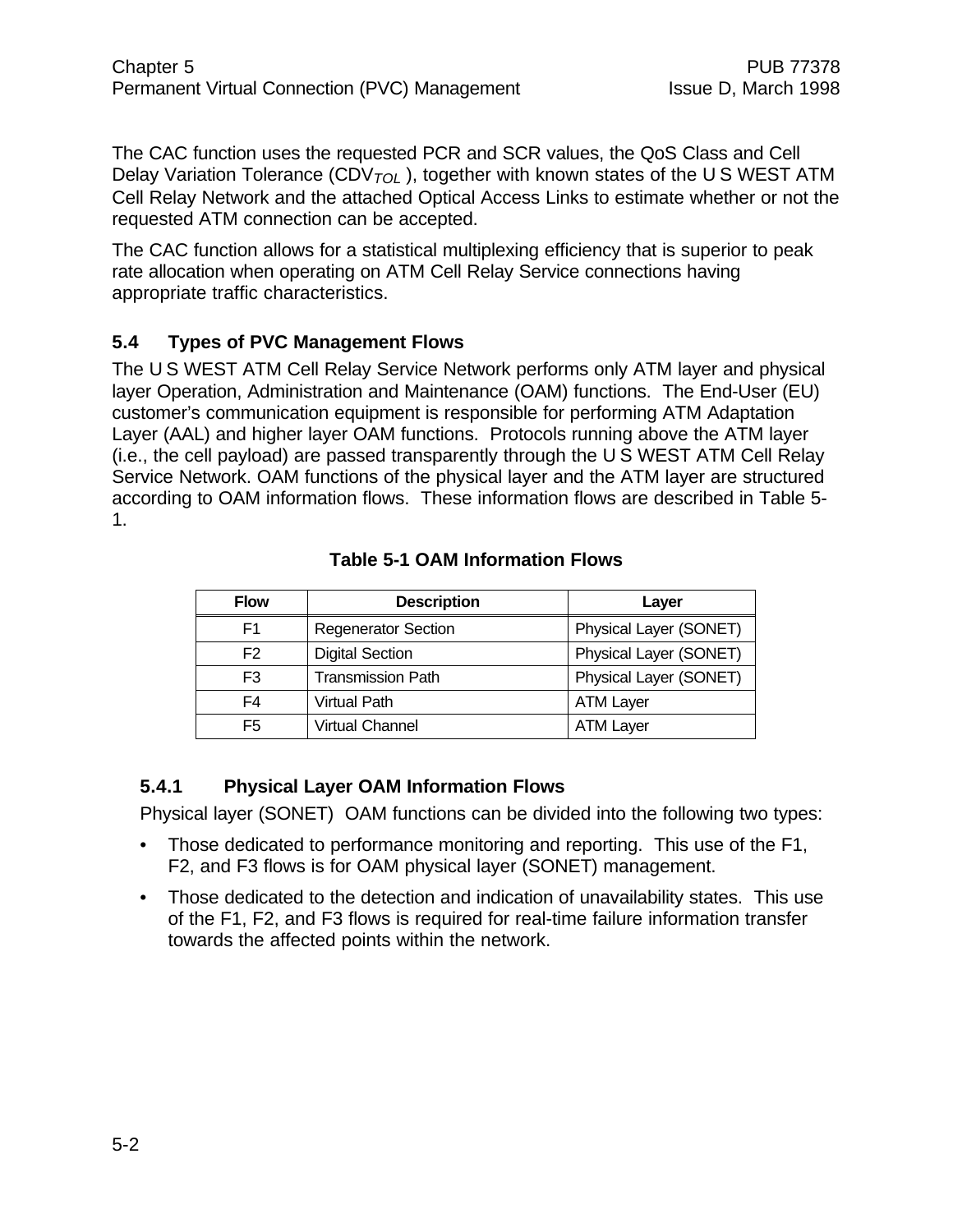The CAC function uses the requested PCR and SCR values, the QoS Class and Cell Delay Variation Tolerance ($CDV_{TOL}$), together with known states of the U S WEST ATM Cell Relay Network and the attached Optical Access Links to estimate whether or not the requested ATM connection can be accepted.

The CAC function allows for a statistical multiplexing efficiency that is superior to peak rate allocation when operating on ATM Cell Relay Service connections having appropriate traffic characteristics.

## 5.4 Types of PVC Management Flows

The U S WEST ATM Cell Relay Service Network performs only ATM layer and physical layer Operation, Administration and Maintenance (OAM) functions. The End-User (EU) customer's communication equipment is responsible for performing ATM Adaptation Layer (AAL) and higher layer OAM functions. Protocols running above the ATM layer (i.e., the cell payload) are passed transparently through the U S WEST ATM Cell Relay Service Network. OAM functions of the physical layer and the ATM layer are structured according to OAM information flows. These information flows are described in Table 5-1.

**Table 5-1 OAM Information Flows**

| Flow | Description | Layer |
|---|---|---|
| F1 | Regenerator Section | Physical Layer (SONET) |
| F2 | Digital Section | Physical Layer (SONET) |
| F3 | Transmission Path | Physical Layer (SONET) |
| F4 | Virtual Path | ATM Layer |
| F5 | Virtual Channel | ATM Layer |

### 5.4.1 Physical Layer OAM Information Flows

Physical layer (SONET) OAM functions can be divided into the following two types:

- Those dedicated to performance monitoring and reporting. This use of the F1, F2, and F3 flows is for OAM physical layer (SONET) management.
- Those dedicated to the detection and indication of unavailability states. This use of the F1, F2, and F3 flows is required for real-time failure information transfer towards the affected points within the network.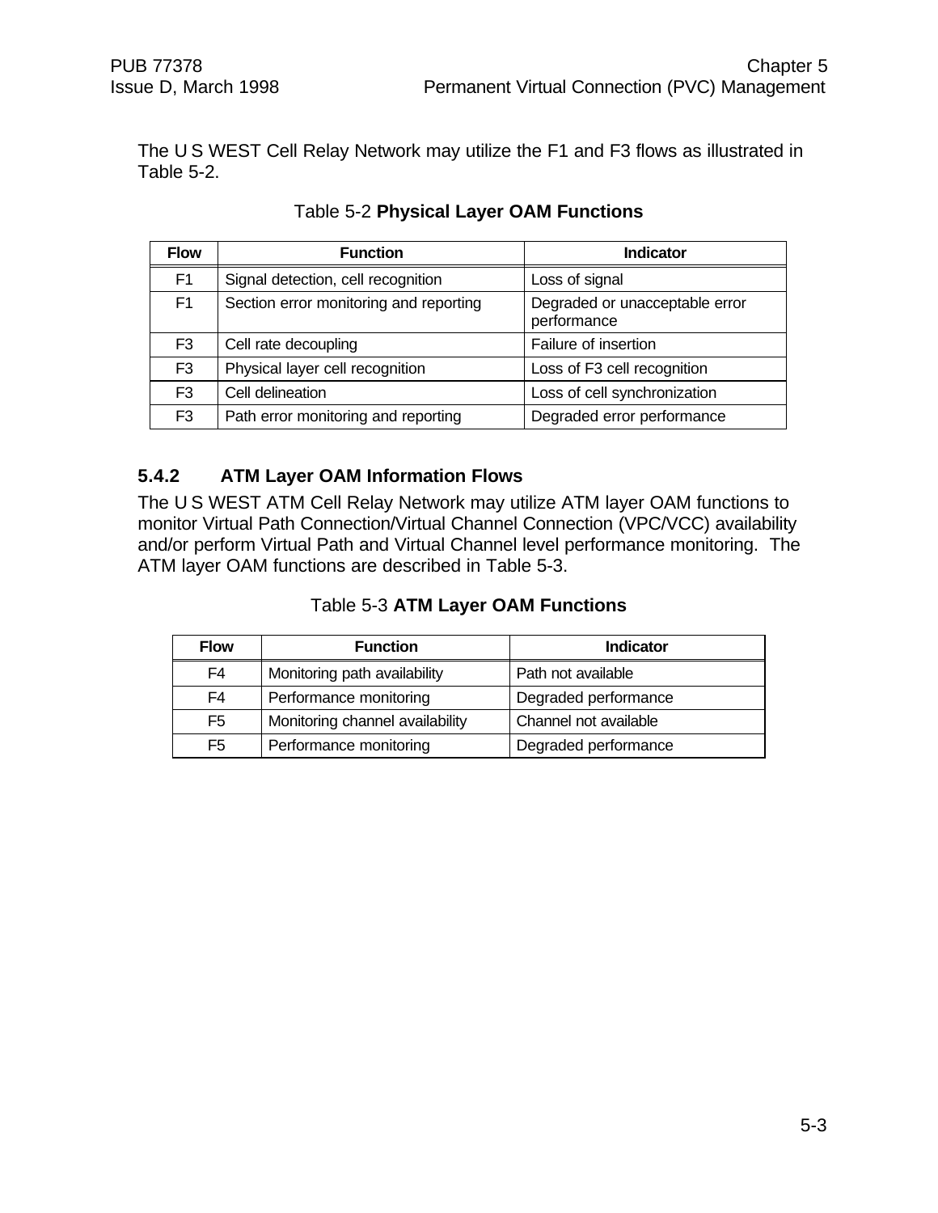The U S WEST Cell Relay Network may utilize the F1 and F3 flows as illustrated in Table 5-2.

Table 5-2 **Physical Layer OAM Functions**

| Flow | Function | Indicator |
|---|---|---|
| F1 | Signal detection, cell recognition | Loss of signal |
| F1 | Section error monitoring and reporting | Degraded or unacceptable error performance |
| F3 | Cell rate decoupling | Failure of insertion |
| F3 | Physical layer cell recognition | Loss of F3 cell recognition |
| F3 | Cell delineation | Loss of cell synchronization |
| F3 | Path error monitoring and reporting | Degraded error performance |

### 5.4.2 ATM Layer OAM Information Flows

The U S WEST ATM Cell Relay Network may utilize ATM layer OAM functions to monitor Virtual Path Connection/Virtual Channel Connection (VPC/VCC) availability and/or perform Virtual Path and Virtual Channel level performance monitoring. The ATM layer OAM functions are described in Table 5-3.

Table 5-3 **ATM Layer OAM Functions**

| Flow | Function | Indicator |
|---|---|---|
| F4 | Monitoring path availability | Path not available |
| F4 | Performance monitoring | Degraded performance |
| F5 | Monitoring channel availability | Channel not available |
| F5 | Performance monitoring | Degraded performance |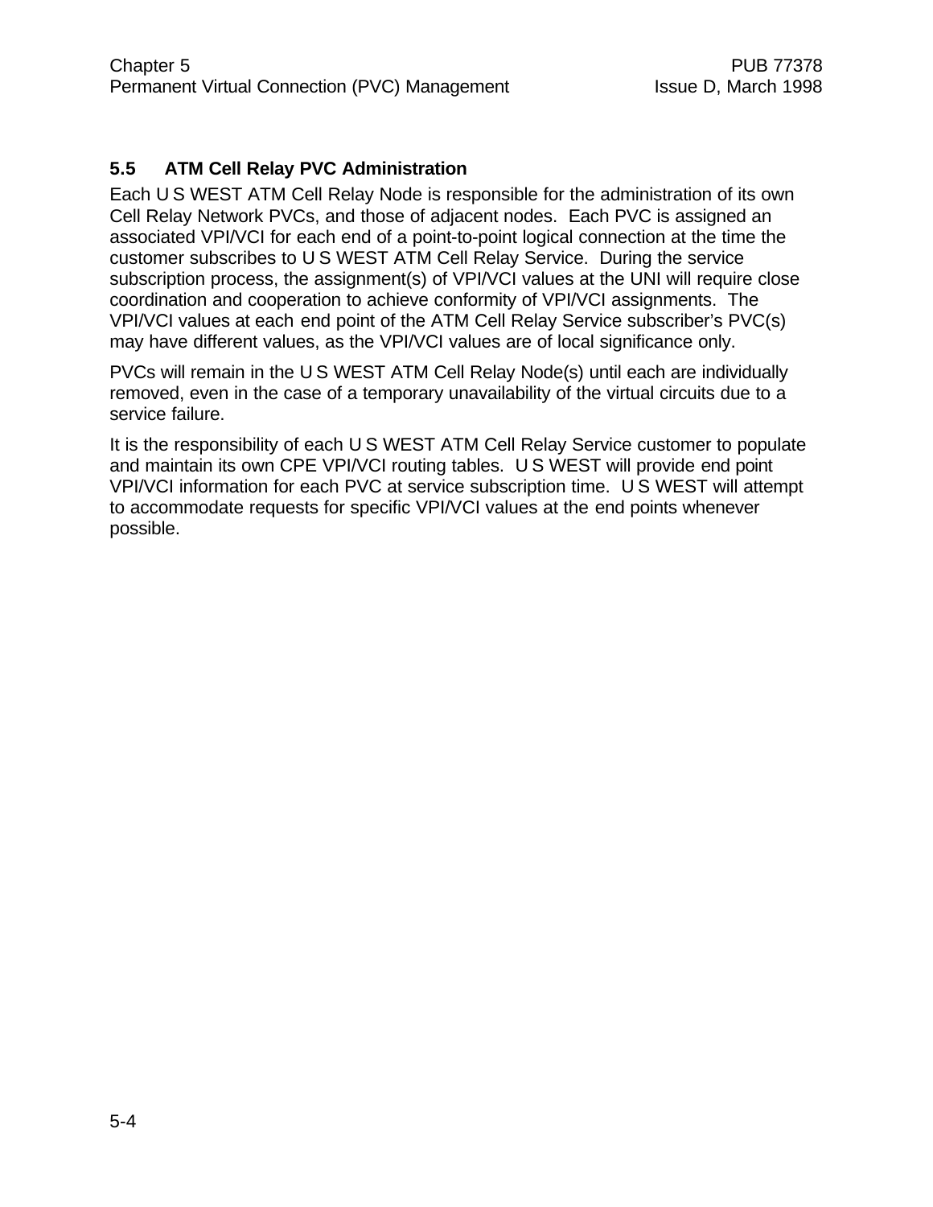## 5.5 ATM Cell Relay PVC Administration

Each U S WEST ATM Cell Relay Node is responsible for the administration of its own Cell Relay Network PVCs, and those of adjacent nodes. Each PVC is assigned an associated VPI/VCI for each end of a point-to-point logical connection at the time the customer subscribes to U S WEST ATM Cell Relay Service. During the service subscription process, the assignment(s) of VPI/VCI values at the UNI will require close coordination and cooperation to achieve conformity of VPI/VCI assignments. The VPI/VCI values at each end point of the ATM Cell Relay Service subscriber's PVC(s) may have different values, as the VPI/VCI values are of local significance only.

PVCs will remain in the U S WEST ATM Cell Relay Node(s) until each are individually removed, even in the case of a temporary unavailability of the virtual circuits due to a service failure.

It is the responsibility of each U S WEST ATM Cell Relay Service customer to populate and maintain its own CPE VPI/VCI routing tables. U S WEST will provide end point VPI/VCI information for each PVC at service subscription time. U S WEST will attempt to accommodate requests for specific VPI/VCI values at the end points whenever possible.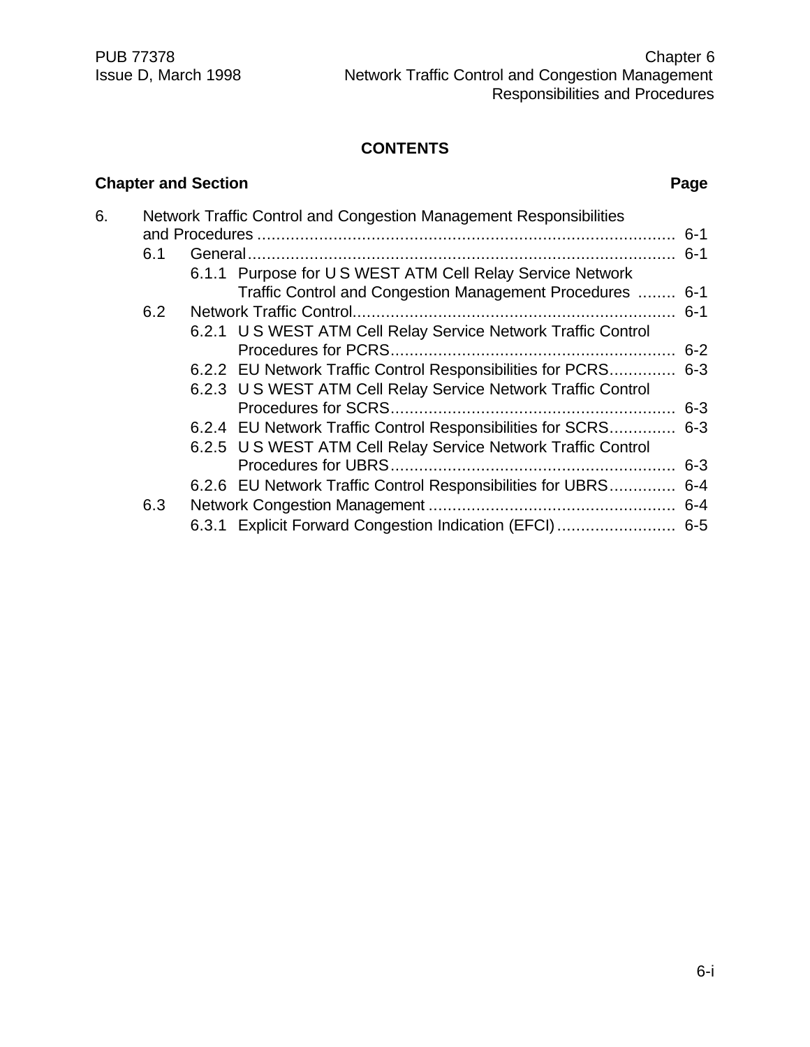**CONTENTS**

| Chapter and Section | | | Page |
|---|---|---|---|
| 6. | Network Traffic Control and Congestion Management Responsibilities and Procedures | | 6-1 |
| | 6.1 | General | 6-1 |
| | | 6.1.1 Purpose for U S WEST ATM Cell Relay Service Network Traffic Control and Congestion Management Procedures | 6-1 |
| | 6.2 | Network Traffic Control | 6-1 |
| | | 6.2.1 U S WEST ATM Cell Relay Service Network Traffic Control Procedures for PCRS | 6-2 |
| | | 6.2.2 EU Network Traffic Control Responsibilities for PCRS | 6-3 |
| | | 6.2.3 U S WEST ATM Cell Relay Service Network Traffic Control Procedures for SCRS | 6-3 |
| | | 6.2.4 EU Network Traffic Control Responsibilities for SCRS | 6-3 |
| | | 6.2.5 U S WEST ATM Cell Relay Service Network Traffic Control Procedures for UBRS | 6-3 |
| | | 6.2.6 EU Network Traffic Control Responsibilities for UBRS | 6-4 |
| | 6.3 | Network Congestion Management | 6-4 |
| | | 6.3.1 Explicit Forward Congestion Indication (EFCI) | 6-5 |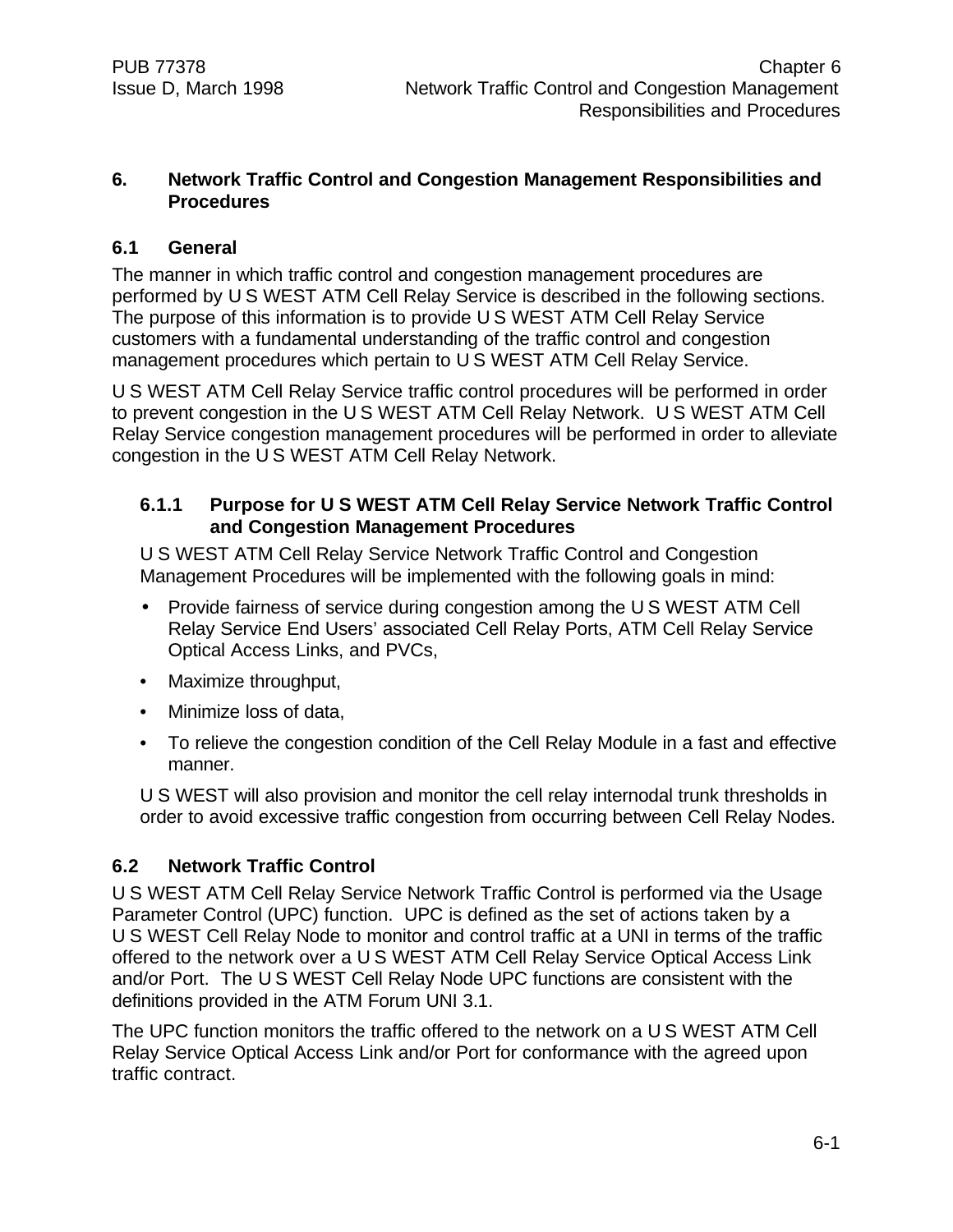# 6. Network Traffic Control and Congestion Management Responsibilities and Procedures

## 6.1 General

The manner in which traffic control and congestion management procedures are performed by U S WEST ATM Cell Relay Service is described in the following sections. The purpose of this information is to provide U S WEST ATM Cell Relay Service customers with a fundamental understanding of the traffic control and congestion management procedures which pertain to U S WEST ATM Cell Relay Service.

U S WEST ATM Cell Relay Service traffic control procedures will be performed in order to prevent congestion in the U S WEST ATM Cell Relay Network. U S WEST ATM Cell Relay Service congestion management procedures will be performed in order to alleviate congestion in the U S WEST ATM Cell Relay Network.

### 6.1.1 Purpose for U S WEST ATM Cell Relay Service Network Traffic Control and Congestion Management Procedures

U S WEST ATM Cell Relay Service Network Traffic Control and Congestion Management Procedures will be implemented with the following goals in mind:

- Provide fairness of service during congestion among the U S WEST ATM Cell Relay Service End Users' associated Cell Relay Ports, ATM Cell Relay Service Optical Access Links, and PVCs,
- Maximize throughput,
- Minimize loss of data,
- To relieve the congestion condition of the Cell Relay Module in a fast and effective manner.

U S WEST will also provision and monitor the cell relay internodal trunk thresholds in order to avoid excessive traffic congestion from occurring between Cell Relay Nodes.

## 6.2 Network Traffic Control

U S WEST ATM Cell Relay Service Network Traffic Control is performed via the Usage Parameter Control (UPC) function. UPC is defined as the set of actions taken by a U S WEST Cell Relay Node to monitor and control traffic at a UNI in terms of the traffic offered to the network over a U S WEST ATM Cell Relay Service Optical Access Link and/or Port. The U S WEST Cell Relay Node UPC functions are consistent with the definitions provided in the ATM Forum UNI 3.1.

The UPC function monitors the traffic offered to the network on a U S WEST ATM Cell Relay Service Optical Access Link and/or Port for conformance with the agreed upon traffic contract.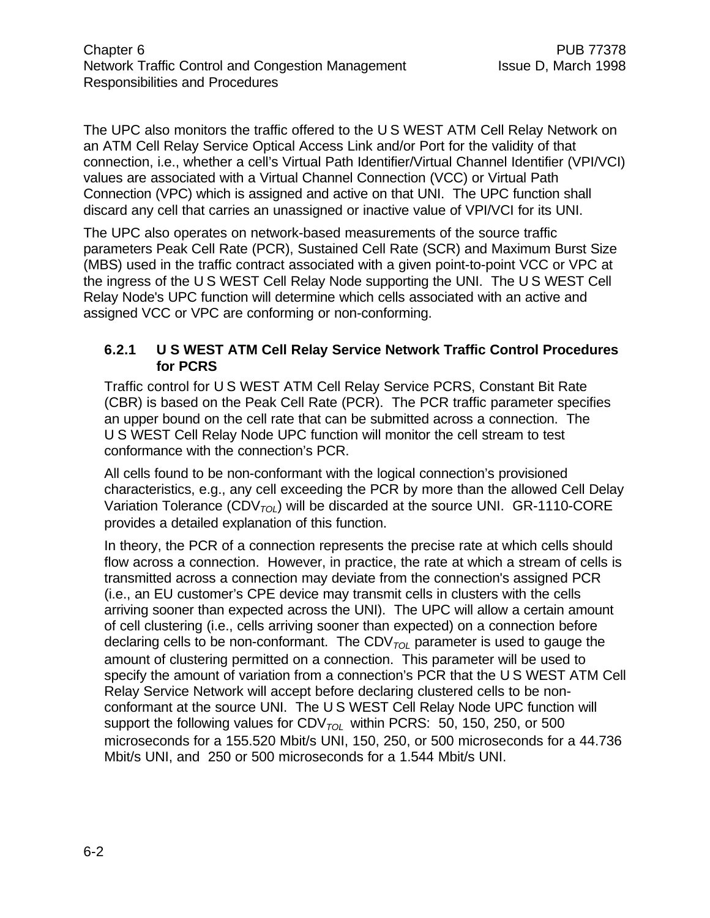The UPC also monitors the traffic offered to the U S WEST ATM Cell Relay Network on an ATM Cell Relay Service Optical Access Link and/or Port for the validity of that connection, i.e., whether a cell's Virtual Path Identifier/Virtual Channel Identifier (VPI/VCI) values are associated with a Virtual Channel Connection (VCC) or Virtual Path Connection (VPC) which is assigned and active on that UNI. The UPC function shall discard any cell that carries an unassigned or inactive value of VPI/VCI for its UNI.

The UPC also operates on network-based measurements of the source traffic parameters Peak Cell Rate (PCR), Sustained Cell Rate (SCR) and Maximum Burst Size (MBS) used in the traffic contract associated with a given point-to-point VCC or VPC at the ingress of the U S WEST Cell Relay Node supporting the UNI. The U S WEST Cell Relay Node's UPC function will determine which cells associated with an active and assigned VCC or VPC are conforming or non-conforming.

### 6.2.1 U S WEST ATM Cell Relay Service Network Traffic Control Procedures for PCRS

Traffic control for U S WEST ATM Cell Relay Service PCRS, Constant Bit Rate (CBR) is based on the Peak Cell Rate (PCR). The PCR traffic parameter specifies an upper bound on the cell rate that can be submitted across a connection. The U S WEST Cell Relay Node UPC function will monitor the cell stream to test conformance with the connection's PCR.

All cells found to be non-conformant with the logical connection's provisioned characteristics, e.g., any cell exceeding the PCR by more than the allowed Cell Delay Variation Tolerance ($CDV_{TOL}$) will be discarded at the source UNI. GR-1110-CORE provides a detailed explanation of this function.

In theory, the PCR of a connection represents the precise rate at which cells should flow across a connection. However, in practice, the rate at which a stream of cells is transmitted across a connection may deviate from the connection's assigned PCR (i.e., an EU customer's CPE device may transmit cells in clusters with the cells arriving sooner than expected across the UNI). The UPC will allow a certain amount of cell clustering (i.e., cells arriving sooner than expected) on a connection before declaring cells to be non-conformant. The $CDV_{TOL}$ parameter is used to gauge the amount of clustering permitted on a connection. This parameter will be used to specify the amount of variation from a connection's PCR that the U S WEST ATM Cell Relay Service Network will accept before declaring clustered cells to be non-conformant at the source UNI. The U S WEST Cell Relay Node UPC function will support the following values for $CDV_{TOL}$ within PCRS: 50, 150, 250, or 500 microseconds for a 155.520 Mbit/s UNI, 150, 250, or 500 microseconds for a 44.736 Mbit/s UNI, and 250 or 500 microseconds for a 1.544 Mbit/s UNI.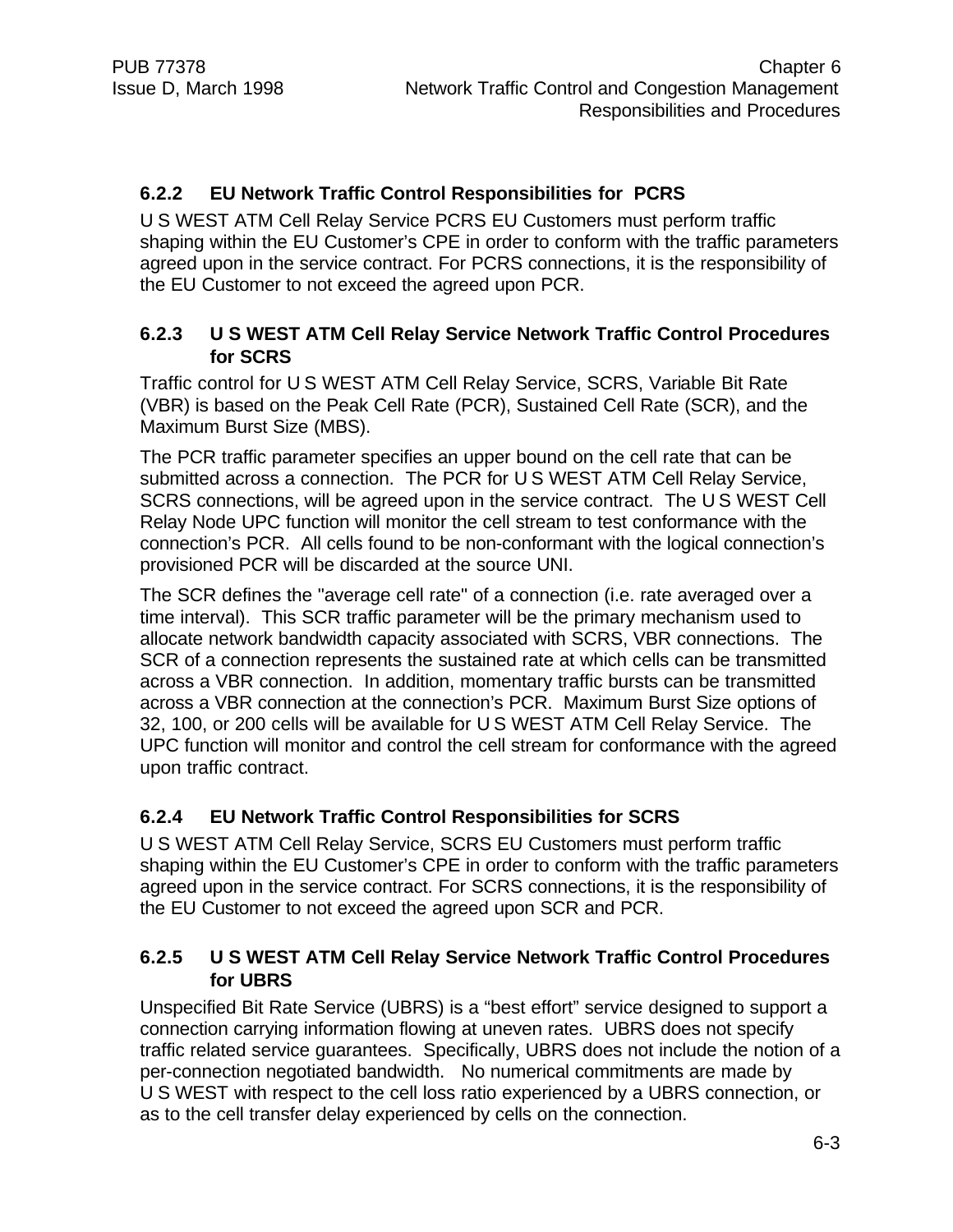### 6.2.2 EU Network Traffic Control Responsibilities for PCRS

U S WEST ATM Cell Relay Service PCRS EU Customers must perform traffic shaping within the EU Customer's CPE in order to conform with the traffic parameters agreed upon in the service contract. For PCRS connections, it is the responsibility of the EU Customer to not exceed the agreed upon PCR.

### 6.2.3 U S WEST ATM Cell Relay Service Network Traffic Control Procedures for SCRS

Traffic control for U S WEST ATM Cell Relay Service, SCRS, Variable Bit Rate (VBR) is based on the Peak Cell Rate (PCR), Sustained Cell Rate (SCR), and the Maximum Burst Size (MBS).

The PCR traffic parameter specifies an upper bound on the cell rate that can be submitted across a connection. The PCR for U S WEST ATM Cell Relay Service, SCRS connections, will be agreed upon in the service contract. The U S WEST Cell Relay Node UPC function will monitor the cell stream to test conformance with the connection's PCR. All cells found to be non-conformant with the logical connection's provisioned PCR will be discarded at the source UNI.

The SCR defines the "average cell rate" of a connection (i.e. rate averaged over a time interval). This SCR traffic parameter will be the primary mechanism used to allocate network bandwidth capacity associated with SCRS, VBR connections. The SCR of a connection represents the sustained rate at which cells can be transmitted across a VBR connection. In addition, momentary traffic bursts can be transmitted across a VBR connection at the connection's PCR. Maximum Burst Size options of 32, 100, or 200 cells will be available for U S WEST ATM Cell Relay Service. The UPC function will monitor and control the cell stream for conformance with the agreed upon traffic contract.

### 6.2.4 EU Network Traffic Control Responsibilities for SCRS

U S WEST ATM Cell Relay Service, SCRS EU Customers must perform traffic shaping within the EU Customer's CPE in order to conform with the traffic parameters agreed upon in the service contract. For SCRS connections, it is the responsibility of the EU Customer to not exceed the agreed upon SCR and PCR.

### 6.2.5 U S WEST ATM Cell Relay Service Network Traffic Control Procedures for UBRS

Unspecified Bit Rate Service (UBRS) is a "best effort" service designed to support a connection carrying information flowing at uneven rates. UBRS does not specify traffic related service guarantees. Specifically, UBRS does not include the notion of a per-connection negotiated bandwidth. No numerical commitments are made by U S WEST with respect to the cell loss ratio experienced by a UBRS connection, or as to the cell transfer delay experienced by cells on the connection.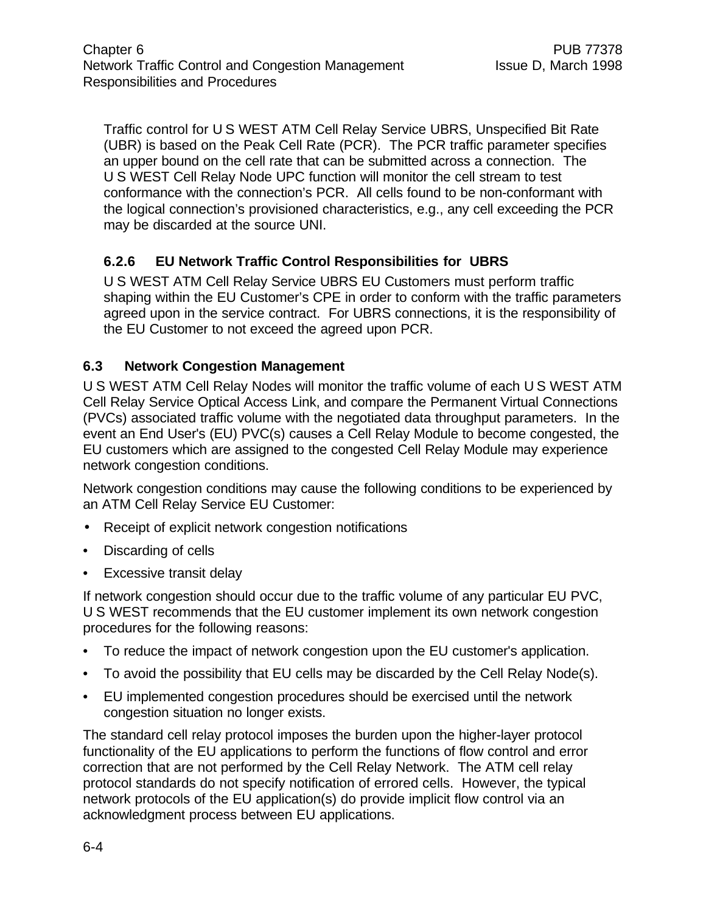Traffic control for U S WEST ATM Cell Relay Service UBRS, Unspecified Bit Rate (UBR) is based on the Peak Cell Rate (PCR). The PCR traffic parameter specifies an upper bound on the cell rate that can be submitted across a connection. The U S WEST Cell Relay Node UPC function will monitor the cell stream to test conformance with the connection's PCR. All cells found to be non-conformant with the logical connection's provisioned characteristics, e.g., any cell exceeding the PCR may be discarded at the source UNI.

### 6.2.6 EU Network Traffic Control Responsibilities for UBRS

U S WEST ATM Cell Relay Service UBRS EU Customers must perform traffic shaping within the EU Customer's CPE in order to conform with the traffic parameters agreed upon in the service contract. For UBRS connections, it is the responsibility of the EU Customer to not exceed the agreed upon PCR.

## 6.3 Network Congestion Management

U S WEST ATM Cell Relay Nodes will monitor the traffic volume of each U S WEST ATM Cell Relay Service Optical Access Link, and compare the Permanent Virtual Connections (PVCs) associated traffic volume with the negotiated data throughput parameters. In the event an End User's (EU) PVC(s) causes a Cell Relay Module to become congested, the EU customers which are assigned to the congested Cell Relay Module may experience network congestion conditions.

Network congestion conditions may cause the following conditions to be experienced by an ATM Cell Relay Service EU Customer:

- Receipt of explicit network congestion notifications
- Discarding of cells
- Excessive transit delay

If network congestion should occur due to the traffic volume of any particular EU PVC, U S WEST recommends that the EU customer implement its own network congestion procedures for the following reasons:

- To reduce the impact of network congestion upon the EU customer's application.
- To avoid the possibility that EU cells may be discarded by the Cell Relay Node(s).
- EU implemented congestion procedures should be exercised until the network congestion situation no longer exists.

The standard cell relay protocol imposes the burden upon the higher-layer protocol functionality of the EU applications to perform the functions of flow control and error correction that are not performed by the Cell Relay Network. The ATM cell relay protocol standards do not specify notification of errored cells. However, the typical network protocols of the EU application(s) do provide implicit flow control via an acknowledgment process between EU applications.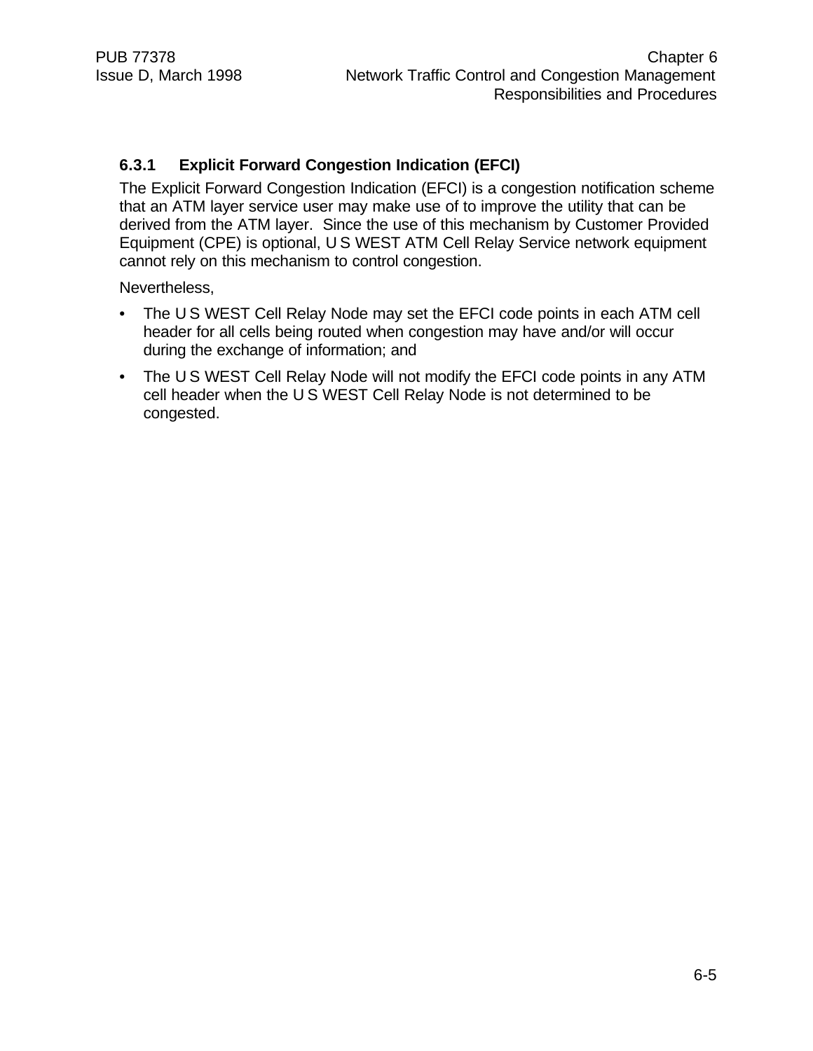### 6.3.1 Explicit Forward Congestion Indication (EFCI)

The Explicit Forward Congestion Indication (EFCI) is a congestion notification scheme that an ATM layer service user may make use of to improve the utility that can be derived from the ATM layer. Since the use of this mechanism by Customer Provided Equipment (CPE) is optional, U S WEST ATM Cell Relay Service network equipment cannot rely on this mechanism to control congestion.

Nevertheless,

- The U S WEST Cell Relay Node may set the EFCI code points in each ATM cell header for all cells being routed when congestion may have and/or will occur during the exchange of information; and
- The U S WEST Cell Relay Node will not modify the EFCI code points in any ATM cell header when the U S WEST Cell Relay Node is not determined to be congested.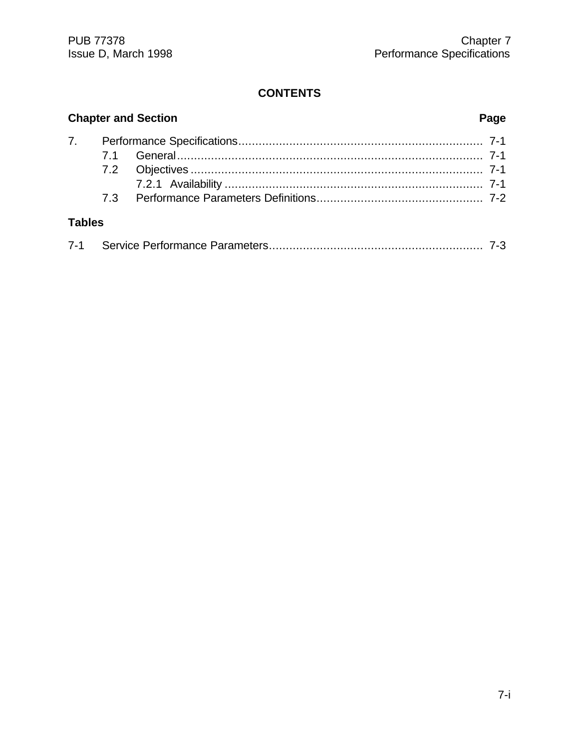## CONTENTS

| Chapter and Section | | Page |
|---|---|---|
| 7. | Performance Specifications | 7-1 |
| | 7.1 General | 7-1 |
| | 7.2 Objectives | 7-1 |
| | 7.2.1 Availability | 7-1 |
| | 7.3 Performance Parameters Definitions | 7-2 |

**Tables**

| | | |
|---|---|---|
| 7-1 | Service Performance Parameters | 7-3 |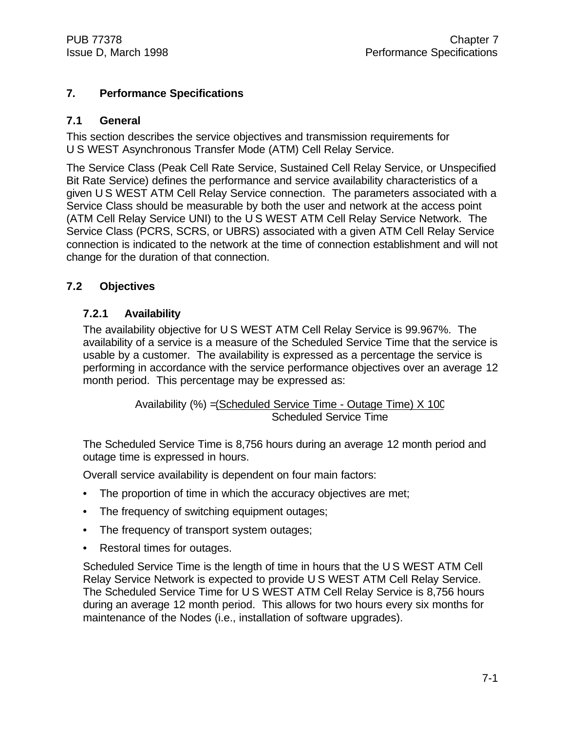# 7. Performance Specifications

## 7.1 General

This section describes the service objectives and transmission requirements for U S WEST Asynchronous Transfer Mode (ATM) Cell Relay Service.

The Service Class (Peak Cell Rate Service, Sustained Cell Relay Service, or Unspecified Bit Rate Service) defines the performance and service availability characteristics of a given U S WEST ATM Cell Relay Service connection. The parameters associated with a Service Class should be measurable by both the user and network at the access point (ATM Cell Relay Service UNI) to the U S WEST ATM Cell Relay Service Network. The Service Class (PCRS, SCRS, or UBRS) associated with a given ATM Cell Relay Service connection is indicated to the network at the time of connection establishment and will not change for the duration of that connection.

## 7.2 Objectives

### 7.2.1 Availability

The availability objective for U S WEST ATM Cell Relay Service is 99.967%. The availability of a service is a measure of the Scheduled Service Time that the service is usable by a customer. The availability is expressed as a percentage the service is performing in accordance with the service performance objectives over an average 12 month period. This percentage may be expressed as:

$$\text{Availability (\%)} = \frac{(\text{Scheduled Service Time - Outage Time}) \times 100}{\text{Scheduled Service Time}}$$

The Scheduled Service Time is 8,756 hours during an average 12 month period and outage time is expressed in hours.

Overall service availability is dependent on four main factors:

- The proportion of time in which the accuracy objectives are met;
- The frequency of switching equipment outages;
- The frequency of transport system outages;
- Restoral times for outages.

Scheduled Service Time is the length of time in hours that the U S WEST ATM Cell Relay Service Network is expected to provide U S WEST ATM Cell Relay Service. The Scheduled Service Time for U S WEST ATM Cell Relay Service is 8,756 hours during an average 12 month period. This allows for two hours every six months for maintenance of the Nodes (i.e., installation of software upgrades).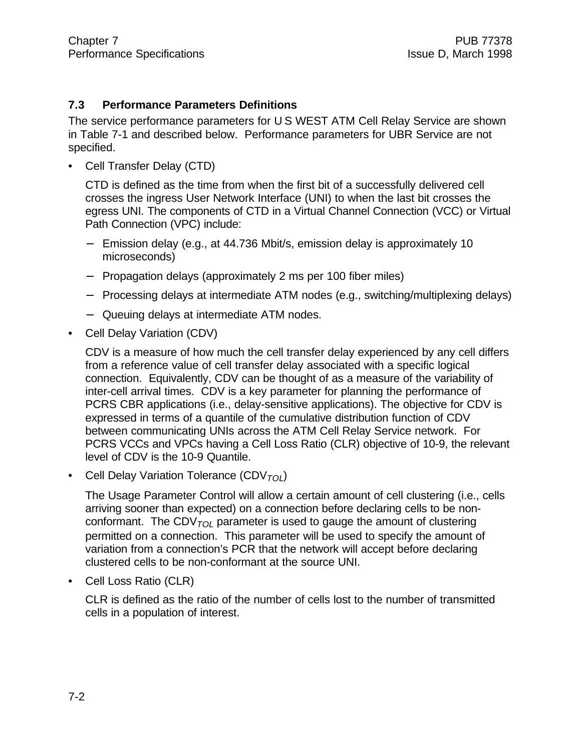### 7.3 Performance Parameters Definitions

The service performance parameters for U S WEST ATM Cell Relay Service are shown in Table 7-1 and described below. Performance parameters for UBR Service are not specified.

- Cell Transfer Delay (CTD)

  CTD is defined as the time from when the first bit of a successfully delivered cell crosses the ingress User Network Interface (UNI) to when the last bit crosses the egress UNI. The components of CTD in a Virtual Channel Connection (VCC) or Virtual Path Connection (VPC) include:

  - Emission delay (e.g., at 44.736 Mbit/s, emission delay is approximately 10 microseconds)
  - Propagation delays (approximately 2 ms per 100 fiber miles)
  - Processing delays at intermediate ATM nodes (e.g., switching/multiplexing delays)
  - Queuing delays at intermediate ATM nodes.

- Cell Delay Variation (CDV)

  CDV is a measure of how much the cell transfer delay experienced by any cell differs from a reference value of cell transfer delay associated with a specific logical connection. Equivalently, CDV can be thought of as a measure of the variability of inter-cell arrival times. CDV is a key parameter for planning the performance of PCRS CBR applications (i.e., delay-sensitive applications). The objective for CDV is expressed in terms of a quantile of the cumulative distribution function of CDV between communicating UNIs across the ATM Cell Relay Service network. For PCRS VCCs and VPCs having a Cell Loss Ratio (CLR) objective of 10-9, the relevant level of CDV is the 10-9 Quantile.

- Cell Delay Variation Tolerance ($CDV_{TOL}$)

  The Usage Parameter Control will allow a certain amount of cell clustering (i.e., cells arriving sooner than expected) on a connection before declaring cells to be non-conformant. The $CDV_{TOL}$ parameter is used to gauge the amount of clustering permitted on a connection. This parameter will be used to specify the amount of variation from a connection's PCR that the network will accept before declaring clustered cells to be non-conformant at the source UNI.

- Cell Loss Ratio (CLR)

  CLR is defined as the ratio of the number of cells lost to the number of transmitted cells in a population of interest.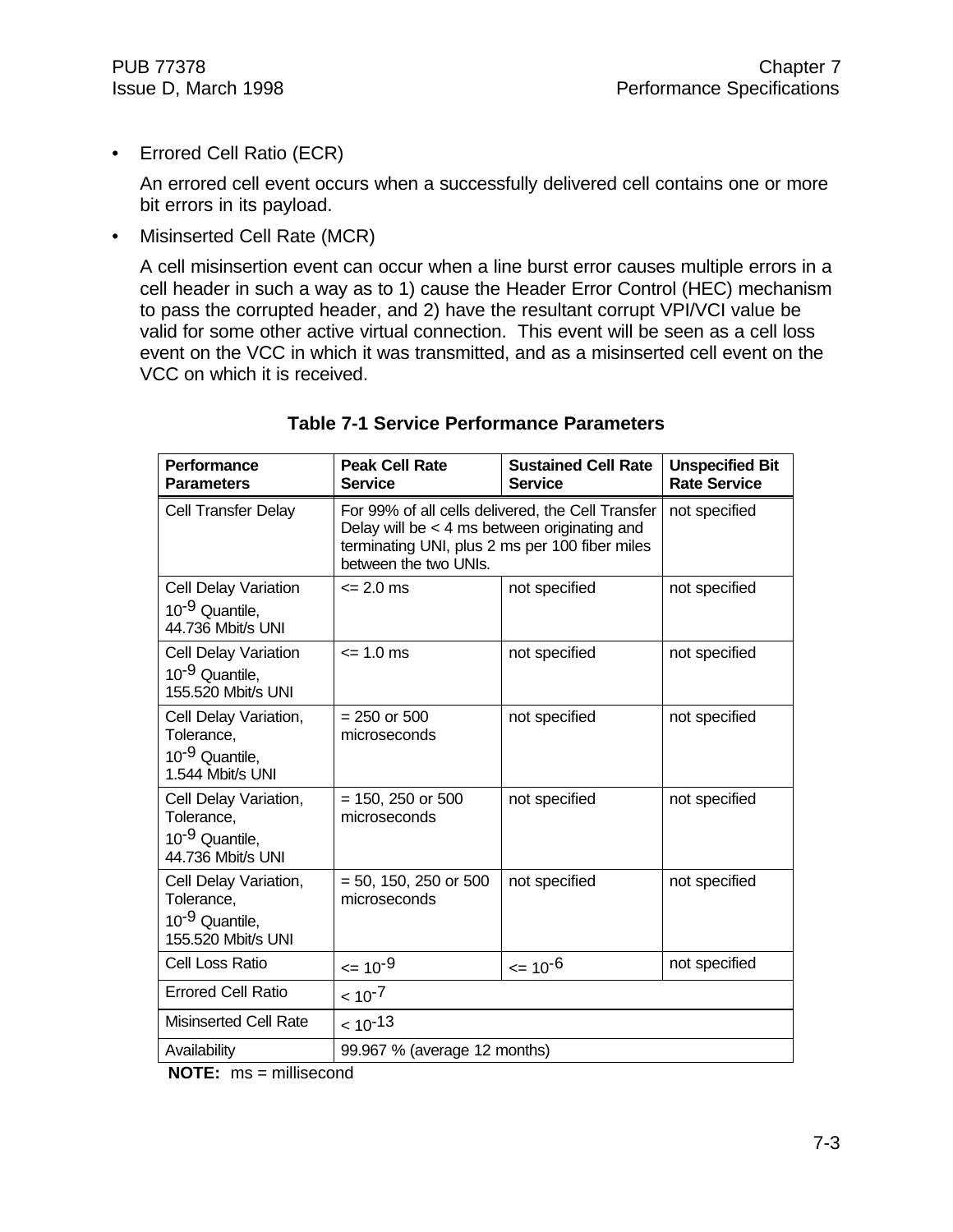- Errored Cell Ratio (ECR)

  An errored cell event occurs when a successfully delivered cell contains one or more bit errors in its payload.

- Misinserted Cell Rate (MCR)

  A cell misinsertion event can occur when a line burst error causes multiple errors in a cell header in such a way as to 1) cause the Header Error Control (HEC) mechanism to pass the corrupted header, and 2) have the resultant corrupt VPI/VCI value be valid for some other active virtual connection. This event will be seen as a cell loss event on the VCC in which it was transmitted, and as a misinserted cell event on the VCC on which it is received.

**Table 7-1 Service Performance Parameters**

| Performance Parameters | Peak Cell Rate Service | Sustained Cell Rate Service | Unspecified Bit Rate Service |
|---|---|---|---|
| Cell Transfer Delay | For 99% of all cells delivered, the Cell Transfer Delay will be < 4 ms between originating and terminating UNI, plus 2 ms per 100 fiber miles between the two UNIs. | | not specified |
| Cell Delay Variation $10^{-9}$ Quantile, 44.736 Mbit/s UNI | <= 2.0 ms | not specified | not specified |
| Cell Delay Variation $10^{-9}$ Quantile, 155.520 Mbit/s UNI | <= 1.0 ms | not specified | not specified |
| Cell Delay Variation, Tolerance, $10^{-9}$ Quantile, 1.544 Mbit/s UNI | = 250 or 500 microseconds | not specified | not specified |
| Cell Delay Variation, Tolerance, $10^{-9}$ Quantile, 44.736 Mbit/s UNI | = 150, 250 or 500 microseconds | not specified | not specified |
| Cell Delay Variation, Tolerance, $10^{-9}$ Quantile, 155.520 Mbit/s UNI | = 50, 150, 250 or 500 microseconds | not specified | not specified |
| Cell Loss Ratio | <= $10^{-9}$ | <= $10^{-6}$ | not specified |
| Errored Cell Ratio | < $10^{-7}$ | | |
| Misinserted Cell Rate | < $10^{-13}$ | | |
| Availability | 99.967 % (average 12 months) | | |

**NOTE:** ms = millisecond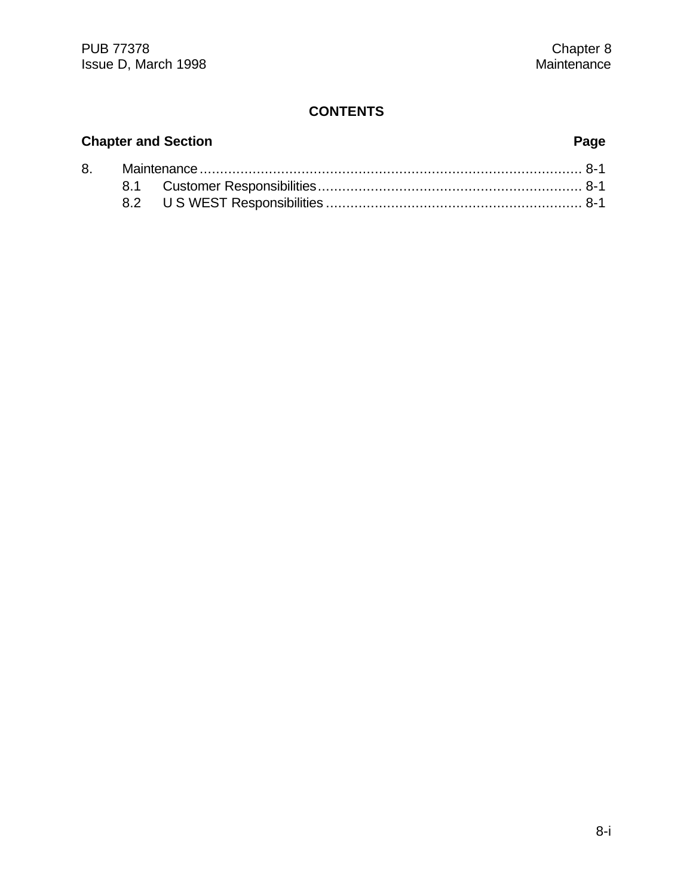## CONTENTS

| Chapter and Section | Page |
|---|---|
| 8. Maintenance | 8-1 |
| 8.1 Customer Responsibilities | 8-1 |
| 8.2 U S WEST Responsibilities | 8-1 |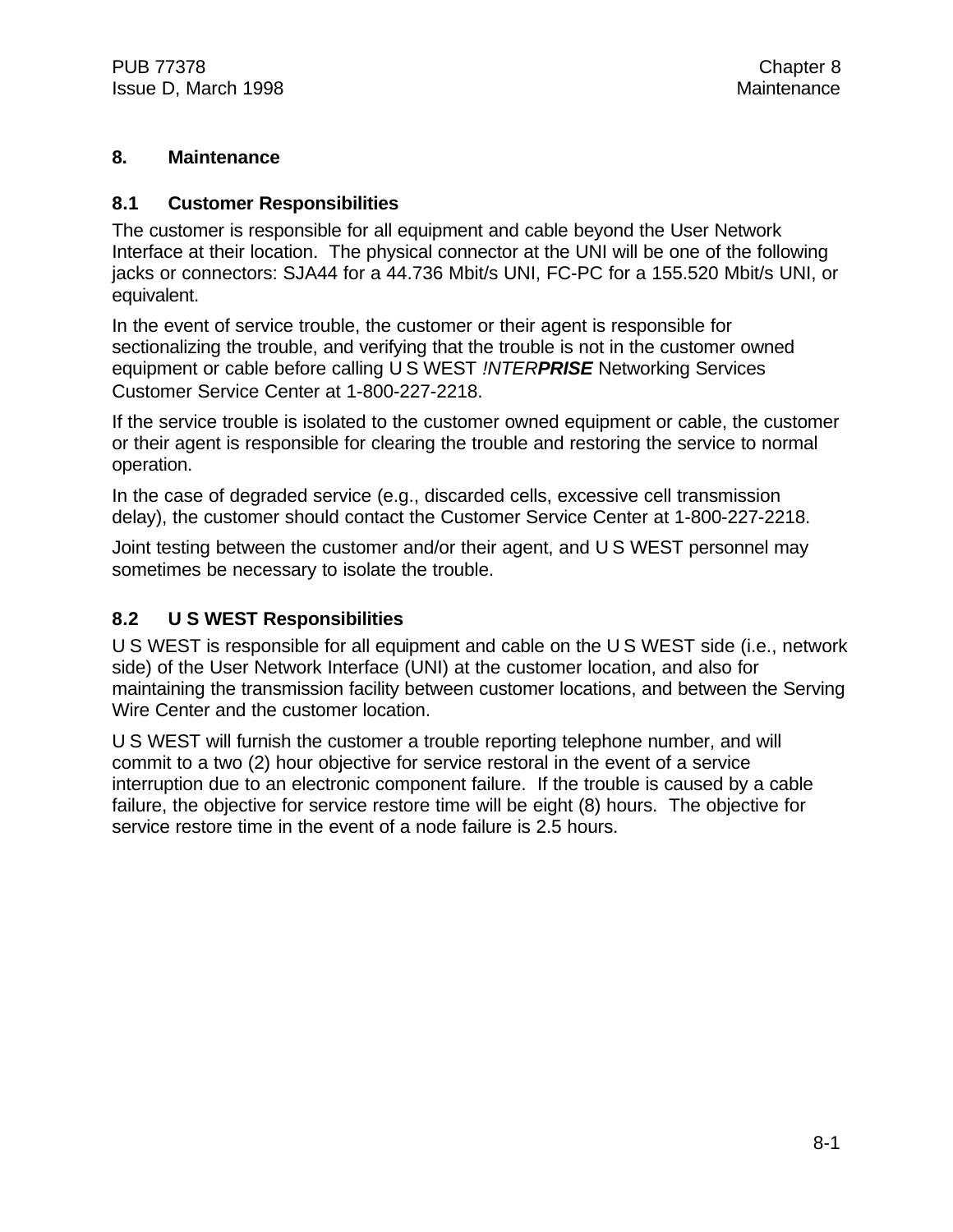# 8. Maintenance

## 8.1 Customer Responsibilities

The customer is responsible for all equipment and cable beyond the User Network Interface at their location. The physical connector at the UNI will be one of the following jacks or connectors: SJA44 for a 44.736 Mbit/s UNI, FC-PC for a 155.520 Mbit/s UNI, or equivalent.

In the event of service trouble, the customer or their agent is responsible for sectionalizing the trouble, and verifying that the trouble is not in the customer owned equipment or cable before calling U S WEST *!INTER**PRISE*** Networking Services Customer Service Center at 1-800-227-2218.

If the service trouble is isolated to the customer owned equipment or cable, the customer or their agent is responsible for clearing the trouble and restoring the service to normal operation.

In the case of degraded service (e.g., discarded cells, excessive cell transmission delay), the customer should contact the Customer Service Center at 1-800-227-2218.

Joint testing between the customer and/or their agent, and U S WEST personnel may sometimes be necessary to isolate the trouble.

## 8.2 U S WEST Responsibilities

U S WEST is responsible for all equipment and cable on the U S WEST side (i.e., network side) of the User Network Interface (UNI) at the customer location, and also for maintaining the transmission facility between customer locations, and between the Serving Wire Center and the customer location.

U S WEST will furnish the customer a trouble reporting telephone number, and will commit to a two (2) hour objective for service restoral in the event of a service interruption due to an electronic component failure. If the trouble is caused by a cable failure, the objective for service restore time will be eight (8) hours. The objective for service restore time in the event of a node failure is 2.5 hours.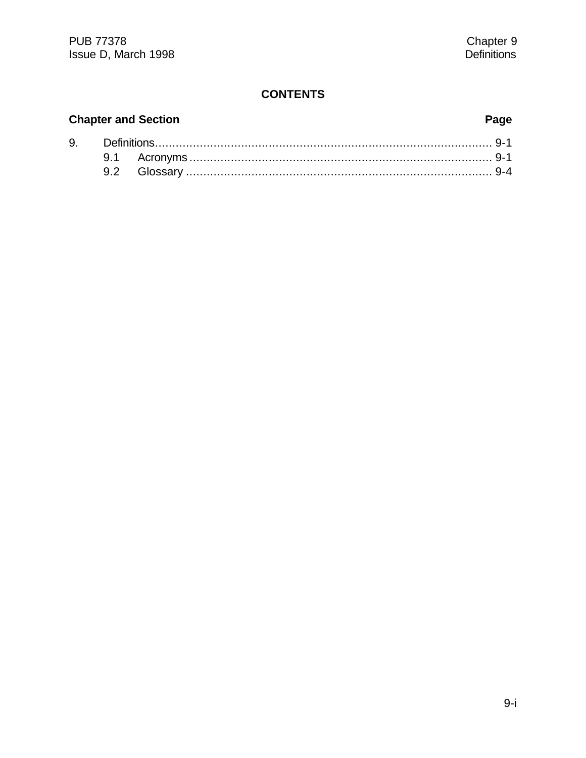## CONTENTS

| Chapter and Section | | Page |
|---|---|---|
| 9. | Definitions | 9-1 |
| | 9.1 Acronyms | 9-1 |
| | 9.2 Glossary | 9-4 |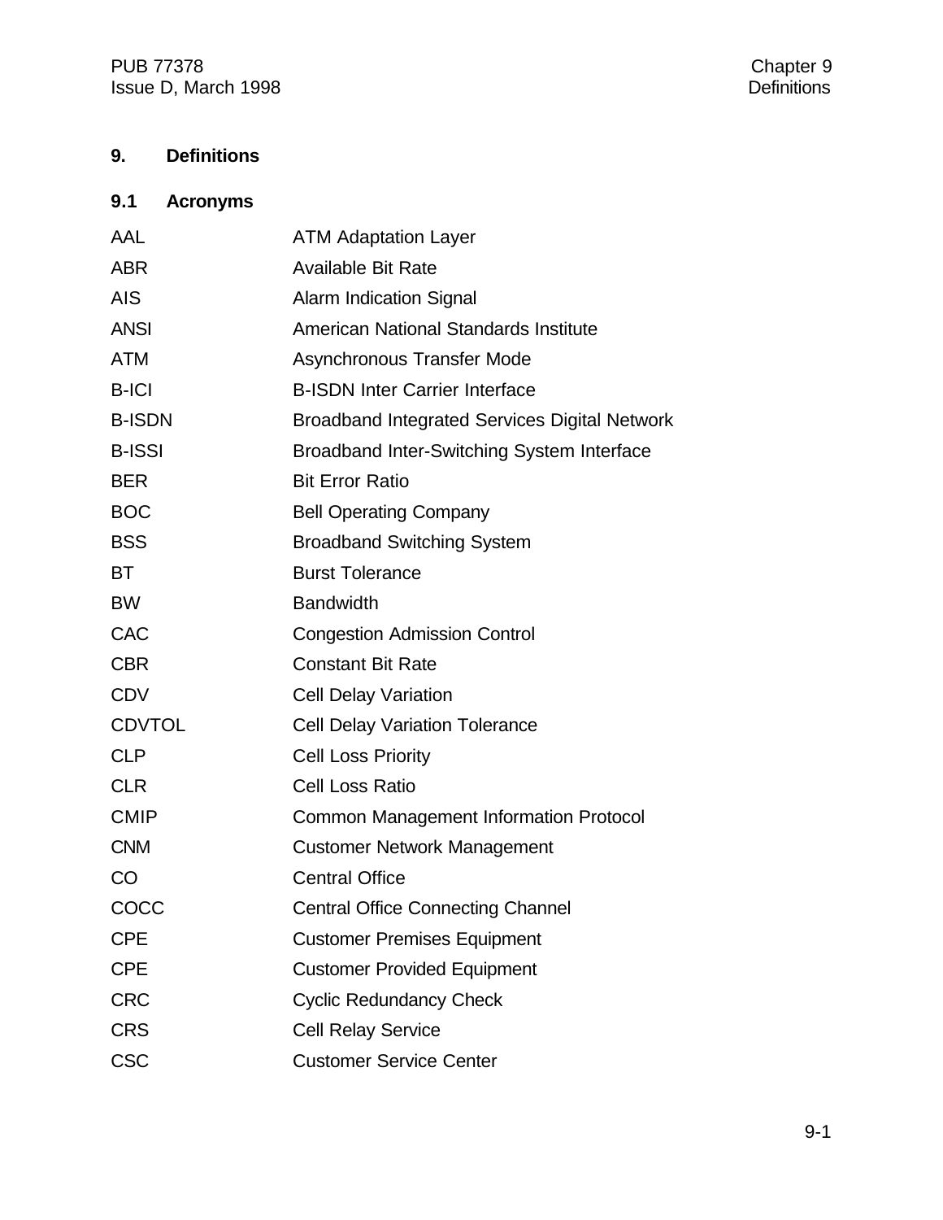# 9. Definitions

## 9.1 Acronyms

| | |
|---|---|
| AAL | ATM Adaptation Layer |
| ABR | Available Bit Rate |
| AIS | Alarm Indication Signal |
| ANSI | American National Standards Institute |
| ATM | Asynchronous Transfer Mode |
| B-ICI | B-ISDN Inter Carrier Interface |
| B-ISDN | Broadband Integrated Services Digital Network |
| B-ISSI | Broadband Inter-Switching System Interface |
| BER | Bit Error Ratio |
| BOC | Bell Operating Company |
| BSS | Broadband Switching System |
| BT | Burst Tolerance |
| BW | Bandwidth |
| CAC | Congestion Admission Control |
| CBR | Constant Bit Rate |
| CDV | Cell Delay Variation |
| CDVTOL | Cell Delay Variation Tolerance |
| CLP | Cell Loss Priority |
| CLR | Cell Loss Ratio |
| CMIP | Common Management Information Protocol |
| CNM | Customer Network Management |
| CO | Central Office |
| COCC | Central Office Connecting Channel |
| CPE | Customer Premises Equipment |
| CPE | Customer Provided Equipment |
| CRC | Cyclic Redundancy Check |
| CRS | Cell Relay Service |
| CSC | Customer Service Center |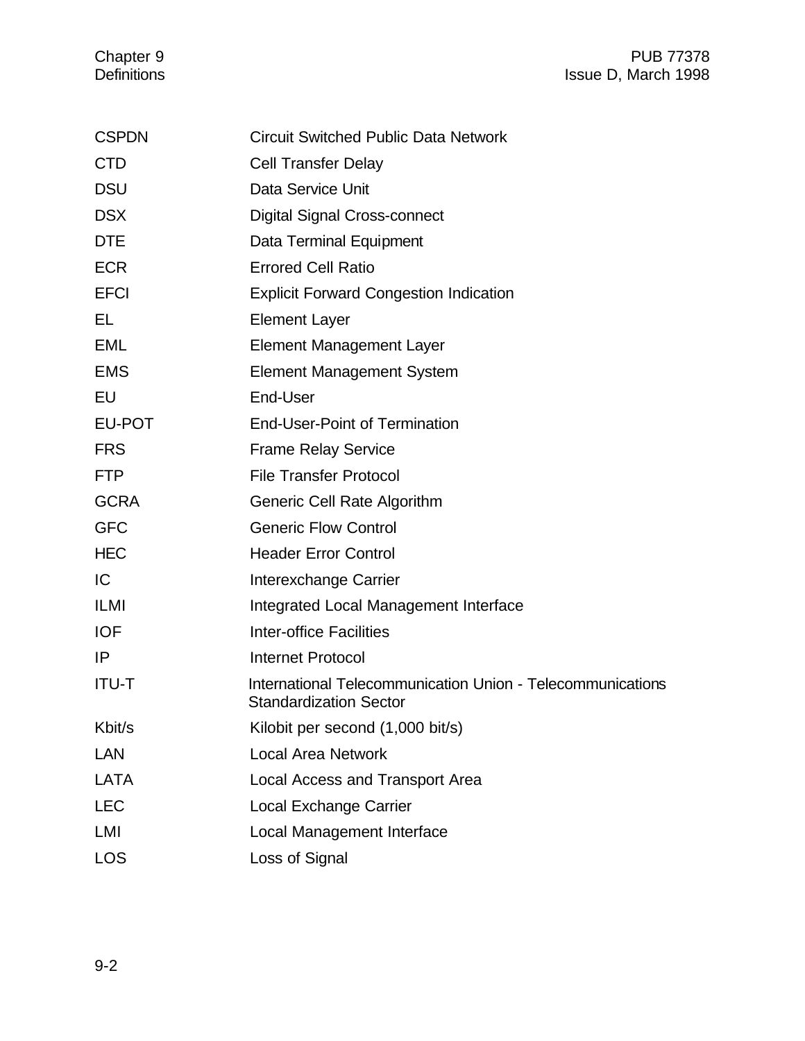| | |
|---|---|
| CSPDN | Circuit Switched Public Data Network |
| CTD | Cell Transfer Delay |
| DSU | Data Service Unit |
| DSX | Digital Signal Cross-connect |
| DTE | Data Terminal Equipment |
| ECR | Errored Cell Ratio |
| EFCI | Explicit Forward Congestion Indication |
| EL | Element Layer |
| EML | Element Management Layer |
| EMS | Element Management System |
| EU | End-User |
| EU-POT | End-User-Point of Termination |
| FRS | Frame Relay Service |
| FTP | File Transfer Protocol |
| GCRA | Generic Cell Rate Algorithm |
| GFC | Generic Flow Control |
| HEC | Header Error Control |
| IC | Interexchange Carrier |
| ILMI | Integrated Local Management Interface |
| IOF | Inter-office Facilities |
| IP | Internet Protocol |
| ITU-T | International Telecommunication Union - Telecommunications Standardization Sector |
| Kbit/s | Kilobit per second (1,000 bit/s) |
| LAN | Local Area Network |
| LATA | Local Access and Transport Area |
| LEC | Local Exchange Carrier |
| LMI | Local Management Interface |
| LOS | Loss of Signal |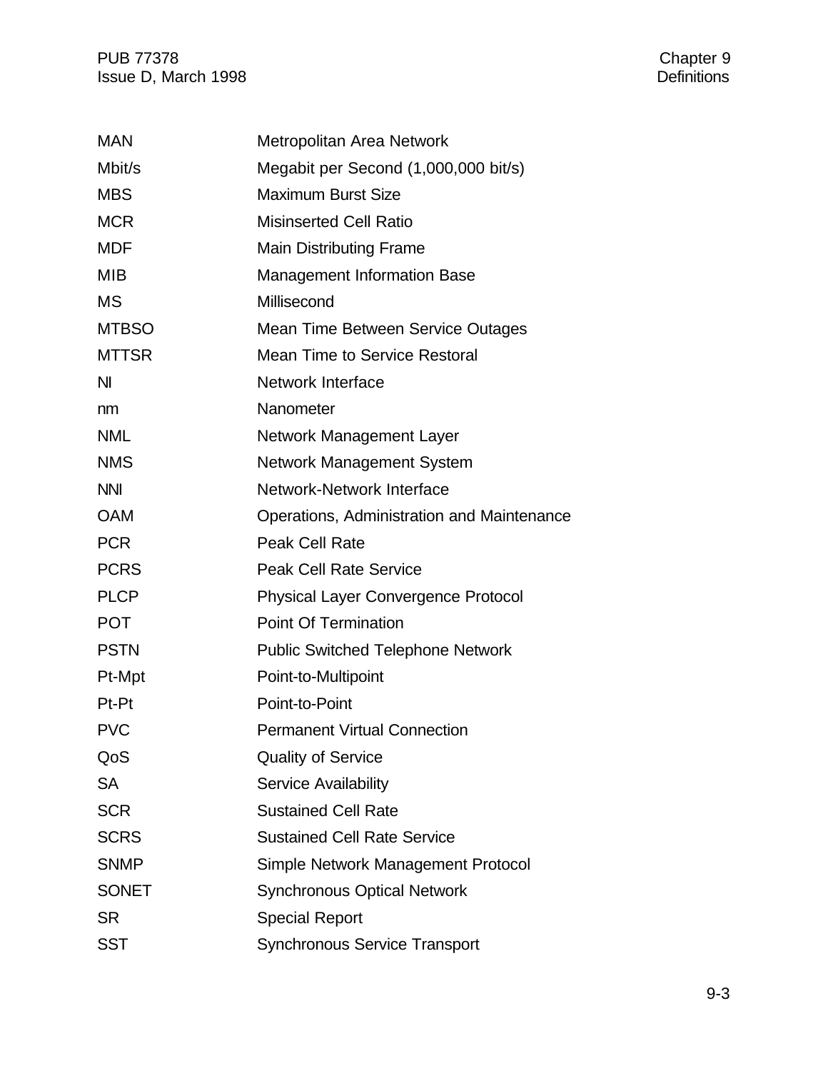| | |
|---|---|
| MAN | Metropolitan Area Network |
| Mbit/s | Megabit per Second (1,000,000 bit/s) |
| MBS | Maximum Burst Size |
| MCR | Misinserted Cell Ratio |
| MDF | Main Distributing Frame |
| MIB | Management Information Base |
| MS | Millisecond |
| MTBSO | Mean Time Between Service Outages |
| MTTSR | Mean Time to Service Restoral |
| NI | Network Interface |
| nm | Nanometer |
| NML | Network Management Layer |
| NMS | Network Management System |
| NNI | Network-Network Interface |
| OAM | Operations, Administration and Maintenance |
| PCR | Peak Cell Rate |
| PCRS | Peak Cell Rate Service |
| PLCP | Physical Layer Convergence Protocol |
| POT | Point Of Termination |
| PSTN | Public Switched Telephone Network |
| Pt-Mpt | Point-to-Multipoint |
| Pt-Pt | Point-to-Point |
| PVC | Permanent Virtual Connection |
| QoS | Quality of Service |
| SA | Service Availability |
| SCR | Sustained Cell Rate |
| SCRS | Sustained Cell Rate Service |
| SNMP | Simple Network Management Protocol |
| SONET | Synchronous Optical Network |
| SR | Special Report |
| SST | Synchronous Service Transport |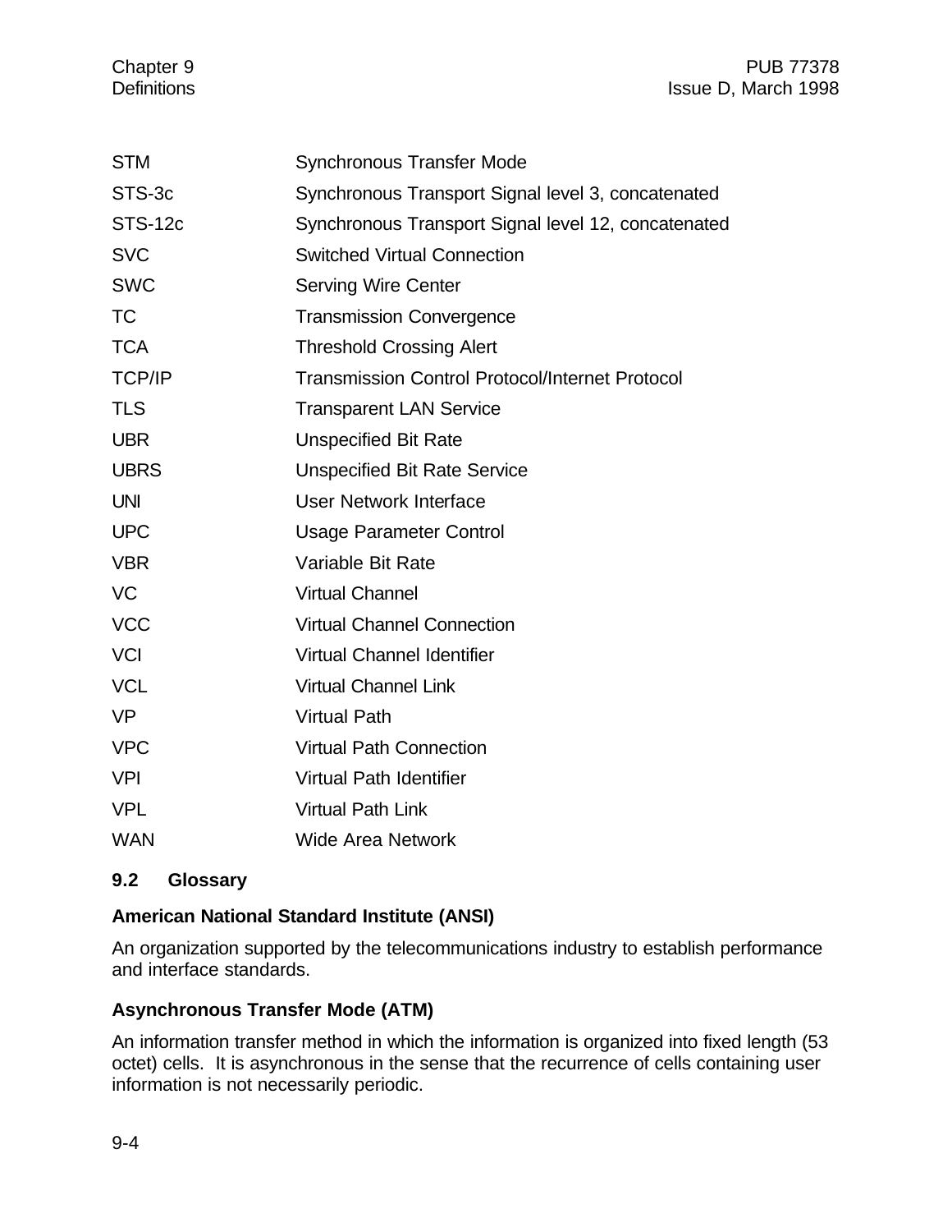| | |
|---|---|
| STM | Synchronous Transfer Mode |
| STS-3c | Synchronous Transport Signal level 3, concatenated |
| STS-12c | Synchronous Transport Signal level 12, concatenated |
| SVC | Switched Virtual Connection |
| SWC | Serving Wire Center |
| TC | Transmission Convergence |
| TCA | Threshold Crossing Alert |
| TCP/IP | Transmission Control Protocol/Internet Protocol |
| TLS | Transparent LAN Service |
| UBR | Unspecified Bit Rate |
| UBRS | Unspecified Bit Rate Service |
| UNI | User Network Interface |
| UPC | Usage Parameter Control |
| VBR | Variable Bit Rate |
| VC | Virtual Channel |
| VCC | Virtual Channel Connection |
| VCI | Virtual Channel Identifier |
| VCL | Virtual Channel Link |
| VP | Virtual Path |
| VPC | Virtual Path Connection |
| VPI | Virtual Path Identifier |
| VPL | Virtual Path Link |
| WAN | Wide Area Network |

## 9.2 Glossary

**American National Standard Institute (ANSI)**

An organization supported by the telecommunications industry to establish performance and interface standards.

**Asynchronous Transfer Mode (ATM)**

An information transfer method in which the information is organized into fixed length (53 octet) cells. It is asynchronous in the sense that the recurrence of cells containing user information is not necessarily periodic.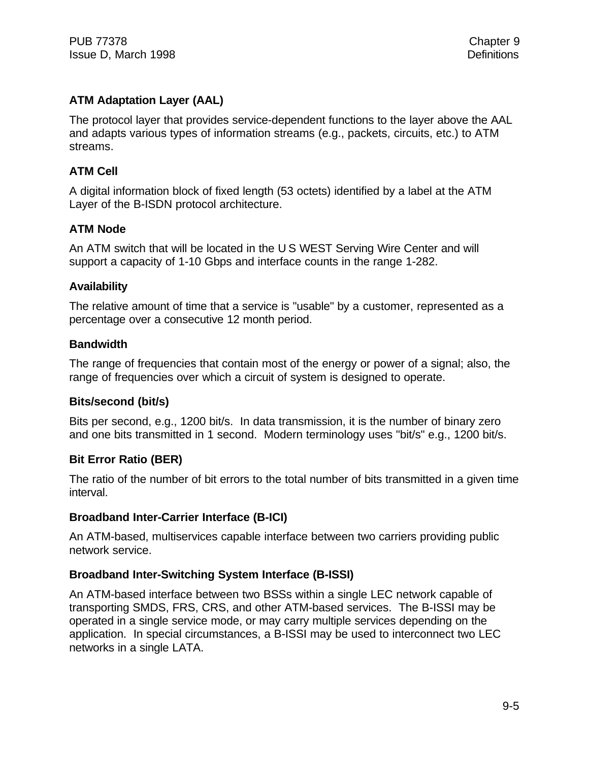**ATM Adaptation Layer (AAL)**

The protocol layer that provides service-dependent functions to the layer above the AAL and adapts various types of information streams (e.g., packets, circuits, etc.) to ATM streams.

**ATM Cell**

A digital information block of fixed length (53 octets) identified by a label at the ATM Layer of the B-ISDN protocol architecture.

**ATM Node**

An ATM switch that will be located in the U S WEST Serving Wire Center and will support a capacity of 1-10 Gbps and interface counts in the range 1-282.

**Availability**

The relative amount of time that a service is "usable" by a customer, represented as a percentage over a consecutive 12 month period.

**Bandwidth**

The range of frequencies that contain most of the energy or power of a signal; also, the range of frequencies over which a circuit of system is designed to operate.

**Bits/second (bit/s)**

Bits per second, e.g., 1200 bit/s. In data transmission, it is the number of binary zero and one bits transmitted in 1 second. Modern terminology uses "bit/s" e.g., 1200 bit/s.

**Bit Error Ratio (BER)**

The ratio of the number of bit errors to the total number of bits transmitted in a given time interval.

**Broadband Inter-Carrier Interface (B-ICI)**

An ATM-based, multiservices capable interface between two carriers providing public network service.

**Broadband Inter-Switching System Interface (B-ISSI)**

An ATM-based interface between two BSSs within a single LEC network capable of transporting SMDS, FRS, CRS, and other ATM-based services. The B-ISSI may be operated in a single service mode, or may carry multiple services depending on the application. In special circumstances, a B-ISSI may be used to interconnect two LEC networks in a single LATA.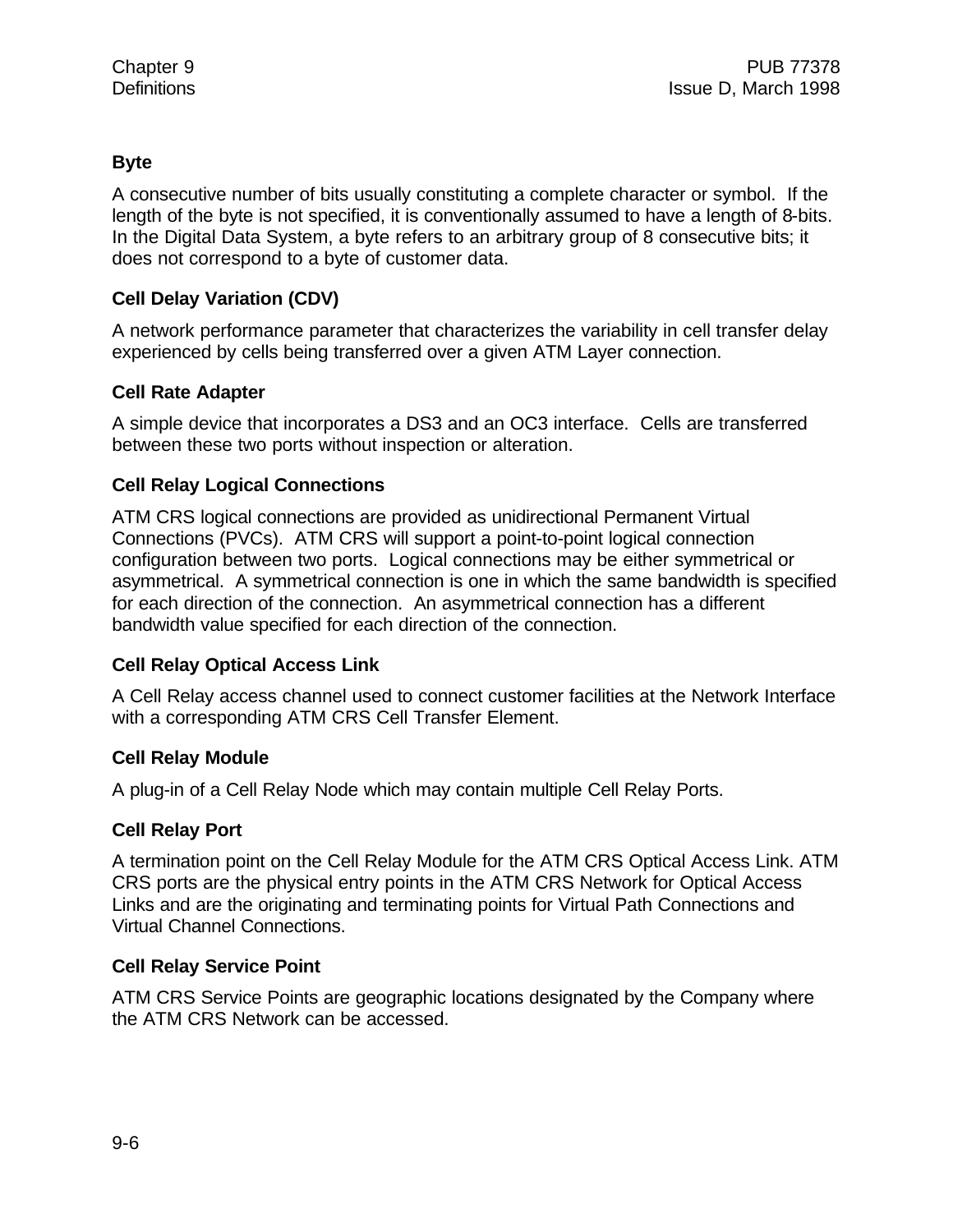**Byte**

A consecutive number of bits usually constituting a complete character or symbol. If the length of the byte is not specified, it is conventionally assumed to have a length of 8-bits. In the Digital Data System, a byte refers to an arbitrary group of 8 consecutive bits; it does not correspond to a byte of customer data.

**Cell Delay Variation (CDV)**

A network performance parameter that characterizes the variability in cell transfer delay experienced by cells being transferred over a given ATM Layer connection.

**Cell Rate Adapter**

A simple device that incorporates a DS3 and an OC3 interface. Cells are transferred between these two ports without inspection or alteration.

**Cell Relay Logical Connections**

ATM CRS logical connections are provided as unidirectional Permanent Virtual Connections (PVCs). ATM CRS will support a point-to-point logical connection configuration between two ports. Logical connections may be either symmetrical or asymmetrical. A symmetrical connection is one in which the same bandwidth is specified for each direction of the connection. An asymmetrical connection has a different bandwidth value specified for each direction of the connection.

**Cell Relay Optical Access Link**

A Cell Relay access channel used to connect customer facilities at the Network Interface with a corresponding ATM CRS Cell Transfer Element.

**Cell Relay Module**

A plug-in of a Cell Relay Node which may contain multiple Cell Relay Ports.

**Cell Relay Port**

A termination point on the Cell Relay Module for the ATM CRS Optical Access Link. ATM CRS ports are the physical entry points in the ATM CRS Network for Optical Access Links and are the originating and terminating points for Virtual Path Connections and Virtual Channel Connections.

**Cell Relay Service Point**

ATM CRS Service Points are geographic locations designated by the Company where the ATM CRS Network can be accessed.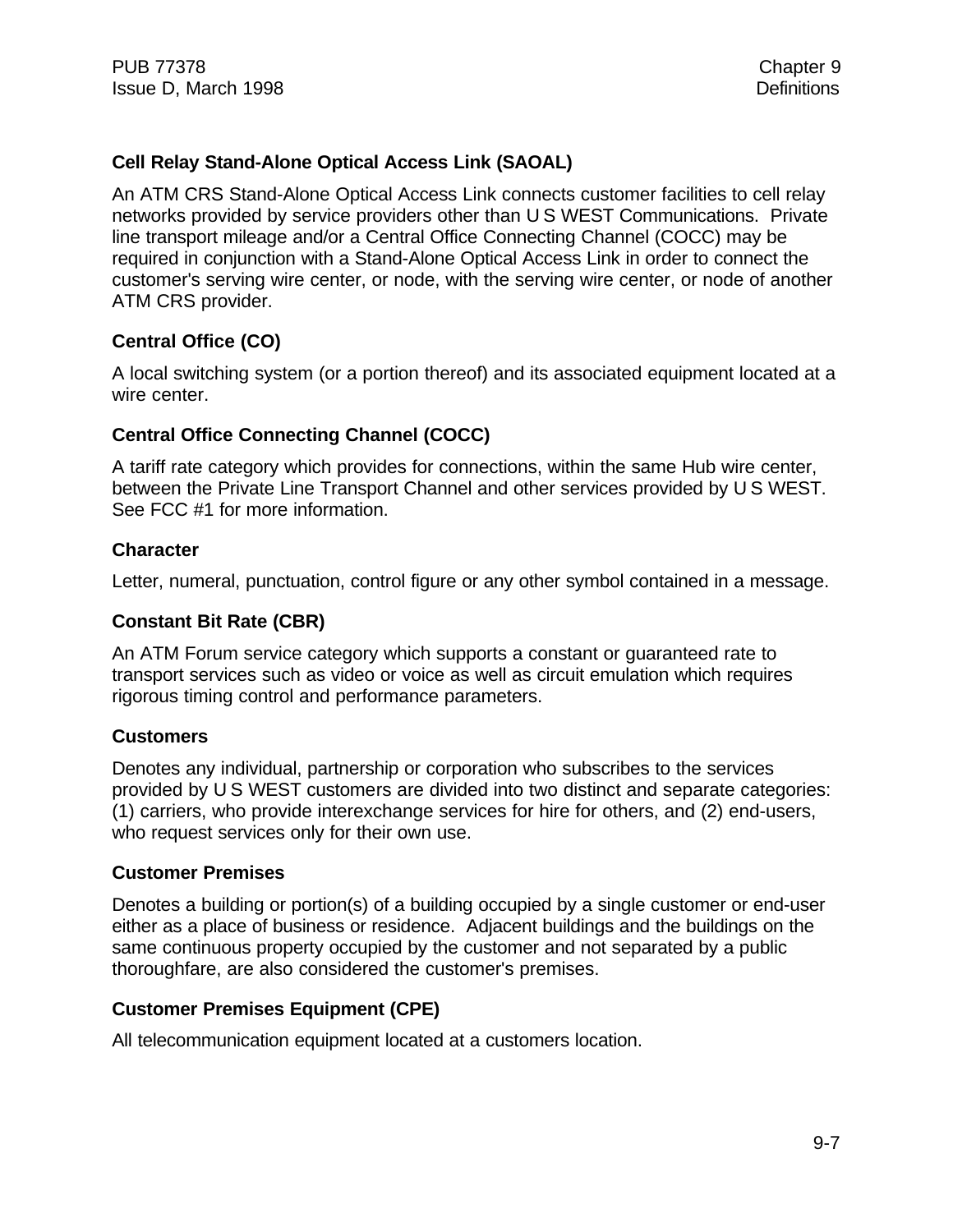### Cell Relay Stand-Alone Optical Access Link (SAOAL)

An ATM CRS Stand-Alone Optical Access Link connects customer facilities to cell relay networks provided by service providers other than U S WEST Communications. Private line transport mileage and/or a Central Office Connecting Channel (COCC) may be required in conjunction with a Stand-Alone Optical Access Link in order to connect the customer's serving wire center, or node, with the serving wire center, or node of another ATM CRS provider.

### Central Office (CO)

A local switching system (or a portion thereof) and its associated equipment located at a wire center.

### Central Office Connecting Channel (COCC)

A tariff rate category which provides for connections, within the same Hub wire center, between the Private Line Transport Channel and other services provided by U S WEST. See FCC #1 for more information.

### Character

Letter, numeral, punctuation, control figure or any other symbol contained in a message.

### Constant Bit Rate (CBR)

An ATM Forum service category which supports a constant or guaranteed rate to transport services such as video or voice as well as circuit emulation which requires rigorous timing control and performance parameters.

### Customers

Denotes any individual, partnership or corporation who subscribes to the services provided by U S WEST customers are divided into two distinct and separate categories: (1) carriers, who provide interexchange services for hire for others, and (2) end-users, who request services only for their own use.

### Customer Premises

Denotes a building or portion(s) of a building occupied by a single customer or end-user either as a place of business or residence. Adjacent buildings and the buildings on the same continuous property occupied by the customer and not separated by a public thoroughfare, are also considered the customer's premises.

### Customer Premises Equipment (CPE)

All telecommunication equipment located at a customers location.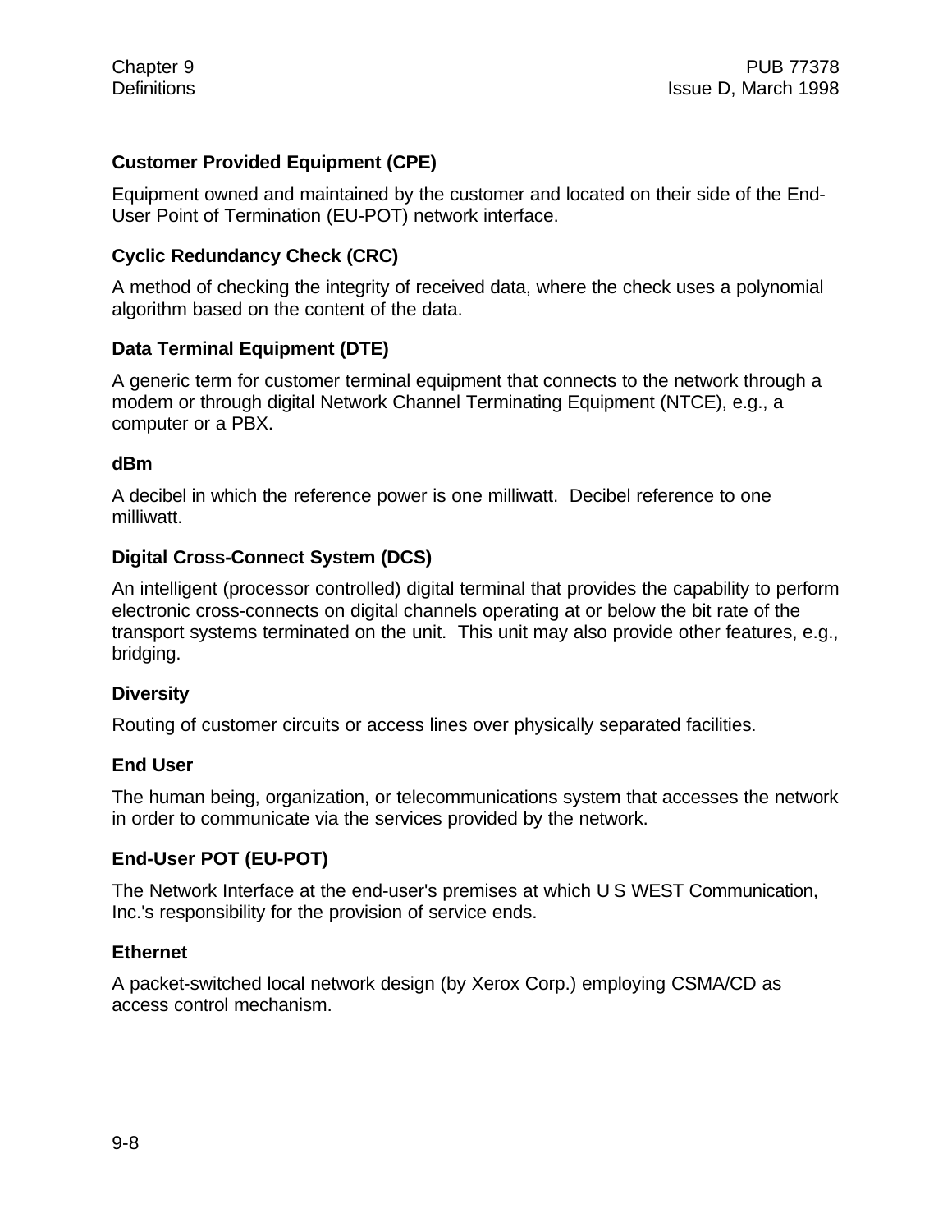**Customer Provided Equipment (CPE)**

Equipment owned and maintained by the customer and located on their side of the End-User Point of Termination (EU-POT) network interface.

**Cyclic Redundancy Check (CRC)**

A method of checking the integrity of received data, where the check uses a polynomial algorithm based on the content of the data.

**Data Terminal Equipment (DTE)**

A generic term for customer terminal equipment that connects to the network through a modem or through digital Network Channel Terminating Equipment (NTCE), e.g., a computer or a PBX.

**dBm**

A decibel in which the reference power is one milliwatt. Decibel reference to one milliwatt.

**Digital Cross-Connect System (DCS)**

An intelligent (processor controlled) digital terminal that provides the capability to perform electronic cross-connects on digital channels operating at or below the bit rate of the transport systems terminated on the unit. This unit may also provide other features, e.g., bridging.

**Diversity**

Routing of customer circuits or access lines over physically separated facilities.

**End User**

The human being, organization, or telecommunications system that accesses the network in order to communicate via the services provided by the network.

**End-User POT (EU-POT)**

The Network Interface at the end-user's premises at which U S WEST Communication, Inc.'s responsibility for the provision of service ends.

**Ethernet**

A packet-switched local network design (by Xerox Corp.) employing CSMA/CD as access control mechanism.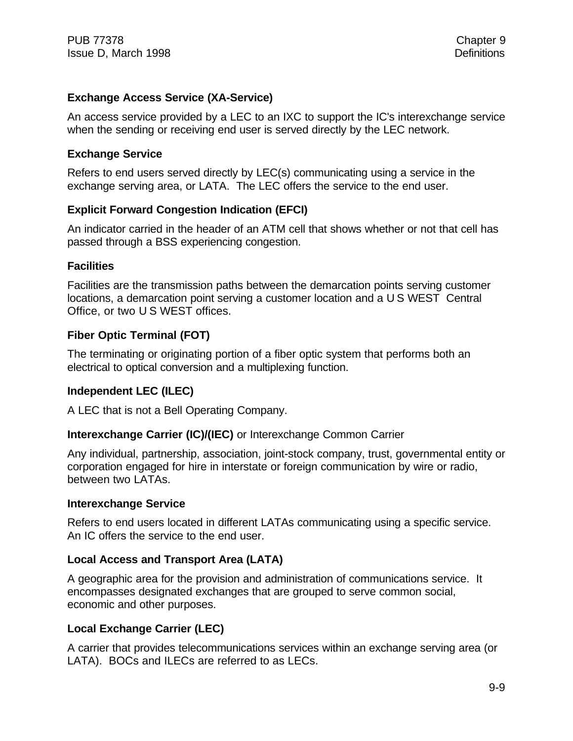**Exchange Access Service (XA-Service)**

An access service provided by a LEC to an IXC to support the IC's interexchange service when the sending or receiving end user is served directly by the LEC network.

**Exchange Service**

Refers to end users served directly by LEC(s) communicating using a service in the exchange serving area, or LATA. The LEC offers the service to the end user.

**Explicit Forward Congestion Indication (EFCI)**

An indicator carried in the header of an ATM cell that shows whether or not that cell has passed through a BSS experiencing congestion.

**Facilities**

Facilities are the transmission paths between the demarcation points serving customer locations, a demarcation point serving a customer location and a U S WEST Central Office, or two U S WEST offices.

**Fiber Optic Terminal (FOT)**

The terminating or originating portion of a fiber optic system that performs both an electrical to optical conversion and a multiplexing function.

**Independent LEC (ILEC)**

A LEC that is not a Bell Operating Company.

**Interexchange Carrier (IC)/(IEC)** or Interexchange Common Carrier

Any individual, partnership, association, joint-stock company, trust, governmental entity or corporation engaged for hire in interstate or foreign communication by wire or radio, between two LATAs.

**Interexchange Service**

Refers to end users located in different LATAs communicating using a specific service. An IC offers the service to the end user.

**Local Access and Transport Area (LATA)**

A geographic area for the provision and administration of communications service. It encompasses designated exchanges that are grouped to serve common social, economic and other purposes.

**Local Exchange Carrier (LEC)**

A carrier that provides telecommunications services within an exchange serving area (or LATA). BOCs and ILECs are referred to as LECs.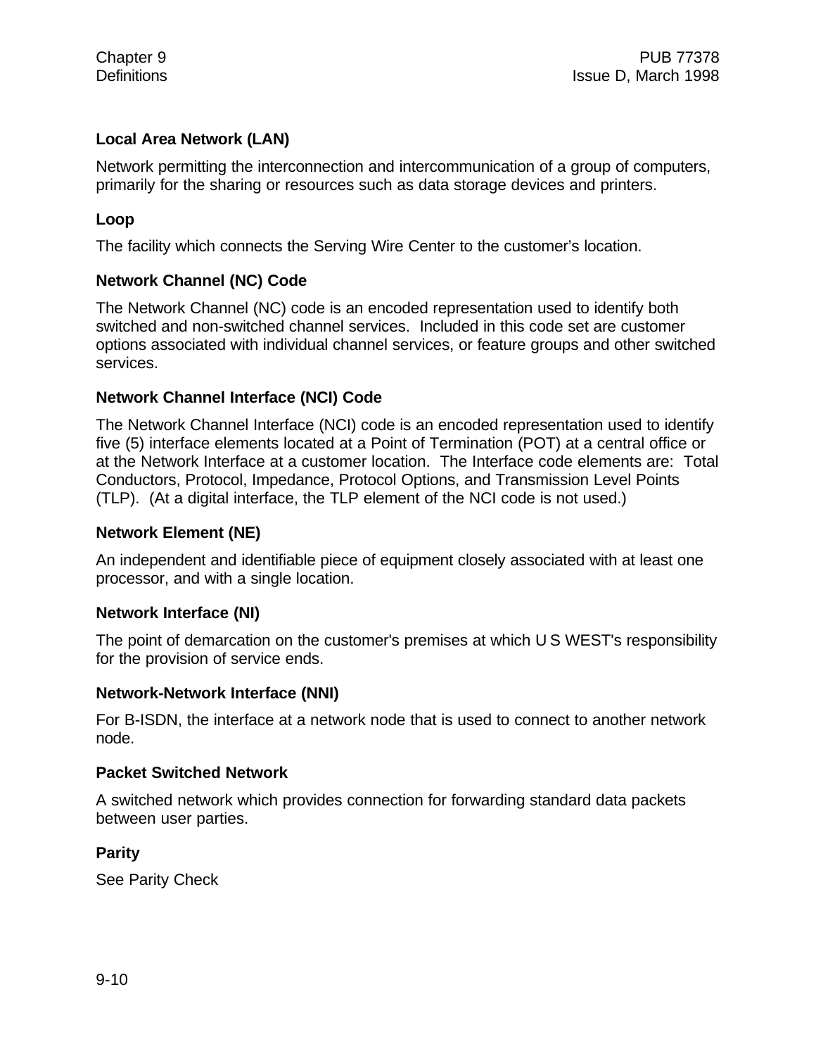**Local Area Network (LAN)**

Network permitting the interconnection and intercommunication of a group of computers, primarily for the sharing or resources such as data storage devices and printers.

**Loop**

The facility which connects the Serving Wire Center to the customer's location.

**Network Channel (NC) Code**

The Network Channel (NC) code is an encoded representation used to identify both switched and non-switched channel services. Included in this code set are customer options associated with individual channel services, or feature groups and other switched services.

**Network Channel Interface (NCI) Code**

The Network Channel Interface (NCI) code is an encoded representation used to identify five (5) interface elements located at a Point of Termination (POT) at a central office or at the Network Interface at a customer location. The Interface code elements are: Total Conductors, Protocol, Impedance, Protocol Options, and Transmission Level Points (TLP). (At a digital interface, the TLP element of the NCI code is not used.)

**Network Element (NE)**

An independent and identifiable piece of equipment closely associated with at least one processor, and with a single location.

**Network Interface (NI)**

The point of demarcation on the customer's premises at which U S WEST's responsibility for the provision of service ends.

**Network-Network Interface (NNI)**

For B-ISDN, the interface at a network node that is used to connect to another network node.

**Packet Switched Network**

A switched network which provides connection for forwarding standard data packets between user parties.

**Parity**

See Parity Check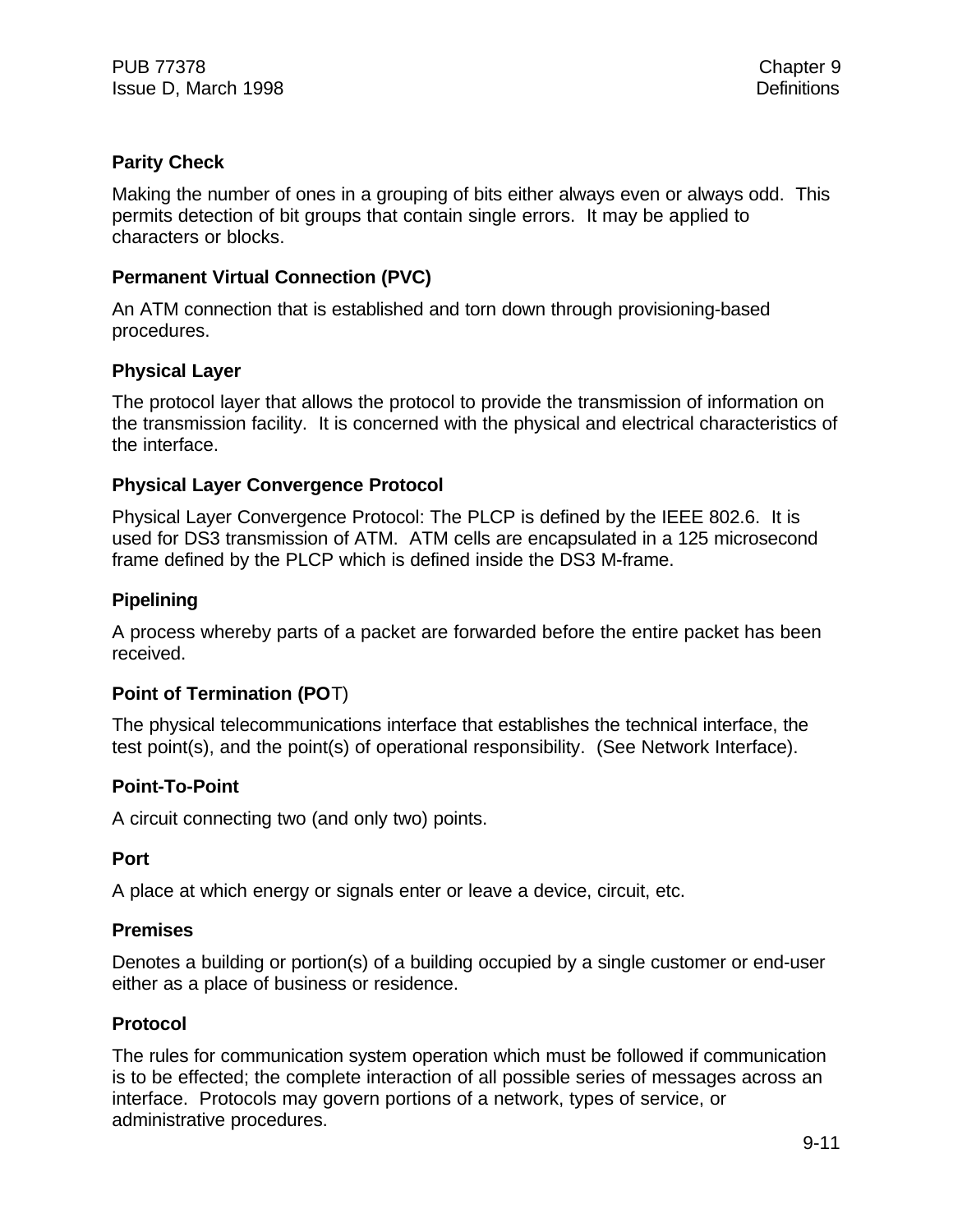**Parity Check**

Making the number of ones in a grouping of bits either always even or always odd. This permits detection of bit groups that contain single errors. It may be applied to characters or blocks.

**Permanent Virtual Connection (PVC)**

An ATM connection that is established and torn down through provisioning-based procedures.

**Physical Layer**

The protocol layer that allows the protocol to provide the transmission of information on the transmission facility. It is concerned with the physical and electrical characteristics of the interface.

**Physical Layer Convergence Protocol**

Physical Layer Convergence Protocol: The PLCP is defined by the IEEE 802.6. It is used for DS3 transmission of ATM. ATM cells are encapsulated in a 125 microsecond frame defined by the PLCP which is defined inside the DS3 M-frame.

**Pipelining**

A process whereby parts of a packet are forwarded before the entire packet has been received.

**Point of Termination (POT)**

The physical telecommunications interface that establishes the technical interface, the test point(s), and the point(s) of operational responsibility. (See Network Interface).

**Point-To-Point**

A circuit connecting two (and only two) points.

**Port**

A place at which energy or signals enter or leave a device, circuit, etc.

**Premises**

Denotes a building or portion(s) of a building occupied by a single customer or end-user either as a place of business or residence.

**Protocol**

The rules for communication system operation which must be followed if communication is to be effected; the complete interaction of all possible series of messages across an interface. Protocols may govern portions of a network, types of service, or administrative procedures.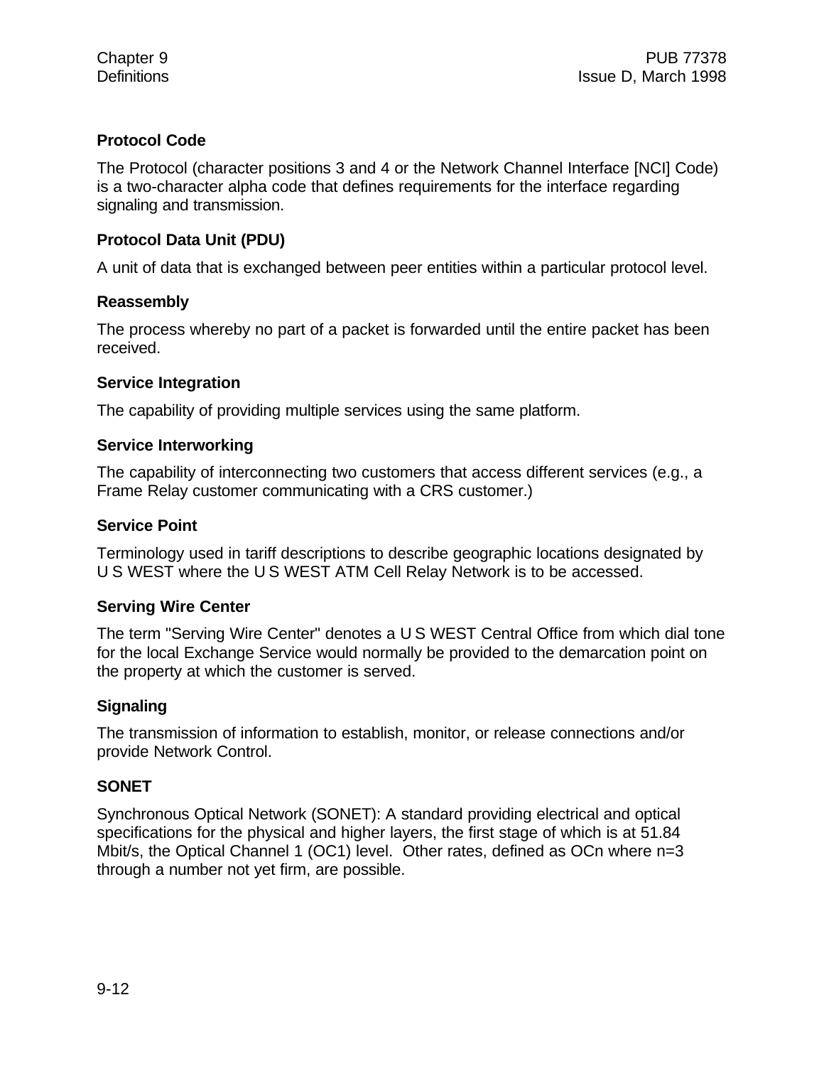**Protocol Code**

The Protocol (character positions 3 and 4 or the Network Channel Interface [NCI] Code) is a two-character alpha code that defines requirements for the interface regarding signaling and transmission.

**Protocol Data Unit (PDU)**

A unit of data that is exchanged between peer entities within a particular protocol level.

**Reassembly**

The process whereby no part of a packet is forwarded until the entire packet has been received.

**Service Integration**

The capability of providing multiple services using the same platform.

**Service Interworking**

The capability of interconnecting two customers that access different services (e.g., a Frame Relay customer communicating with a CRS customer.)

**Service Point**

Terminology used in tariff descriptions to describe geographic locations designated by U S WEST where the U S WEST ATM Cell Relay Network is to be accessed.

**Serving Wire Center**

The term "Serving Wire Center" denotes a U S WEST Central Office from which dial tone for the local Exchange Service would normally be provided to the demarcation point on the property at which the customer is served.

**Signaling**

The transmission of information to establish, monitor, or release connections and/or provide Network Control.

**SONET**

Synchronous Optical Network (SONET): A standard providing electrical and optical specifications for the physical and higher layers, the first stage of which is at 51.84 Mbit/s, the Optical Channel 1 (OC1) level. Other rates, defined as OCn where n=3 through a number not yet firm, are possible.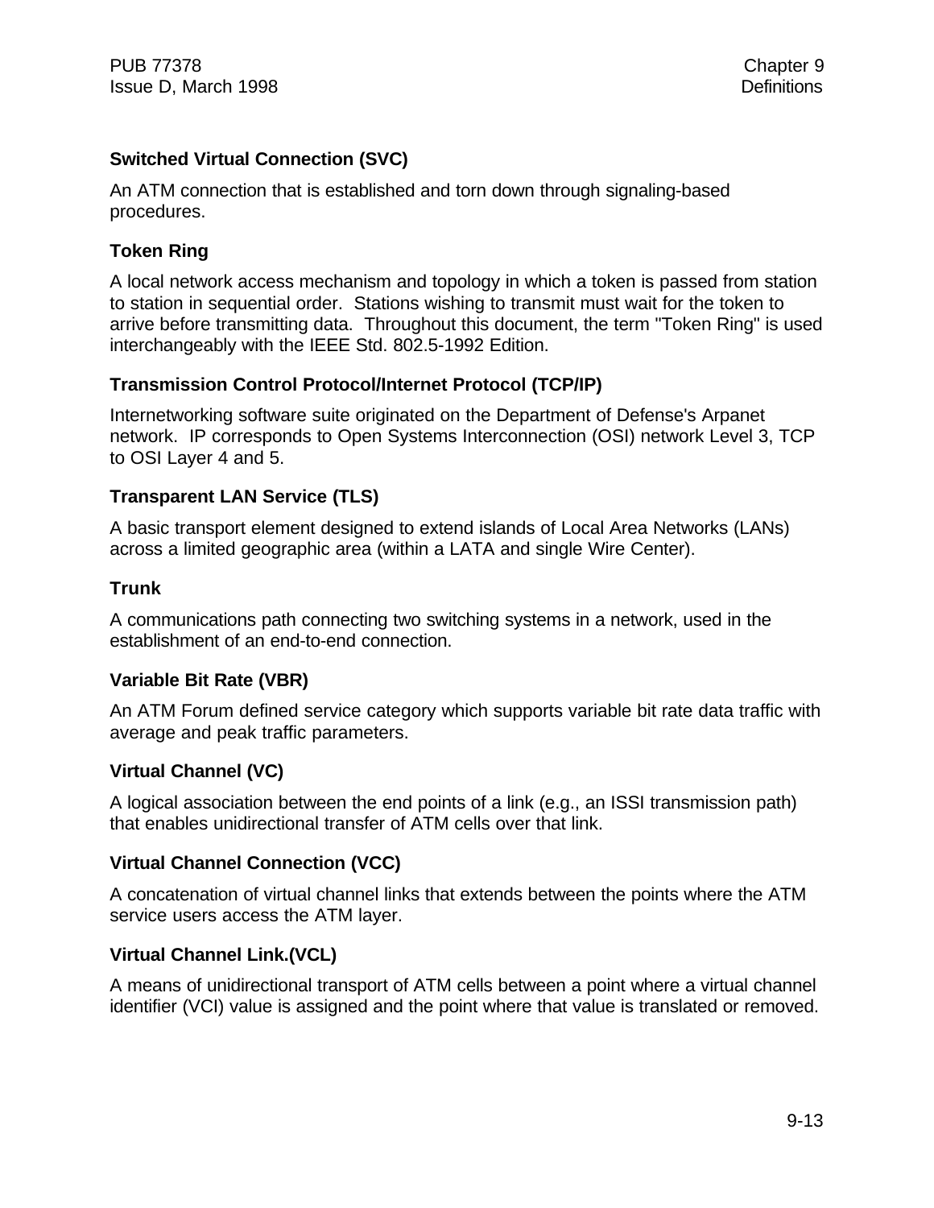**Switched Virtual Connection (SVC)**

An ATM connection that is established and torn down through signaling-based procedures.

**Token Ring**

A local network access mechanism and topology in which a token is passed from station to station in sequential order. Stations wishing to transmit must wait for the token to arrive before transmitting data. Throughout this document, the term "Token Ring" is used interchangeably with the IEEE Std. 802.5-1992 Edition.

**Transmission Control Protocol/Internet Protocol (TCP/IP)**

Internetworking software suite originated on the Department of Defense's Arpanet network. IP corresponds to Open Systems Interconnection (OSI) network Level 3, TCP to OSI Layer 4 and 5.

**Transparent LAN Service (TLS)**

A basic transport element designed to extend islands of Local Area Networks (LANs) across a limited geographic area (within a LATA and single Wire Center).

**Trunk**

A communications path connecting two switching systems in a network, used in the establishment of an end-to-end connection.

**Variable Bit Rate (VBR)**

An ATM Forum defined service category which supports variable bit rate data traffic with average and peak traffic parameters.

**Virtual Channel (VC)**

A logical association between the end points of a link (e.g., an ISSI transmission path) that enables unidirectional transfer of ATM cells over that link.

**Virtual Channel Connection (VCC)**

A concatenation of virtual channel links that extends between the points where the ATM service users access the ATM layer.

**Virtual Channel Link.(VCL)**

A means of unidirectional transport of ATM cells between a point where a virtual channel identifier (VCI) value is assigned and the point where that value is translated or removed.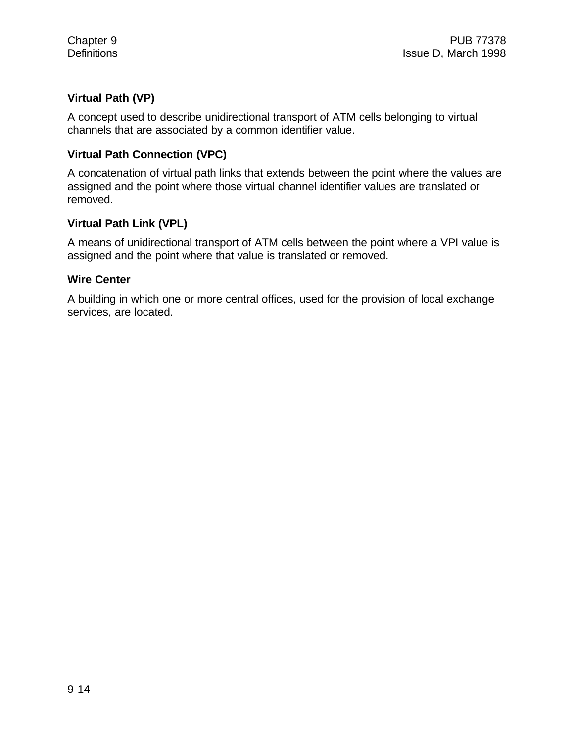**Virtual Path (VP)**

A concept used to describe unidirectional transport of ATM cells belonging to virtual channels that are associated by a common identifier value.

**Virtual Path Connection (VPC)**

A concatenation of virtual path links that extends between the point where the values are assigned and the point where those virtual channel identifier values are translated or removed.

**Virtual Path Link (VPL)**

A means of unidirectional transport of ATM cells between the point where a VPI value is assigned and the point where that value is translated or removed.

**Wire Center**

A building in which one or more central offices, used for the provision of local exchange services, are located.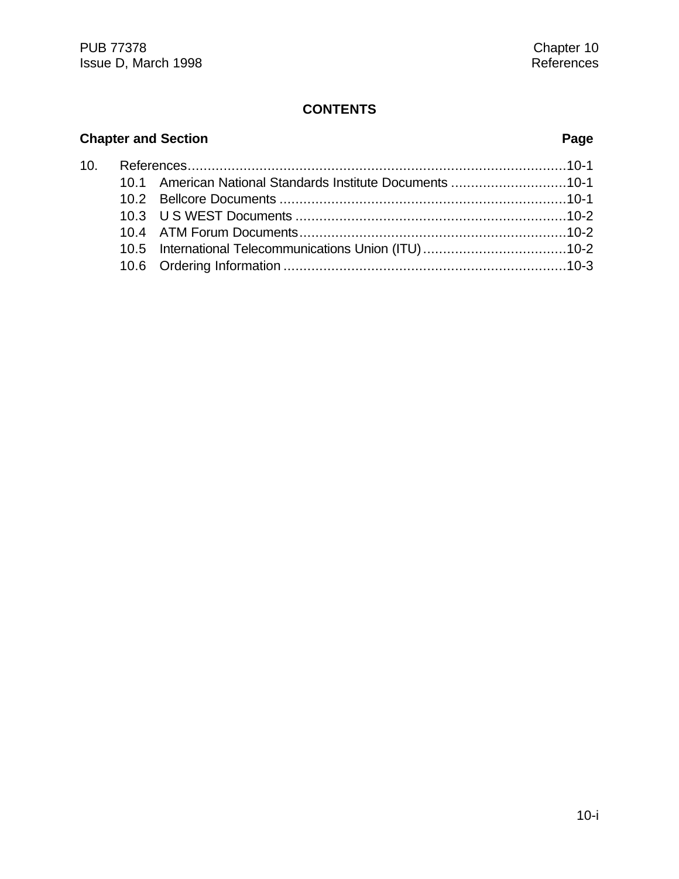## CONTENTS

| Chapter and Section | | Page |
|---|---|---|
| 10. | References | 10-1 |
| 10.1 | American National Standards Institute Documents | 10-1 |
| 10.2 | Bellcore Documents | 10-1 |
| 10.3 | U S WEST Documents | 10-2 |
| 10.4 | ATM Forum Documents | 10-2 |
| 10.5 | International Telecommunications Union (ITU) | 10-2 |
| 10.6 | Ordering Information | 10-3 |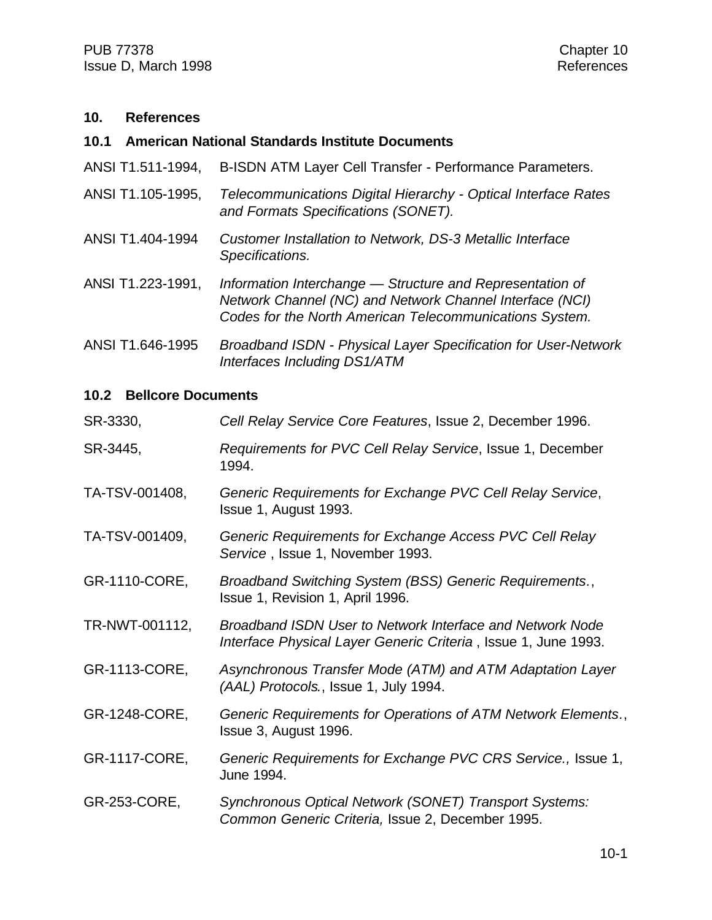# 10. References

## 10.1 American National Standards Institute Documents

ANSI T1.511-1994, B-ISDN ATM Layer Cell Transfer - Performance Parameters.

ANSI T1.105-1995, *Telecommunications Digital Hierarchy - Optical Interface Rates and Formats Specifications (SONET).*

ANSI T1.404-1994 *Customer Installation to Network, DS-3 Metallic Interface Specifications.*

ANSI T1.223-1991, *Information Interchange — Structure and Representation of Network Channel (NC) and Network Channel Interface (NCI) Codes for the North American Telecommunications System.*

ANSI T1.646-1995 *Broadband ISDN - Physical Layer Specification for User-Network Interfaces Including DS1/ATM*

## 10.2 Bellcore Documents

SR-3330, *Cell Relay Service Core Features*, Issue 2, December 1996.

SR-3445, *Requirements for PVC Cell Relay Service*, Issue 1, December 1994.

TA-TSV-001408, *Generic Requirements for Exchange PVC Cell Relay Service*, Issue 1, August 1993.

TA-TSV-001409, *Generic Requirements for Exchange Access PVC Cell Relay Service* , Issue 1, November 1993.

GR-1110-CORE, *Broadband Switching System (BSS) Generic Requirements.*, Issue 1, Revision 1, April 1996.

TR-NWT-001112, *Broadband ISDN User to Network Interface and Network Node Interface Physical Layer Generic Criteria* , Issue 1, June 1993.

GR-1113-CORE, *Asynchronous Transfer Mode (ATM) and ATM Adaptation Layer (AAL) Protocols.*, Issue 1, July 1994.

GR-1248-CORE, *Generic Requirements for Operations of ATM Network Elements.*, Issue 3, August 1996.

GR-1117-CORE, *Generic Requirements for Exchange PVC CRS Service.,* Issue 1, June 1994.

GR-253-CORE, *Synchronous Optical Network (SONET) Transport Systems: Common Generic Criteria,* Issue 2, December 1995.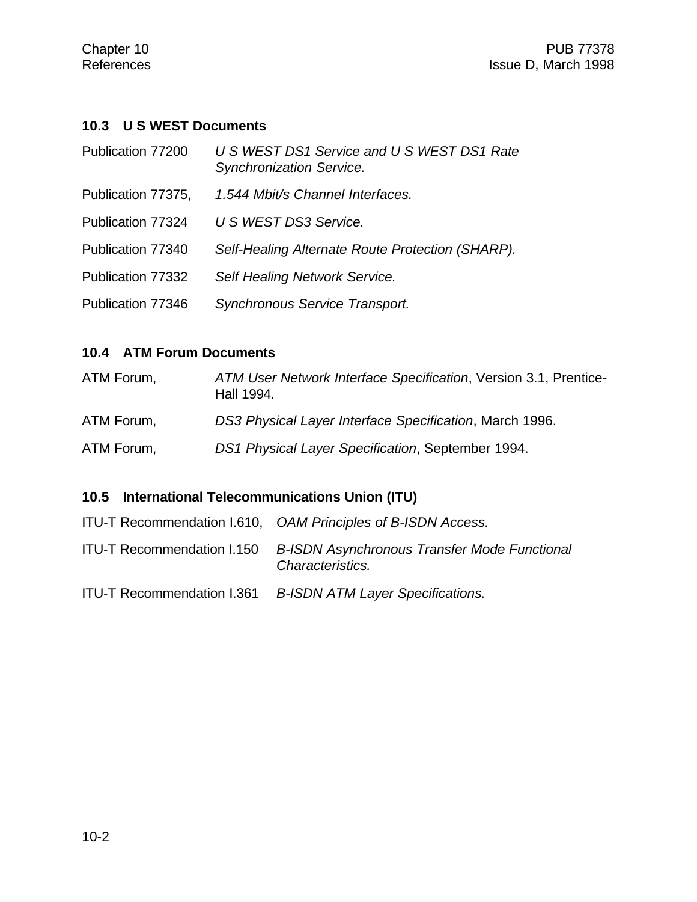## 10.3 U S WEST Documents

Publication 77200 *U S WEST DS1 Service and U S WEST DS1 Rate Synchronization Service.*

Publication 77375, *1.544 Mbit/s Channel Interfaces.*

Publication 77324 *U S WEST DS3 Service.*

Publication 77340 *Self-Healing Alternate Route Protection (SHARP).*

Publication 77332 *Self Healing Network Service.*

Publication 77346 *Synchronous Service Transport.*

## 10.4 ATM Forum Documents

ATM Forum, *ATM User Network Interface Specification*, Version 3.1, Prentice-Hall 1994.

ATM Forum, *DS3 Physical Layer Interface Specification*, March 1996.

ATM Forum, *DS1 Physical Layer Specification*, September 1994.

## 10.5 International Telecommunications Union (ITU)

ITU-T Recommendation I.610, *OAM Principles of B-ISDN Access.*

ITU-T Recommendation I.150 *B-ISDN Asynchronous Transfer Mode Functional Characteristics.*

ITU-T Recommendation I.361 *B-ISDN ATM Layer Specifications.*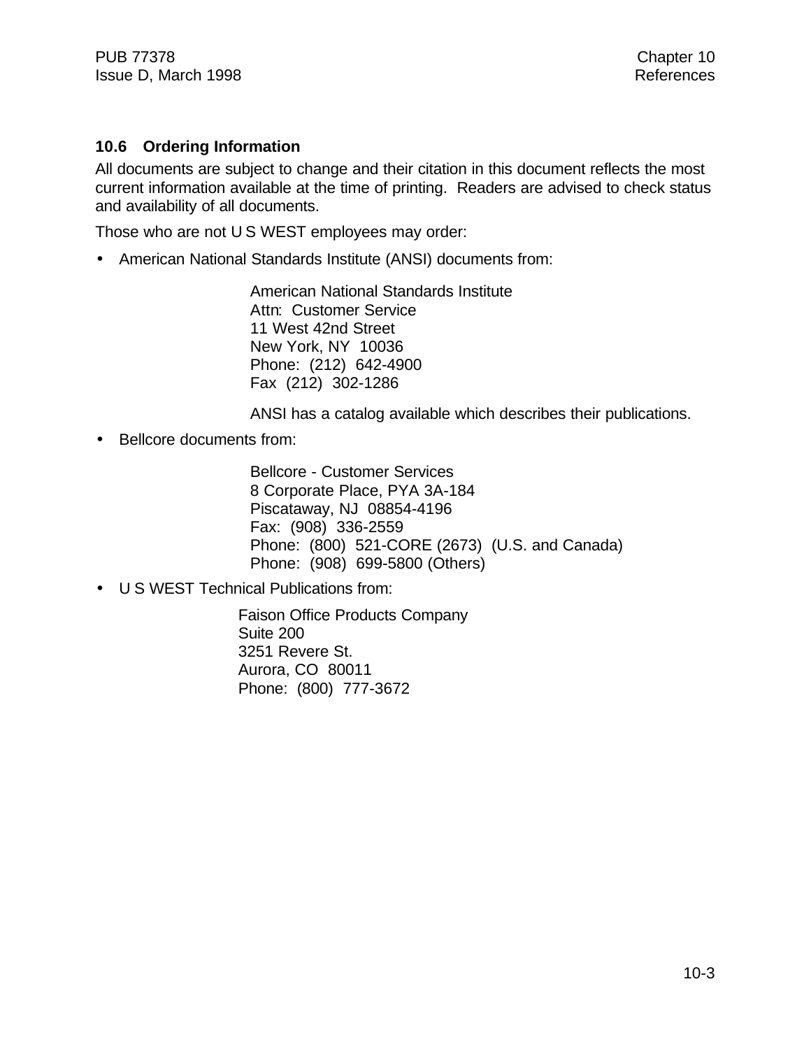### 10.6 Ordering Information

All documents are subject to change and their citation in this document reflects the most current information available at the time of printing. Readers are advised to check status and availability of all documents.

Those who are not U S WEST employees may order:

- American National Standards Institute (ANSI) documents from:

  American National Standards Institute
  Attn: Customer Service
  11 West 42nd Street
  New York, NY 10036
  Phone: (212) 642-4900
  Fax (212) 302-1286

  ANSI has a catalog available which describes their publications.

- Bellcore documents from:

  Bellcore - Customer Services
  8 Corporate Place, PYA 3A-184
  Piscataway, NJ 08854-4196
  Fax: (908) 336-2559
  Phone: (800) 521-CORE (2673) (U.S. and Canada)
  Phone: (908) 699-5800 (Others)

- U S WEST Technical Publications from:

  Faison Office Products Company
  Suite 200
  3251 Revere St.
  Aurora, CO 80011
  Phone: (800) 777-3672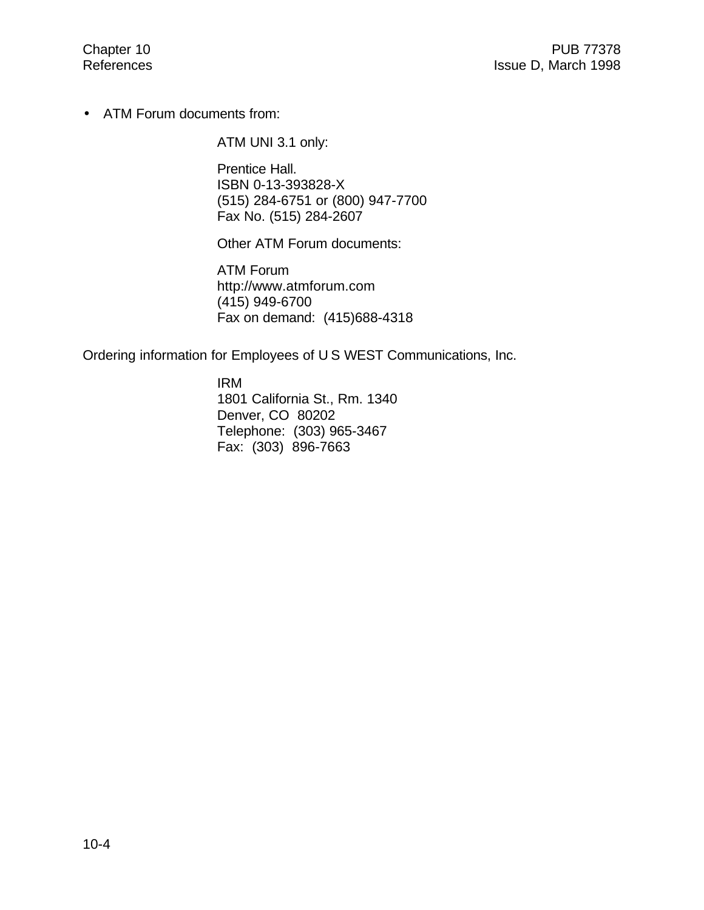- ATM Forum documents from:

  ATM UNI 3.1 only:

  Prentice Hall.
  ISBN 0-13-393828-X
  (515) 284-6751 or (800) 947-7700
  Fax No. (515) 284-2607

  Other ATM Forum documents:

  ATM Forum
  http://www.atmforum.com
  (415) 949-6700
  Fax on demand: (415)688-4318

Ordering information for Employees of U S WEST Communications, Inc.

IRM
1801 California St., Rm. 1340
Denver, CO 80202
Telephone: (303) 965-3467
Fax: (303) 896-7663